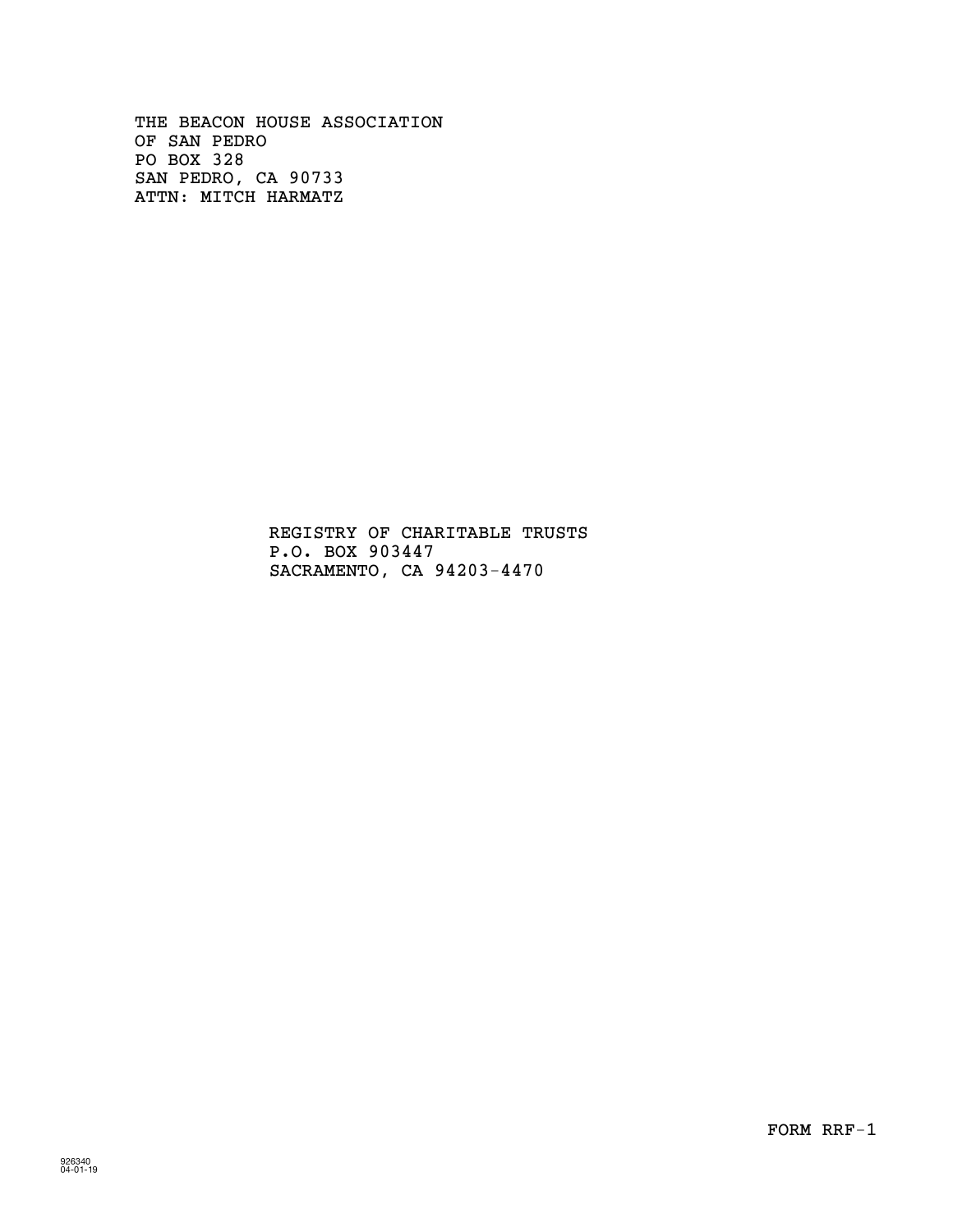THE BEACON HOUSE ASSOCIATION
OF SAN PEDRO
PO BOX 328
SAN PEDRO, CA 90733
ATTN: MITCH HARMATZ

REGISTRY OF CHARITABLE TRUSTS
P.O. BOX 903447
SACRAMENTO, CA 94203-4470

FORM RRF-1

926340
04-01-19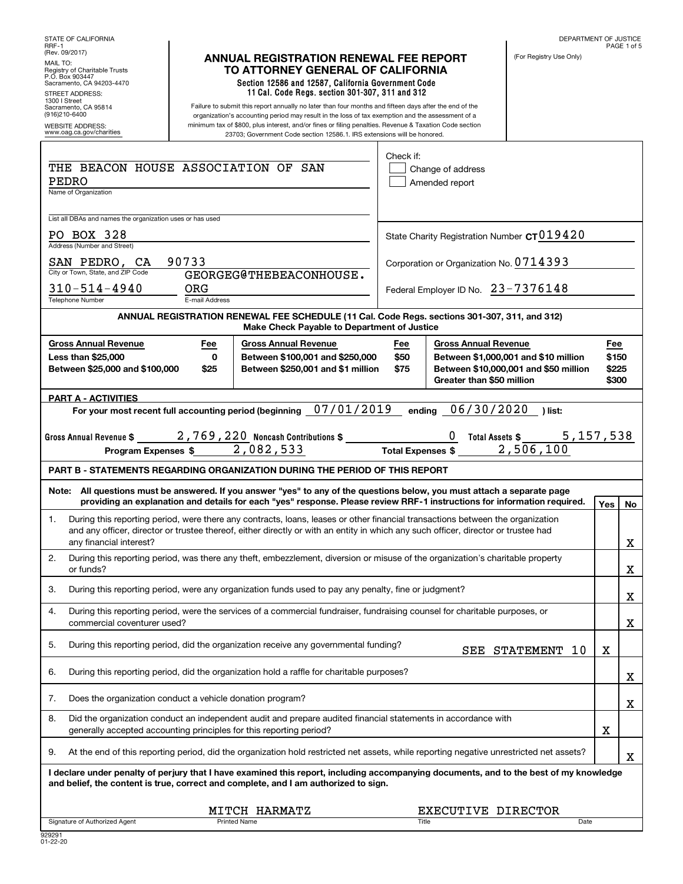STATE OF CALIFORNIA
RRF-1
(Rev. 09/2017)

MAIL TO:
Registry of Charitable Trusts
P.O. Box 903447
Sacramento, CA 94203-4470

STREET ADDRESS:
1300 I Street
Sacramento, CA 95814
(916)210-6400

WEBSITE ADDRESS:
www.oag.ca.gov/charities

# ANNUAL REGISTRATION RENEWAL FEE REPORT TO ATTORNEY GENERAL OF CALIFORNIA

**Section 12586 and 12587, California Government Code**
**11 Cal. Code Regs. section 301-307, 311 and 312**

Failure to submit this report annually no later than four months and fifteen days after the end of the organization's accounting period may result in the loss of tax exemption and the assessment of a minimum tax of $800, plus interest, and/or fines or filing penalties. Revenue & Taxation Code section 23703; Government Code section 12586.1. IRS extensions will be honored.

DEPARTMENT OF JUSTICE

(For Registry Use Only)

THE BEACON HOUSE ASSOCIATION OF SAN PEDRO
Name of Organization

Check if:
☐ Change of address
☐ Amended report

List all DBAs and names the organization uses or has used

PO BOX 328
Address (Number and Street)

State Charity Registration Number CT019420

SAN PEDRO, CA 90733
City or Town, State, and ZIP Code

Corporation or Organization No. 0714393

310-514-4940
Telephone Number

GEORGEG@THEBEACONHOUSE.ORG
E-mail Address

Federal Employer ID No. 23-7376148

**ANNUAL REGISTRATION RENEWAL FEE SCHEDULE (11 Cal. Code Regs. sections 301-307, 311, and 312)**
**Make Check Payable to Department of Justice**

| Gross Annual Revenue | Fee | Gross Annual Revenue | Fee | Gross Annual Revenue | Fee |
|---|---|---|---|---|---|
| Less than $25,000 | 0 | Between $100,001 and $250,000 | $50 | Between $1,000,001 and $10 million | $150 |
| Between $25,000 and $100,000 | $25 | Between $250,001 and $1 million | $75 | Between $10,000,001 and $50 million | $225 |
| | | | | Greater than $50 million | $300 |

**PART A - ACTIVITIES**

For your most recent full accounting period (beginning 07/01/2019 ending 06/30/2020 ) list:

Gross Annual Revenue $ 2,769,220 Noncash Contributions $ 0 Total Assets $ 5,157,538

Program Expenses $ 2,082,533 Total Expenses $ 2,506,100

**PART B - STATEMENTS REGARDING ORGANIZATION DURING THE PERIOD OF THIS REPORT**

**Note: All questions must be answered. If you answer "yes" to any of the questions below, you must attach a separate page providing an explanation and details for each "yes" response. Please review RRF-1 instructions for information required.**

| | Question | Yes | No |
|---|---|---|---|
| 1. | During this reporting period, were there any contracts, loans, leases or other financial transactions between the organization and any officer, director or trustee thereof, either directly or with an entity in which any such officer, director or trustee had any financial interest? | | X |
| 2. | During this reporting period, was there any theft, embezzlement, diversion or misuse of the organization's charitable property or funds? | | X |
| 3. | During this reporting period, were any organization funds used to pay any penalty, fine or judgment? | | X |
| 4. | During this reporting period, were the services of a commercial fundraiser, fundraising counsel for charitable purposes, or commercial coventurer used? | | X |
| 5. | During this reporting period, did the organization receive any governmental funding? SEE STATEMENT 10 | X | |
| 6. | During this reporting period, did the organization hold a raffle for charitable purposes? | | X |
| 7. | Does the organization conduct a vehicle donation program? | | X |
| 8. | Did the organization conduct an independent audit and prepare audited financial statements in accordance with generally accepted accounting principles for this reporting period? | X | |
| 9. | At the end of this reporting period, did the organization hold restricted net assets, while reporting negative unrestricted net assets? | | X |

**I declare under penalty of perjury that I have examined this report, including accompanying documents, and to the best of my knowledge and belief, the content is true, correct and complete, and I am authorized to sign.**

| Signature of Authorized Agent | Printed Name | Title | Date |
|---|---|---|---|
| | MITCH HARMATZ | EXECUTIVE DIRECTOR | |

929291
01-22-20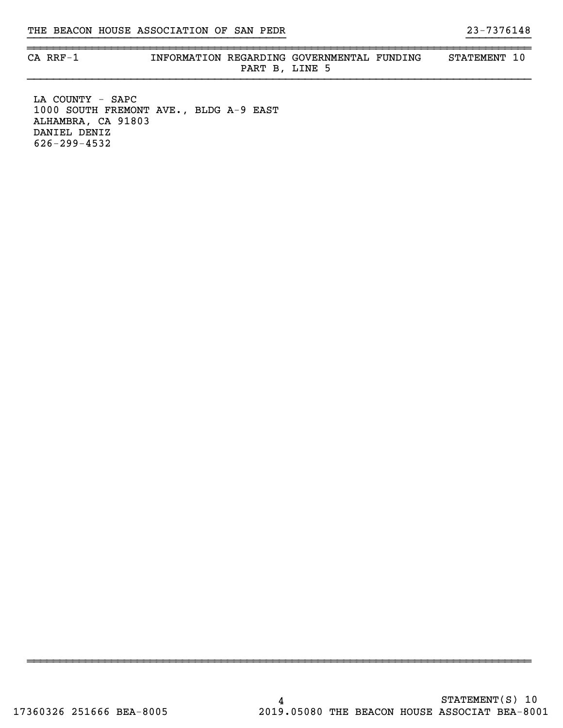| CA RRF-1 | INFORMATION REGARDING GOVERNMENTAL FUNDING PART B, LINE 5 | STATEMENT 10 |
| --- | --- | --- |

LA COUNTY - SAPC
1000 SOUTH FREMONT AVE., BLDG A-9 EAST
ALHAMBRA, CA 91803
DANIEL DENIZ
626-299-4532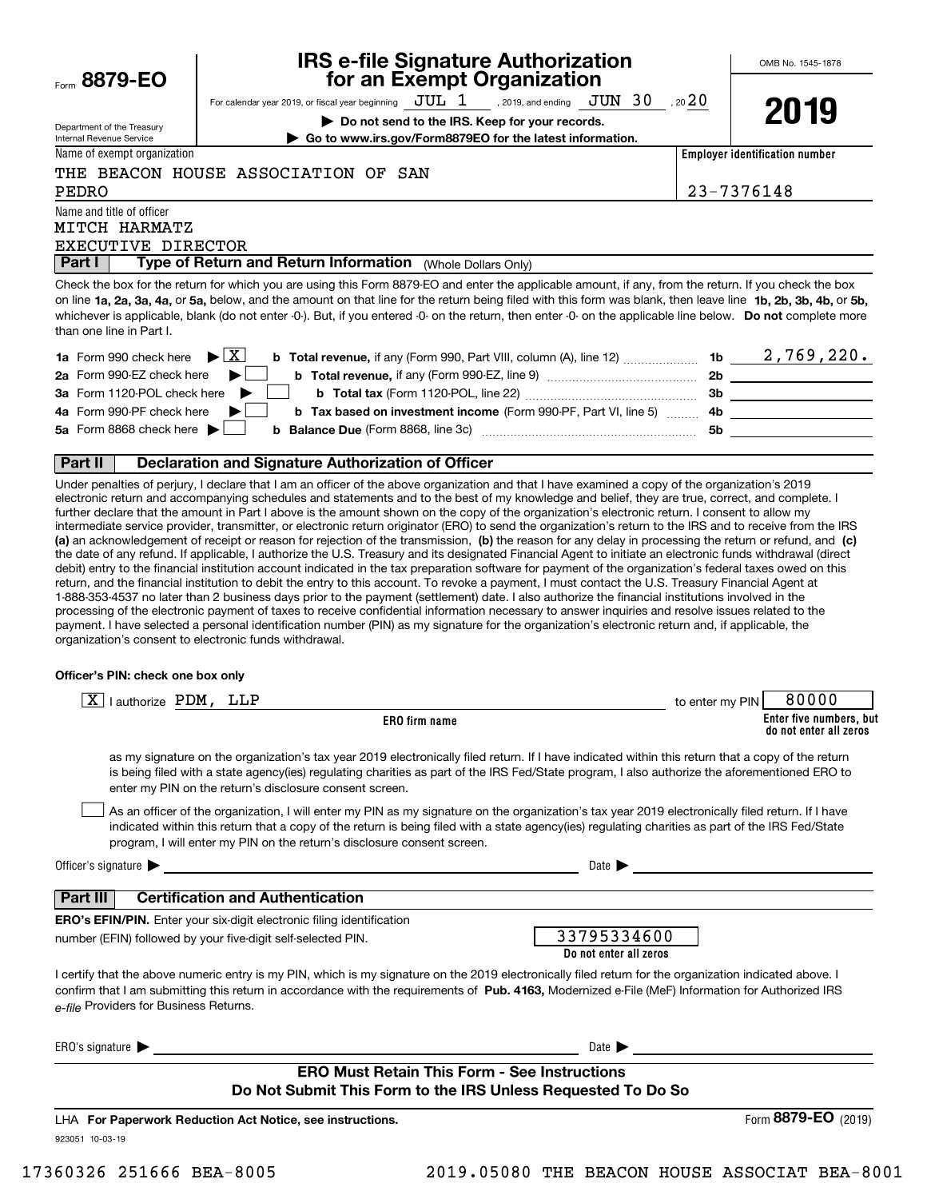Form **8879-EO**

Department of the Treasury
Internal Revenue Service

# IRS e-file Signature Authorization for an Exempt Organization

For calendar year 2019, or fiscal year beginning JUL 1, 2019, and ending JUN 30, 20 20

**▶ Do not send to the IRS. Keep for your records.**

**▶ Go to www.irs.gov/Form8879EO for the latest information.**

OMB No. 1545-1878

**2019**

Name of exempt organization: THE BEACON HOUSE ASSOCIATION OF SAN PEDRO

**Employer identification number:** 23-7376148

Name and title of officer: MITCH HARMATZ, EXECUTIVE DIRECTOR

## Part I — Type of Return and Return Information (Whole Dollars Only)

Check the box for the return for which you are using this Form 8879-EO and enter the applicable amount, if any, from the return. If you check the box on line **1a, 2a, 3a, 4a,** or **5a,** below, and the amount on that line for the return being filed with this form was blank, then leave line **1b, 2b, 3b, 4b,** or **5b,** whichever is applicable, blank (do not enter -0-). But, if you entered -0- on the return, then enter -0- on the applicable line below. **Do not** complete more than one line in Part I.

| | | | |
|---|---|---|---|
| **1a** Form 990 check here ▶ [X] | **b Total revenue,** if any (Form 990, Part VIII, column (A), line 12) | **1b** | 2,769,220. |
| **2a** Form 990-EZ check here ▶ [ ] | **b Total revenue,** if any (Form 990-EZ, line 9) | **2b** | |
| **3a** Form 1120-POL check here ▶ [ ] | **b Total tax** (Form 1120-POL, line 22) | **3b** | |
| **4a** Form 990-PF check here ▶ [ ] | **b Tax based on investment income** (Form 990-PF, Part VI, line 5) | **4b** | |
| **5a** Form 8868 check here ▶ [ ] | **b Balance Due** (Form 8868, line 3c) | **5b** | |

## Part II — Declaration and Signature Authorization of Officer

Under penalties of perjury, I declare that I am an officer of the above organization and that I have examined a copy of the organization's 2019 electronic return and accompanying schedules and statements and to the best of my knowledge and belief, they are true, correct, and complete. I further declare that the amount in Part I above is the amount shown on the copy of the organization's electronic return. I consent to allow my intermediate service provider, transmitter, or electronic return originator (ERO) to send the organization's return to the IRS and to receive from the IRS **(a)** an acknowledgement of receipt or reason for rejection of the transmission, **(b)** the reason for any delay in processing the return or refund, and **(c)** the date of any refund. If applicable, I authorize the U.S. Treasury and its designated Financial Agent to initiate an electronic funds withdrawal (direct debit) entry to the financial institution account indicated in the tax preparation software for payment of the organization's federal taxes owed on this return, and the financial institution to debit the entry to this account. To revoke a payment, I must contact the U.S. Treasury Financial Agent at 1-888-353-4537 no later than 2 business days prior to the payment (settlement) date. I also authorize the financial institutions involved in the processing of the electronic payment of taxes to receive confidential information necessary to answer inquiries and resolve issues related to the payment. I have selected a personal identification number (PIN) as my signature for the organization's electronic return and, if applicable, the organization's consent to electronic funds withdrawal.

**Officer's PIN: check one box only**

[X] I authorize PDM, LLP (**ERO firm name**) to enter my PIN 80000 (**Enter five numbers, but do not enter all zeros**)

as my signature on the organization's tax year 2019 electronically filed return. If I have indicated within this return that a copy of the return is being filed with a state agency(ies) regulating charities as part of the IRS Fed/State program, I also authorize the aforementioned ERO to enter my PIN on the return's disclosure consent screen.

[ ] As an officer of the organization, I will enter my PIN as my signature on the organization's tax year 2019 electronically filed return. If I have indicated within this return that a copy of the return is being filed with a state agency(ies) regulating charities as part of the IRS Fed/State program, I will enter my PIN on the return's disclosure consent screen.

Officer's signature ▶ ____________________ Date ▶ ____________

## Part III — Certification and Authentication

**ERO's EFIN/PIN.** Enter your six-digit electronic filing identification number (EFIN) followed by your five-digit self-selected PIN.

33795334600
**Do not enter all zeros**

I certify that the above numeric entry is my PIN, which is my signature on the 2019 electronically filed return for the organization indicated above. I confirm that I am submitting this return in accordance with the requirements of **Pub. 4163,** Modernized e-File (MeF) Information for Authorized IRS *e-file* Providers for Business Returns.

ERO's signature ▶ ____________________ Date ▶ ____________

**ERO Must Retain This Form - See Instructions**
**Do Not Submit This Form to the IRS Unless Requested To Do So**

LHA **For Paperwork Reduction Act Notice, see instructions.**

Form **8879-EO** (2019)

923051 10-03-19

17360326 251666 BEA-8005 2019.05080 THE BEACON HOUSE ASSOCIAT BEA-8001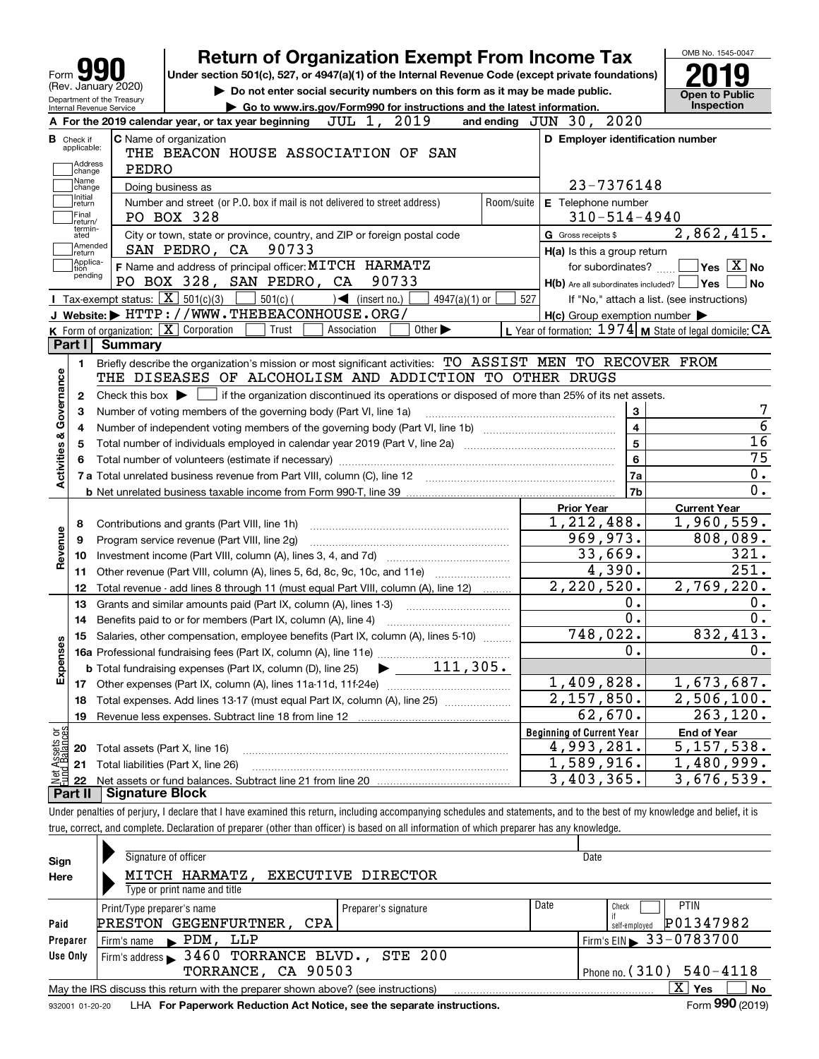Form **990** (Rev. January 2020)
Department of the Treasury Internal Revenue Service

# Return of Organization Exempt From Income Tax

**Under section 501(c), 527, or 4947(a)(1) of the Internal Revenue Code (except private foundations)**

▶ Do not enter social security numbers on this form as it may be made public.

▶ Go to www.irs.gov/Form990 for instructions and the latest information.

OMB No. 1545-0047

**2019**

**Open to Public Inspection**

**A** For the 2019 calendar year, or tax year beginning JUL 1, 2019 and ending JUN 30, 2020

**B** Check if applicable: Address change / Name change / Initial return / Final return/terminated / Amended return / Application pending

**C** Name of organization: THE BEACON HOUSE ASSOCIATION OF SAN PEDRO

Doing business as

Number and street (or P.O. box if mail is not delivered to street address): PO BOX 328 | Room/suite

City or town, state or province, country, and ZIP or foreign postal code: SAN PEDRO, CA 90733

**D** Employer identification number: 23-7376148

**E** Telephone number: 310-514-4940

**G** Gross receipts $ 2,862,415.

**F** Name and address of principal officer: MITCH HARMATZ, PO BOX 328, SAN PEDRO, CA 90733

**H(a)** Is this a group return for subordinates? ☐ Yes ☒ No

**H(b)** Are all subordinates included? ☐ Yes ☐ No — If "No," attach a list. (see instructions)

**H(c)** Group exemption number ▶

**I** Tax-exempt status: ☒ 501(c)(3) ☐ 501(c) ( ) ◀ (insert no.) ☐ 4947(a)(1) or ☐ 527

**J** Website: ▶ HTTP://WWW.THEBEACONHOUSE.ORG/

**K** Form of organization: ☒ Corporation ☐ Trust ☐ Association ☐ Other ▶

**L** Year of formation: 1974 **M** State of legal domicile: CA

## Part I Summary

**Activities & Governance**

1 Briefly describe the organization's mission or most significant activities: TO ASSIST MEN TO RECOVER FROM THE DISEASES OF ALCOHOLISM AND ADDICTION TO OTHER DRUGS

2 Check this box ▶ ☐ if the organization discontinued its operations or disposed of more than 25% of its net assets.

| Line | Description | No. | Value |
|---|---|---|---|
| 3 | Number of voting members of the governing body (Part VI, line 1a) | 3 | 7 |
| 4 | Number of independent voting members of the governing body (Part VI, line 1b) | 4 | 6 |
| 5 | Total number of individuals employed in calendar year 2019 (Part V, line 2a) | 5 | 16 |
| 6 | Total number of volunteers (estimate if necessary) | 6 | 75 |
| 7a | Total unrelated business revenue from Part VIII, column (C), line 12 | 7a | 0. |
| 7b | Net unrelated business taxable income from Form 990-T, line 39 | 7b | 0. |

| Line | Description | Prior Year | Current Year |
|---|---|---|---|
| | **Revenue** | | |
| 8 | Contributions and grants (Part VIII, line 1h) | 1,212,488. | 1,960,559. |
| 9 | Program service revenue (Part VIII, line 2g) | 969,973. | 808,089. |
| 10 | Investment income (Part VIII, column (A), lines 3, 4, and 7d) | 33,669. | 321. |
| 11 | Other revenue (Part VIII, column (A), lines 5, 6d, 8c, 9c, 10c, and 11e) | 4,390. | 251. |
| 12 | Total revenue - add lines 8 through 11 (must equal Part VIII, column (A), line 12) | 2,220,520. | 2,769,220. |
| | **Expenses** | | |
| 13 | Grants and similar amounts paid (Part IX, column (A), lines 1-3) | 0. | 0. |
| 14 | Benefits paid to or for members (Part IX, column (A), line 4) | 0. | 0. |
| 15 | Salaries, other compensation, employee benefits (Part IX, column (A), lines 5-10) | 748,022. | 832,413. |
| 16a | Professional fundraising fees (Part IX, column (A), line 11e) | 0. | 0. |
| b | Total fundraising expenses (Part IX, column (D), line 25) ▶ 111,305. | | |
| 17 | Other expenses (Part IX, column (A), lines 11a-11d, 11f-24e) | 1,409,828. | 1,673,687. |
| 18 | Total expenses. Add lines 13-17 (must equal Part IX, column (A), line 25) | 2,157,850. | 2,506,100. |
| 19 | Revenue less expenses. Subtract line 18 from line 12 | 62,670. | 263,120. |

| Line | Net Assets or Fund Balances | Beginning of Current Year | End of Year |
|---|---|---|---|
| 20 | Total assets (Part X, line 16) | 4,993,281. | 5,157,538. |
| 21 | Total liabilities (Part X, line 26) | 1,589,916. | 1,480,999. |
| 22 | Net assets or fund balances. Subtract line 21 from line 20 | 3,403,365. | 3,676,539. |

## Part II Signature Block

Under penalties of perjury, I declare that I have examined this return, including accompanying schedules and statements, and to the best of my knowledge and belief, it is true, correct, and complete. Declaration of preparer (other than officer) is based on all information of which preparer has any knowledge.

**Sign Here**

Signature of officer | Date

MITCH HARMATZ, EXECUTIVE DIRECTOR
Type or print name and title

**Paid Preparer Use Only**

| Print/Type preparer's name | Preparer's signature | Date | Check ☐ if self-employed | PTIN |
|---|---|---|---|---|
| PRESTON GEGENFURTNER, CPA | | | | P01347982 |

Firm's name ▶ PDM, LLP | Firm's EIN ▶ 33-0783700

Firm's address ▶ 3460 TORRANCE BLVD., STE 200, TORRANCE, CA 90503 | Phone no. (310) 540-4118

May the IRS discuss this return with the preparer shown above? (see instructions) ☒ Yes ☐ No

932001 01-20-20 LHA **For Paperwork Reduction Act Notice, see the separate instructions.** Form **990** (2019)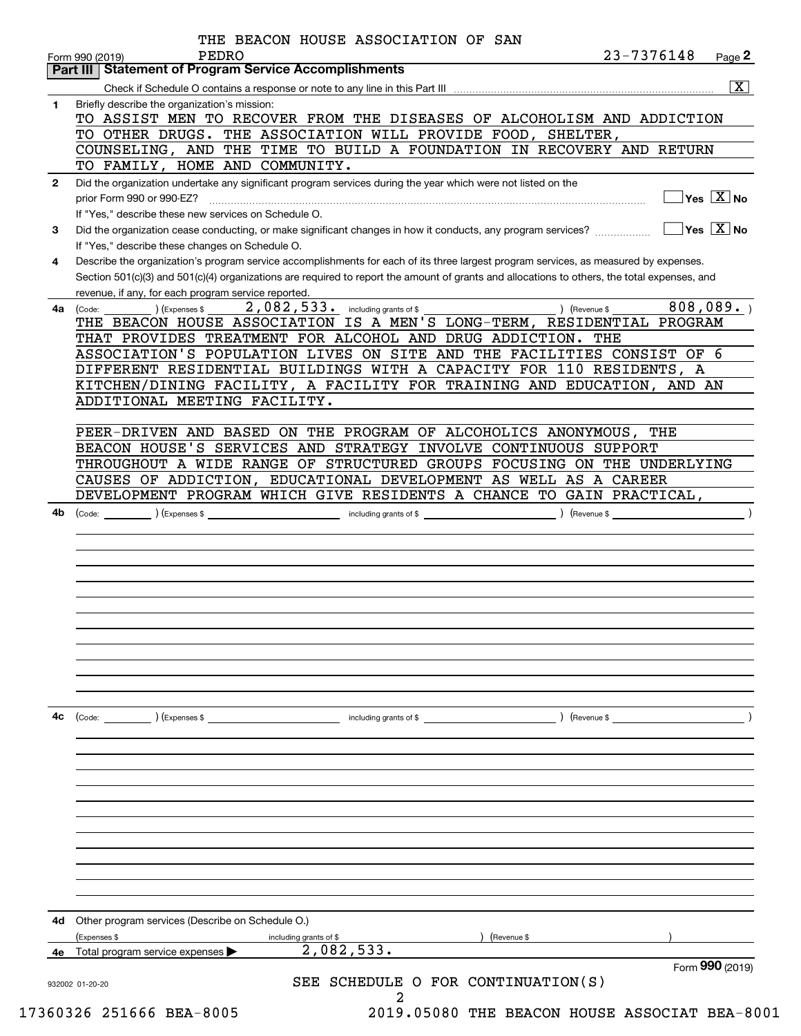THE BEACON HOUSE ASSOCIATION OF SAN PEDRO

Form 990 (2019) 23-7376148 Page **2**

## Part III Statement of Program Service Accomplishments

Check if Schedule O contains a response or note to any line in this Part III ..... [X]

**1** Briefly describe the organization's mission:

TO ASSIST MEN TO RECOVER FROM THE DISEASES OF ALCOHOLISM AND ADDICTION TO OTHER DRUGS. THE ASSOCIATION WILL PROVIDE FOOD, SHELTER, COUNSELING, AND THE TIME TO BUILD A FOUNDATION IN RECOVERY AND RETURN TO FAMILY, HOME AND COMMUNITY.

**2** Did the organization undertake any significant program services during the year which were not listed on the prior Form 990 or 990-EZ? ..... [ ] Yes [X] No

If "Yes," describe these new services on Schedule O.

**3** Did the organization cease conducting, or make significant changes in how it conducts, any program services? ..... [ ] Yes [X] No

If "Yes," describe these changes on Schedule O.

**4** Describe the organization's program service accomplishments for each of its three largest program services, as measured by expenses. Section 501(c)(3) and 501(c)(4) organizations are required to report the amount of grants and allocations to others, the total expenses, and revenue, if any, for each program service reported.

**4a** (Code: ) (Expenses $ 2,082,533. including grants of $ ) (Revenue $ 808,089. )

THE BEACON HOUSE ASSOCIATION IS A MEN'S LONG-TERM, RESIDENTIAL PROGRAM THAT PROVIDES TREATMENT FOR ALCOHOL AND DRUG ADDICTION. THE ASSOCIATION'S POPULATION LIVES ON SITE AND THE FACILITIES CONSIST OF 6 DIFFERENT RESIDENTIAL BUILDINGS WITH A CAPACITY FOR 110 RESIDENTS, A KITCHEN/DINING FACILITY, A FACILITY FOR TRAINING AND EDUCATION, AND AN ADDITIONAL MEETING FACILITY.

PEER-DRIVEN AND BASED ON THE PROGRAM OF ALCOHOLICS ANONYMOUS, THE BEACON HOUSE'S SERVICES AND STRATEGY INVOLVE CONTINUOUS SUPPORT THROUGHOUT A WIDE RANGE OF STRUCTURED GROUPS FOCUSING ON THE UNDERLYING CAUSES OF ADDICTION, EDUCATIONAL DEVELOPMENT AS WELL AS A CAREER DEVELOPMENT PROGRAM WHICH GIVE RESIDENTS A CHANCE TO GAIN PRACTICAL,

**4b** (Code: ) (Expenses $ including grants of $ ) (Revenue $ )

**4c** (Code: ) (Expenses $ including grants of $ ) (Revenue $ )

**4d** Other program services (Describe on Schedule O.)

(Expenses $ including grants of $ ) (Revenue $ )

**4e** Total program services expenses ▶ 2,082,533.

Form **990** (2019)

SEE SCHEDULE O FOR CONTINUATION(S)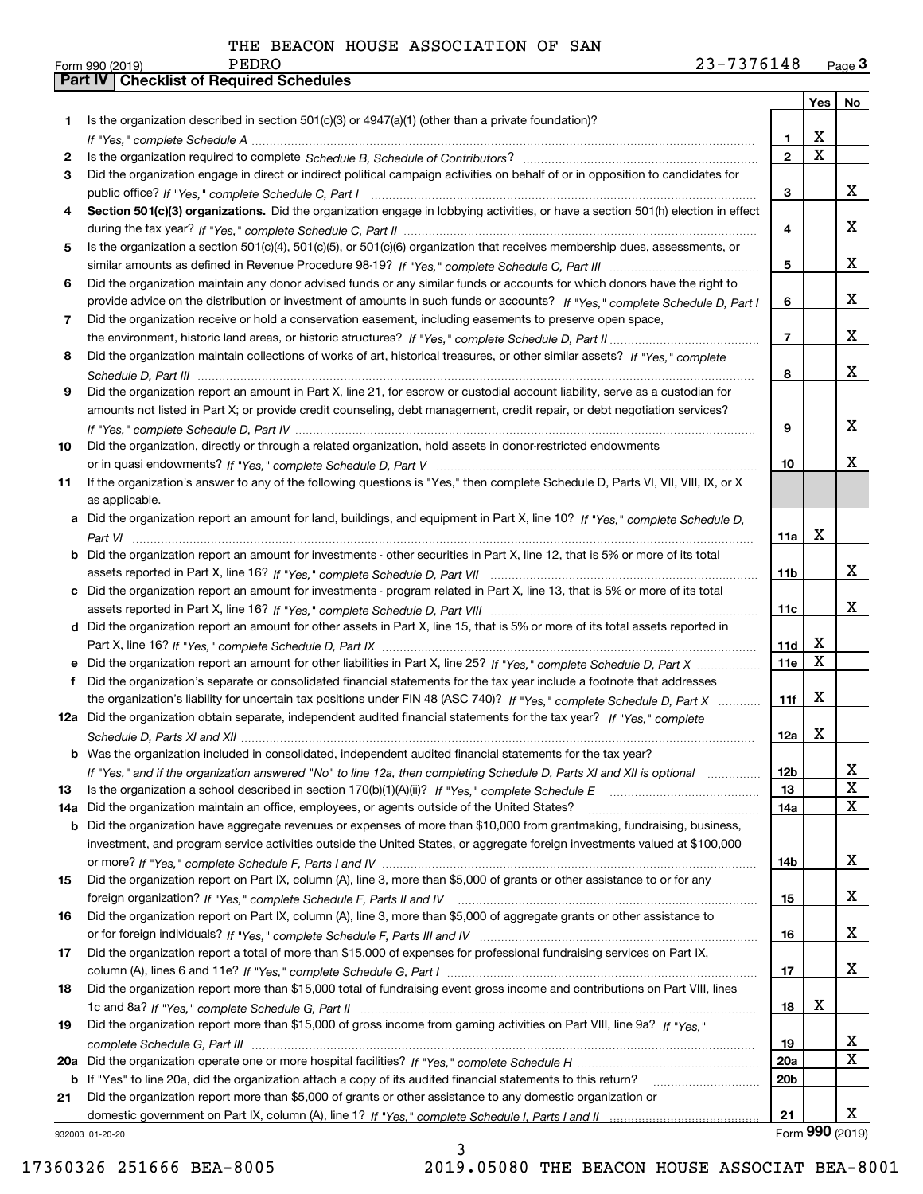THE BEACON HOUSE ASSOCIATION OF SAN PEDRO

Form 990 (2019) 23-7376148 Page **3**

## Part IV Checklist of Required Schedules

| | | | Yes | No |
|---|---|---|---|---|
| **1** | Is the organization described in section 501(c)(3) or 4947(a)(1) (other than a private foundation)? *If "Yes," complete Schedule A* | **1** | X | |
| **2** | Is the organization required to complete *Schedule B, Schedule of Contributors*? | **2** | X | |
| **3** | Did the organization engage in direct or indirect political campaign activities on behalf of or in opposition to candidates for public office? *If "Yes," complete Schedule C, Part I* | **3** | | X |
| **4** | **Section 501(c)(3) organizations.** Did the organization engage in lobbying activities, or have a section 501(h) election in effect during the tax year? *If "Yes," complete Schedule C, Part II* | **4** | | X |
| **5** | Is the organization a section 501(c)(4), 501(c)(5), or 501(c)(6) organization that receives membership dues, assessments, or similar amounts as defined in Revenue Procedure 98-19? *If "Yes," complete Schedule C, Part III* | **5** | | X |
| **6** | Did the organization maintain any donor advised funds or any similar funds or accounts for which donors have the right to provide advice on the distribution or investment of amounts in such funds or accounts? *If "Yes," complete Schedule D, Part I* | **6** | | X |
| **7** | Did the organization receive or hold a conservation easement, including easements to preserve open space, the environment, historic land areas, or historic structures? *If "Yes," complete Schedule D, Part II* | **7** | | X |
| **8** | Did the organization maintain collections of works of art, historical treasures, or other similar assets? *If "Yes," complete Schedule D, Part III* | **8** | | X |
| **9** | Did the organization report an amount in Part X, line 21, for escrow or custodial account liability, serve as a custodian for amounts not listed in Part X; or provide credit counseling, debt management, credit repair, or debt negotiation services? *If "Yes," complete Schedule D, Part IV* | **9** | | X |
| **10** | Did the organization, directly or through a related organization, hold assets in donor-restricted endowments or in quasi endowments? *If "Yes," complete Schedule D, Part V* | **10** | | X |
| **11** | If the organization's answer to any of the following questions is "Yes," then complete Schedule D, Parts VI, VII, VIII, IX, or X as applicable. | | | |
| **a** | Did the organization report an amount for land, buildings, and equipment in Part X, line 10? *If "Yes," complete Schedule D, Part VI* | **11a** | X | |
| **b** | Did the organization report an amount for investments - other securities in Part X, line 12, that is 5% or more of its total assets reported in Part X, line 16? *If "Yes," complete Schedule D, Part VII* | **11b** | | X |
| **c** | Did the organization report an amount for investments - program related in Part X, line 13, that is 5% or more of its total assets reported in Part X, line 16? *If "Yes," complete Schedule D, Part VIII* | **11c** | | X |
| **d** | Did the organization report an amount for other assets in Part X, line 15, that is 5% or more of its total assets reported in Part X, line 16? *If "Yes," complete Schedule D, Part IX* | **11d** | X | |
| **e** | Did the organization report an amount for other liabilities in Part X, line 25? *If "Yes," complete Schedule D, Part X* | **11e** | X | |
| **f** | Did the organization's separate or consolidated financial statements for the tax year include a footnote that addresses the organization's liability for uncertain tax positions under FIN 48 (ASC 740)? *If "Yes," complete Schedule D, Part X* | **11f** | X | |
| **12a** | Did the organization obtain separate, independent audited financial statements for the tax year? *If "Yes," complete Schedule D, Parts XI and XII* | **12a** | X | |
| **b** | Was the organization included in consolidated, independent audited financial statements for the tax year? *If "Yes," and if the organization answered "No" to line 12a, then completing Schedule D, Parts XI and XII is optional* | **12b** | | X |
| **13** | Is the organization a school described in section 170(b)(1)(A)(ii)? *If "Yes," complete Schedule E* | **13** | | X |
| **14a** | Did the organization maintain an office, employees, or agents outside of the United States? | **14a** | | X |
| **b** | Did the organization have aggregate revenues or expenses of more than $10,000 from grantmaking, fundraising, business, investment, and program service activities outside the United States, or aggregate foreign investments valued at $100,000 or more? *If "Yes," complete Schedule F, Parts I and IV* | **14b** | | X |
| **15** | Did the organization report on Part IX, column (A), line 3, more than $5,000 of grants or other assistance to or for any foreign organization? *If "Yes," complete Schedule F, Parts II and IV* | **15** | | X |
| **16** | Did the organization report on Part IX, column (A), line 3, more than $5,000 of aggregate grants or other assistance to or for foreign individuals? *If "Yes," complete Schedule F, Parts III and IV* | **16** | | X |
| **17** | Did the organization report a total of more than $15,000 of expenses for professional fundraising services on Part IX, column (A), lines 6 and 11e? *If "Yes," complete Schedule G, Part I* | **17** | | X |
| **18** | Did the organization report more than $15,000 total of fundraising event gross income and contributions on Part VIII, lines 1c and 8a? *If "Yes," complete Schedule G, Part II* | **18** | X | |
| **19** | Did the organization report more than $15,000 of gross income from gaming activities on Part VIII, line 9a? *If "Yes," complete Schedule G, Part III* | **19** | | X |
| **20a** | Did the organization operate one or more hospital facilities? *If "Yes," complete Schedule H* | **20a** | | X |
| **b** | If "Yes" to line 20a, did the organization attach a copy of its audited financial statements to this return? | **20b** | | |
| **21** | Did the organization report more than $5,000 of grants or other assistance to any domestic organization or domestic government on Part IX, column (A), line 1? *If "Yes," complete Schedule I, Parts I and II* | **21** | | X |

932003 01-20-20 Form **990** (2019)

17360326 251666 BEA-8005 2019.05080 THE BEACON HOUSE ASSOCIAT BEA-8001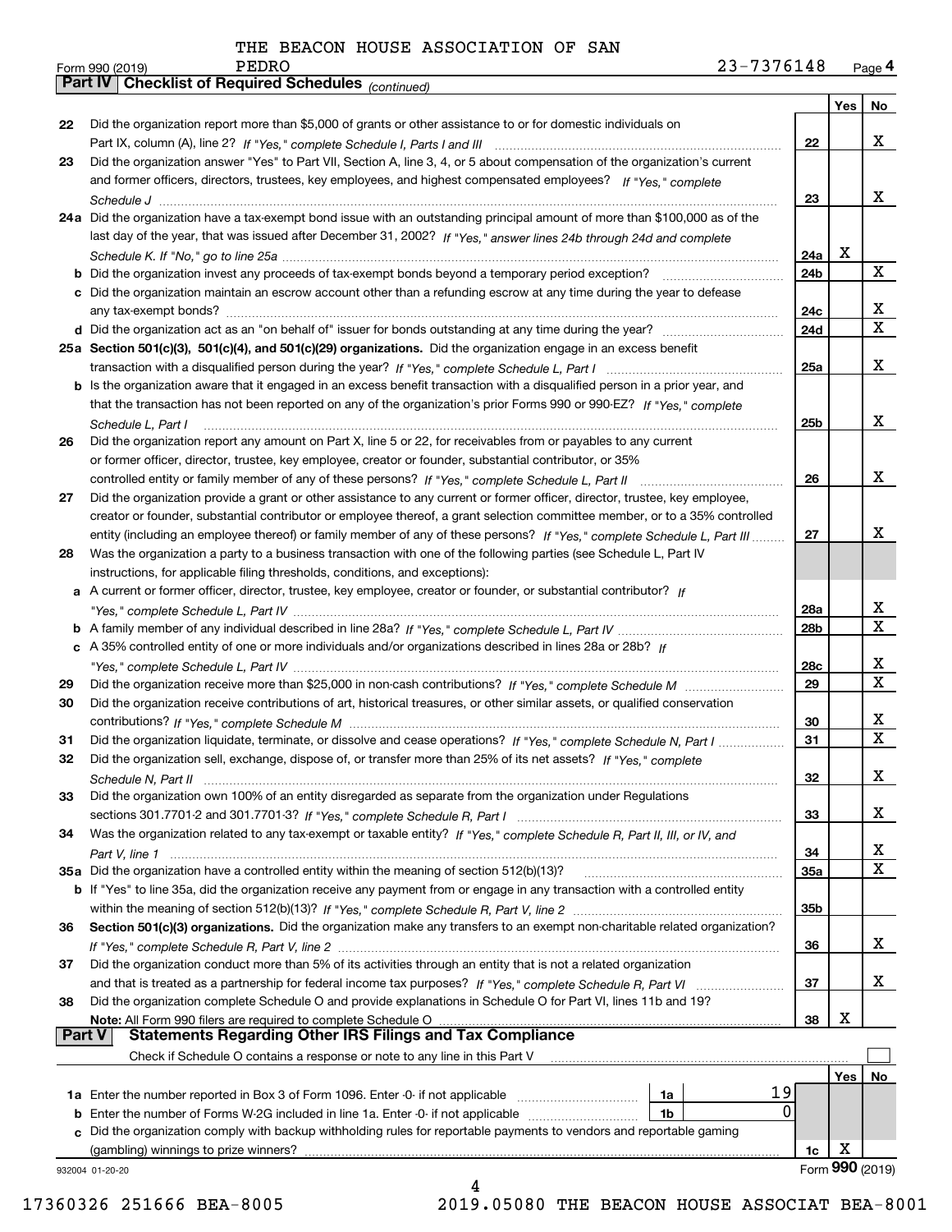THE BEACON HOUSE ASSOCIATION OF SAN PEDRO

Form 990 (2019) 23-7376148 Page 4

**Part IV | Checklist of Required Schedules** *(continued)*

| | | | Yes | No |
|---|---|---|---|---|
| 22 | Did the organization report more than $5,000 of grants or other assistance to or for domestic individuals on Part IX, column (A), line 2? *If "Yes," complete Schedule I, Parts I and III* | 22 | | X |
| 23 | Did the organization answer "Yes" to Part VII, Section A, line 3, 4, or 5 about compensation of the organization's current and former officers, directors, trustees, key employees, and highest compensated employees? *If "Yes," complete Schedule J* | 23 | | X |
| 24a | Did the organization have a tax-exempt bond issue with an outstanding principal amount of more than $100,000 as of the last day of the year, that was issued after December 31, 2002? *If "Yes," answer lines 24b through 24d and complete Schedule K. If "No," go to line 25a* | 24a | X | |
| b | Did the organization invest any proceeds of tax-exempt bonds beyond a temporary period exception? | 24b | | X |
| c | Did the organization maintain an escrow account other than a refunding escrow at any time during the year to defease any tax-exempt bonds? | 24c | | X |
| d | Did the organization act as an "on behalf of" issuer for bonds outstanding at any time during the year? | 24d | | X |
| 25a | **Section 501(c)(3), 501(c)(4), and 501(c)(29) organizations.** Did the organization engage in an excess benefit transaction with a disqualified person during the year? *If "Yes," complete Schedule L, Part I* | 25a | | X |
| b | Is the organization aware that it engaged in an excess benefit transaction with a disqualified person in a prior year, and that the transaction has not been reported on any of the organization's prior Forms 990 or 990-EZ? *If "Yes," complete Schedule L, Part I* | 25b | | X |
| 26 | Did the organization report any amount on Part X, line 5 or 22, for receivables from or payables to any current or former officer, director, trustee, key employee, creator or founder, substantial contributor, or 35% controlled entity or family member of any of these persons? *If "Yes," complete Schedule L, Part II* | 26 | | X |
| 27 | Did the organization provide a grant or other assistance to any current or former officer, director, trustee, key employee, creator or founder, substantial contributor or employee thereof, a grant selection committee member, or to a 35% controlled entity (including an employee thereof) or family member of any of these persons? *If "Yes," complete Schedule L, Part III* | 27 | | X |
| 28 | Was the organization a party to a business transaction with one of the following parties (see Schedule L, Part IV instructions, for applicable filing thresholds, conditions, and exceptions): | | | |
| a | A current or former officer, director, trustee, key employee, creator or founder, or substantial contributor? *If "Yes," complete Schedule L, Part IV* | 28a | | X |
| b | A family member of any individual described in line 28a? *If "Yes," complete Schedule L, Part IV* | 28b | | X |
| c | A 35% controlled entity of one or more individuals and/or organizations described in lines 28a or 28b? *If "Yes," complete Schedule L, Part IV* | 28c | | X |
| 29 | Did the organization receive more than $25,000 in non-cash contributions? *If "Yes," complete Schedule M* | 29 | | X |
| 30 | Did the organization receive contributions of art, historical treasures, or other similar assets, or qualified conservation contributions? *If "Yes," complete Schedule M* | 30 | | X |
| 31 | Did the organization liquidate, terminate, or dissolve and cease operations? *If "Yes," complete Schedule N, Part I* | 31 | | X |
| 32 | Did the organization sell, exchange, dispose of, or transfer more than 25% of its net assets? *If "Yes," complete Schedule N, Part II* | 32 | | X |
| 33 | Did the organization own 100% of an entity disregarded as separate from the organization under Regulations sections 301.7701-2 and 301.7701-3? *If "Yes," complete Schedule R, Part I* | 33 | | X |
| 34 | Was the organization related to any tax-exempt or taxable entity? *If "Yes," complete Schedule R, Part II, III, or IV, and Part V, line 1* | 34 | | X |
| 35a | Did the organization have a controlled entity within the meaning of section 512(b)(13)? | 35a | | X |
| b | If "Yes" to line 35a, did the organization receive any payment from or engage in any transaction with a controlled entity within the meaning of section 512(b)(13)? *If "Yes," complete Schedule R, Part V, line 2* | 35b | | |
| 36 | **Section 501(c)(3) organizations.** Did the organization make any transfers to an exempt non-charitable related organization? *If "Yes," complete Schedule R, Part V, line 2* | 36 | | X |
| 37 | Did the organization conduct more than 5% of its activities through an entity that is not a related organization and that is treated as a partnership for federal income tax purposes? *If "Yes," complete Schedule R, Part VI* | 37 | | X |
| 38 | Did the organization complete Schedule O and provide explanations in Schedule O for Part VI, lines 11b and 19? **Note:** All Form 990 filers are required to complete Schedule O | 38 | X | |

**Part V | Statements Regarding Other IRS Filings and Tax Compliance**

Check if Schedule O contains a response or note to any line in this Part V ☐

| | | | | | Yes | No |
|---|---|---|---|---|---|---|
| 1a | Enter the number reported in Box 3 of Form 1096. Enter -0- if not applicable | 1a | 19 | | | |
| b | Enter the number of Forms W-2G included in line 1a. Enter -0- if not applicable | 1b | 0 | | | |
| c | Did the organization comply with backup withholding rules for reportable payments to vendors and reportable gaming (gambling) winnings to prize winners? | | | 1c | X | |

932004 01-20-20 Form **990** (2019)

17360326 251666 BEA-8005 2019.05080 THE BEACON HOUSE ASSOCIAT BEA-8001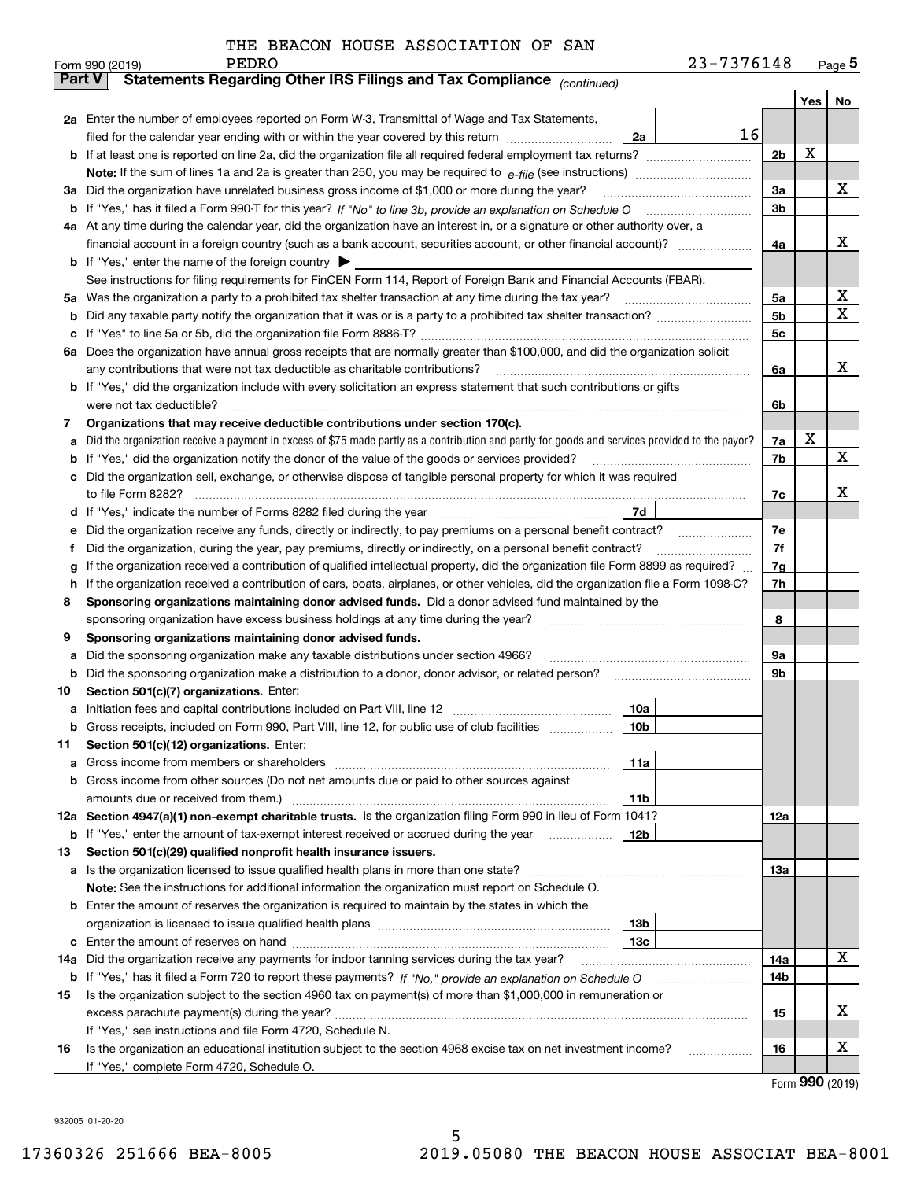THE BEACON HOUSE ASSOCIATION OF SAN PEDRO

Form 990 (2019) 23-7376148 Page 5

## Part V Statements Regarding Other IRS Filings and Tax Compliance *(continued)*

| | | | | | Yes | No |
|---|---|---|---|---|---|---|
| **2a** | Enter the number of employees reported on Form W-3, Transmittal of Wage and Tax Statements, filed for the calendar year ending with or within the year covered by this return | 2a | 16 | | | |
| **b** | If at least one is reported on line 2a, did the organization file all required federal employment tax returns? | | | 2b | X | |
| | **Note:** If the sum of lines 1a and 2a is greater than 250, you may be required to *e-file* (see instructions) | | | | | |
| **3a** | Did the organization have unrelated business gross income of $1,000 or more during the year? | | | 3a | | X |
| **b** | If "Yes," has it filed a Form 990-T for this year? *If "No" to line 3b, provide an explanation on Schedule O* | | | 3b | | |
| **4a** | At any time during the calendar year, did the organization have an interest in, or a signature or other authority over, a financial account in a foreign country (such as a bank account, securities account, or other financial account)? | | | 4a | | X |
| **b** | If "Yes," enter the name of the foreign country ▶ | | | | | |
| | See instructions for filing requirements for FinCEN Form 114, Report of Foreign Bank and Financial Accounts (FBAR). | | | | | |
| **5a** | Was the organization a party to a prohibited tax shelter transaction at any time during the tax year? | | | 5a | | X |
| **b** | Did any taxable party notify the organization that it was or is a party to a prohibited tax shelter transaction? | | | 5b | | X |
| **c** | If "Yes" to line 5a or 5b, did the organization file Form 8886-T? | | | 5c | | |
| **6a** | Does the organization have annual gross receipts that are normally greater than $100,000, and did the organization solicit any contributions that were not tax deductible as charitable contributions? | | | 6a | | X |
| **b** | If "Yes," did the organization include with every solicitation an express statement that such contributions or gifts were not tax deductible? | | | 6b | | |
| **7** | **Organizations that may receive deductible contributions under section 170(c).** | | | | | |
| **a** | Did the organization receive a payment in excess of $75 made partly as a contribution and partly for goods and services provided to the payor? | | | 7a | X | |
| **b** | If "Yes," did the organization notify the donor of the value of the goods or services provided? | | | 7b | | X |
| **c** | Did the organization sell, exchange, or otherwise dispose of tangible personal property for which it was required to file Form 8282? | | | 7c | | X |
| **d** | If "Yes," indicate the number of Forms 8282 filed during the year | 7d | | | | |
| **e** | Did the organization receive any funds, directly or indirectly, to pay premiums on a personal benefit contract? | | | 7e | | |
| **f** | Did the organization, during the year, pay premiums, directly or indirectly, on a personal benefit contract? | | | 7f | | |
| **g** | If the organization received a contribution of qualified intellectual property, did the organization file Form 8899 as required? | | | 7g | | |
| **h** | If the organization received a contribution of cars, boats, airplanes, or other vehicles, did the organization file a Form 1098-C? | | | 7h | | |
| **8** | **Sponsoring organizations maintaining donor advised funds.** Did a donor advised fund maintained by the sponsoring organization have excess business holdings at any time during the year? | | | 8 | | |
| **9** | **Sponsoring organizations maintaining donor advised funds.** | | | | | |
| **a** | Did the sponsoring organization make any taxable distributions under section 4966? | | | 9a | | |
| **b** | Did the sponsoring organization make a distribution to a donor, donor advisor, or related person? | | | 9b | | |
| **10** | **Section 501(c)(7) organizations.** Enter: | | | | | |
| **a** | Initiation fees and capital contributions included on Part VIII, line 12 | 10a | | | | |
| **b** | Gross receipts, included on Form 990, Part VIII, line 12, for public use of club facilities | 10b | | | | |
| **11** | **Section 501(c)(12) organizations.** Enter: | | | | | |
| **a** | Gross income from members or shareholders | 11a | | | | |
| **b** | Gross income from other sources (Do not net amounts due or paid to other sources against amounts due or received from them.) | 11b | | | | |
| **12a** | **Section 4947(a)(1) non-exempt charitable trusts.** Is the organization filing Form 990 in lieu of Form 1041? | | | 12a | | |
| **b** | If "Yes," enter the amount of tax-exempt interest received or accrued during the year | 12b | | | | |
| **13** | **Section 501(c)(29) qualified nonprofit health insurance issuers.** | | | | | |
| **a** | Is the organization licensed to issue qualified health plans in more than one state? | | | 13a | | |
| | **Note:** See the instructions for additional information the organization must report on Schedule O. | | | | | |
| **b** | Enter the amount of reserves the organization is required to maintain by the states in which the organization is licensed to issue qualified health plans | 13b | | | | |
| **c** | Enter the amount of reserves on hand | 13c | | | | |
| **14a** | Did the organization receive any payments for indoor tanning services during the tax year? | | | 14a | | X |
| **b** | If "Yes," has it filed a Form 720 to report these payments? *If "No," provide an explanation on Schedule O* | | | 14b | | |
| **15** | Is the organization subject to the section 4960 tax on payment(s) of more than $1,000,000 in remuneration or excess parachute payment(s) during the year? | | | 15 | | X |
| | If "Yes," see instructions and file Form 4720, Schedule N. | | | | | |
| **16** | Is the organization an educational institution subject to the section 4968 excise tax on net investment income? | | | 16 | | X |
| | If "Yes," complete Form 4720, Schedule O. | | | | | |

Form **990** (2019)

932005 01-20-20

17360326 251666 BEA-8005 2019.05080 THE BEACON HOUSE ASSOCIAT BEA-8001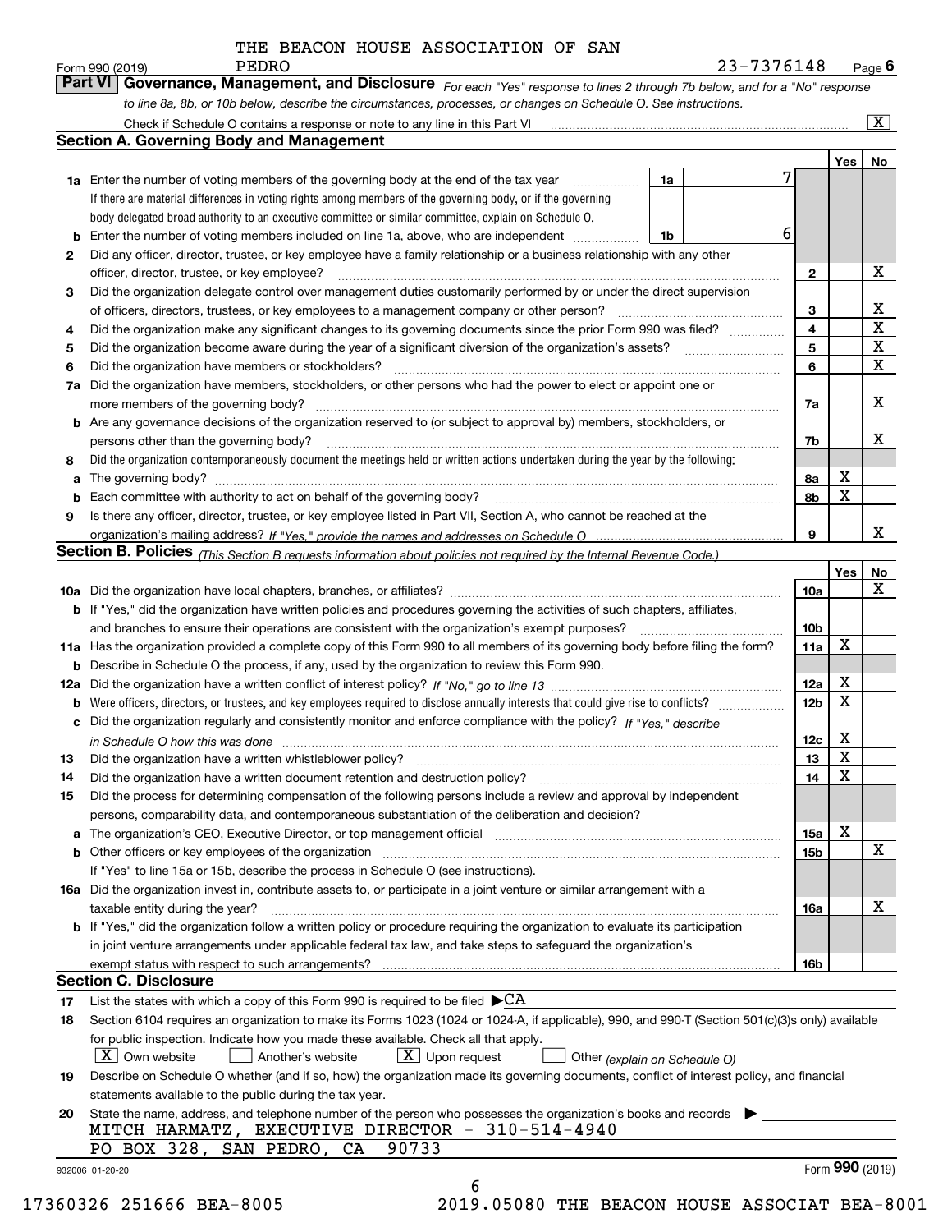THE BEACON HOUSE ASSOCIATION OF SAN PEDRO

Form 990 (2019) 23-7376148 Page 6

**Part VI Governance, Management, and Disclosure** *For each "Yes" response to lines 2 through 7b below, and for a "No" response to line 8a, 8b, or 10b below, describe the circumstances, processes, or changes on Schedule O. See instructions.*

Check if Schedule O contains a response or note to any line in this Part VI ..... [X]

## Section A. Governing Body and Management

| | | | | Yes | No |
|---|---|---|---|---|---|
| **1a** | Enter the number of voting members of the governing body at the end of the tax year ..... **1a** 7<br>If there are material differences in voting rights among members of the governing body, or if the governing body delegated broad authority to an executive committee or similar committee, explain on Schedule O. | | | | |
| **b** | Enter the number of voting members included on line 1a, above, who are independent ..... **1b** 6 | | | | |
| **2** | Did any officer, director, trustee, or key employee have a family relationship or a business relationship with any other officer, director, trustee, or key employee? | | **2** | | X |
| **3** | Did the organization delegate control over management duties customarily performed by or under the direct supervision of officers, directors, trustees, or key employees to a management company or other person? | | **3** | | X |
| **4** | Did the organization make any significant changes to its governing documents since the prior Form 990 was filed? | | **4** | | X |
| **5** | Did the organization become aware during the year of a significant diversion of the organization's assets? | | **5** | | X |
| **6** | Did the organization have members or stockholders? | | **6** | | X |
| **7a** | Did the organization have members, stockholders, or other persons who had the power to elect or appoint one or more members of the governing body? | | **7a** | | X |
| **b** | Are any governance decisions of the organization reserved to (or subject to approval by) members, stockholders, or persons other than the governing body? | | **7b** | | X |
| **8** | Did the organization contemporaneously document the meetings held or written actions undertaken during the year by the following: | | | | |
| **a** | The governing body? | | **8a** | X | |
| **b** | Each committee with authority to act on behalf of the governing body? | | **8b** | X | |
| **9** | Is there any officer, director, trustee, or key employee listed in Part VII, Section A, who cannot be reached at the organization's mailing address? *If "Yes," provide the names and addresses on Schedule O* | | **9** | | X |

## Section B. Policies *(This Section B requests information about policies not required by the Internal Revenue Code.)*

| | | | Yes | No |
|---|---|---|---|---|
| **10a** | Did the organization have local chapters, branches, or affiliates? | **10a** | | X |
| **b** | If "Yes," did the organization have written policies and procedures governing the activities of such chapters, affiliates, and branches to ensure their operations are consistent with the organization's exempt purposes? | **10b** | | |
| **11a** | Has the organization provided a complete copy of this Form 990 to all members of its governing body before filing the form? | **11a** | X | |
| **b** | Describe in Schedule O the process, if any, used by the organization to review this Form 990. | | | |
| **12a** | Did the organization have a written conflict of interest policy? *If "No," go to line 13* | **12a** | X | |
| **b** | Were officers, directors, or trustees, and key employees required to disclose annually interests that could give rise to conflicts? | **12b** | X | |
| **c** | Did the organization regularly and consistently monitor and enforce compliance with the policy? *If "Yes," describe in Schedule O how this was done* | **12c** | X | |
| **13** | Did the organization have a written whistleblower policy? | **13** | X | |
| **14** | Did the organization have a written document retention and destruction policy? | **14** | X | |
| **15** | Did the process for determining compensation of the following persons include a review and approval by independent persons, comparability data, and contemporaneous substantiation of the deliberation and decision? | | | |
| **a** | The organization's CEO, Executive Director, or top management official | **15a** | X | |
| **b** | Other officers or key employees of the organization | **15b** | | X |
| | If "Yes" to line 15a or 15b, describe the process in Schedule O (see instructions). | | | |
| **16a** | Did the organization invest in, contribute assets to, or participate in a joint venture or similar arrangement with a taxable entity during the year? | **16a** | | X |
| **b** | If "Yes," did the organization follow a written policy or procedure requiring the organization to evaluate its participation in joint venture arrangements under applicable federal tax law, and take steps to safeguard the organization's exempt status with respect to such arrangements? | **16b** | | |

## Section C. Disclosure

**17** List the states with which a copy of this Form 990 is required to be filed ▶ CA

**18** Section 6104 requires an organization to make its Forms 1023 (1024 or 1024-A, if applicable), 990, and 990-T (Section 501(c)(3)s only) available for public inspection. Indicate how you made these available. Check all that apply.

[X] Own website [ ] Another's website [X] Upon request [ ] Other *(explain on Schedule O)*

**19** Describe on Schedule O whether (and if so, how) the organization made its governing documents, conflict of interest policy, and financial statements available to the public during the tax year.

**20** State the name, address, and telephone number of the person who possesses the organization's books and records ▶

MITCH HARMATZ, EXECUTIVE DIRECTOR - 310-514-4940
PO BOX 328, SAN PEDRO, CA 90733

932006 01-20-20 Form **990** (2019)

17360326 251666 BEA-8005 2019.05080 THE BEACON HOUSE ASSOCIAT BEA-8001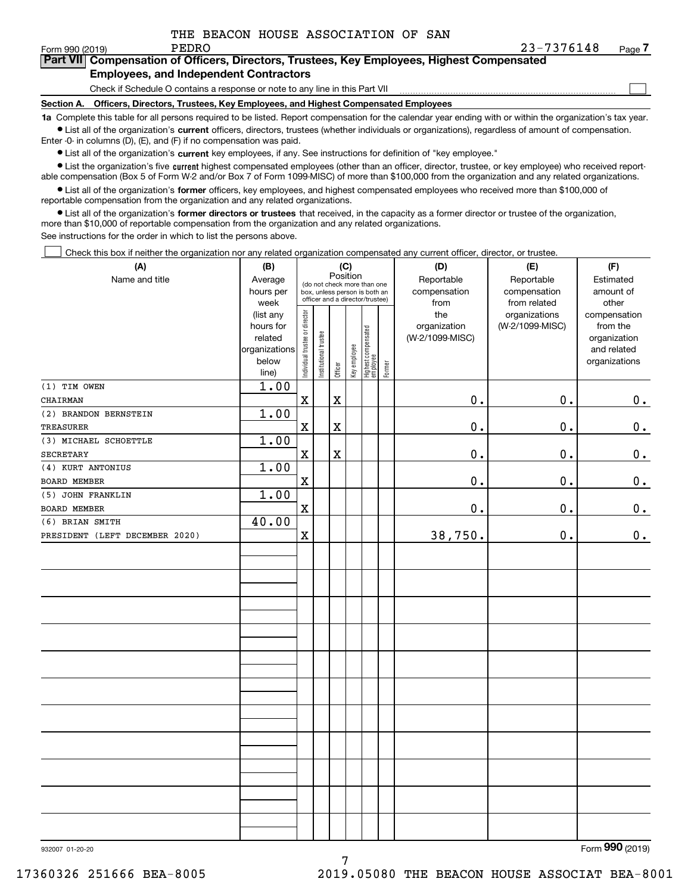THE BEACON HOUSE ASSOCIATION OF SAN PEDRO

Form 990 (2019) 23-7376148 Page 7

**Part VII Compensation of Officers, Directors, Trustees, Key Employees, Highest Compensated Employees, and Independent Contractors**

Check if Schedule O contains a response or note to any line in this Part VII ☐

**Section A. Officers, Directors, Trustees, Key Employees, and Highest Compensated Employees**

**1a** Complete this table for all persons required to be listed. Report compensation for the calendar year ending with or within the organization's tax year.

- List all of the organization's **current** officers, directors, trustees (whether individuals or organizations), regardless of amount of compensation. Enter -0- in columns (D), (E), and (F) if no compensation was paid.
- List all of the organization's **current** key employees, if any. See instructions for definition of "key employee."
- List the organization's five **current** highest compensated employees (other than an officer, director, trustee, or key employee) who received reportable compensation (Box 5 of Form W-2 and/or Box 7 of Form 1099-MISC) of more than $100,000 from the organization and any related organizations.
- List all of the organization's **former** officers, key employees, and highest compensated employees who received more than $100,000 of reportable compensation from the organization and any related organizations.
- List all of the organization's **former directors or trustees** that received, in the capacity as a former director or trustee of the organization, more than $10,000 of reportable compensation from the organization and any related organizations.

See instructions for the order in which to list the persons above.

☐ Check this box if neither the organization nor any related organization compensated any current officer, director, or trustee.

| (A) Name and title | (B) Average hours per week (list any hours for related organizations below line) | (C) Individual trustee or director | Institutional trustee | Officer | Key employee | Highest compensated employee | Former | (D) Reportable compensation from the organization (W-2/1099-MISC) | (E) Reportable compensation from related organizations (W-2/1099-MISC) | (F) Estimated amount of other compensation from the organization and related organizations |
|---|---|---|---|---|---|---|---|---|---|---|
| (1) TIM OWEN<br>CHAIRMAN | 1.00 | X | | X | | | | 0. | 0. | 0. |
| (2) BRANDON BERNSTEIN<br>TREASURER | 1.00 | X | | X | | | | 0. | 0. | 0. |
| (3) MICHAEL SCHOETTLE<br>SECRETARY | 1.00 | X | | X | | | | 0. | 0. | 0. |
| (4) KURT ANTONIUS<br>BOARD MEMBER | 1.00 | X | | | | | | 0. | 0. | 0. |
| (5) JOHN FRANKLIN<br>BOARD MEMBER | 1.00 | X | | | | | | 0. | 0. | 0. |
| (6) BRIAN SMITH<br>PRESIDENT (LEFT DECEMBER 2020) | 40.00 | X | | | | | | 38,750. | 0. | 0. |

932007 01-20-20 Form 990 (2019)

17360326 251666 BEA-8005 2019.05080 THE BEACON HOUSE ASSOCIAT BEA-8001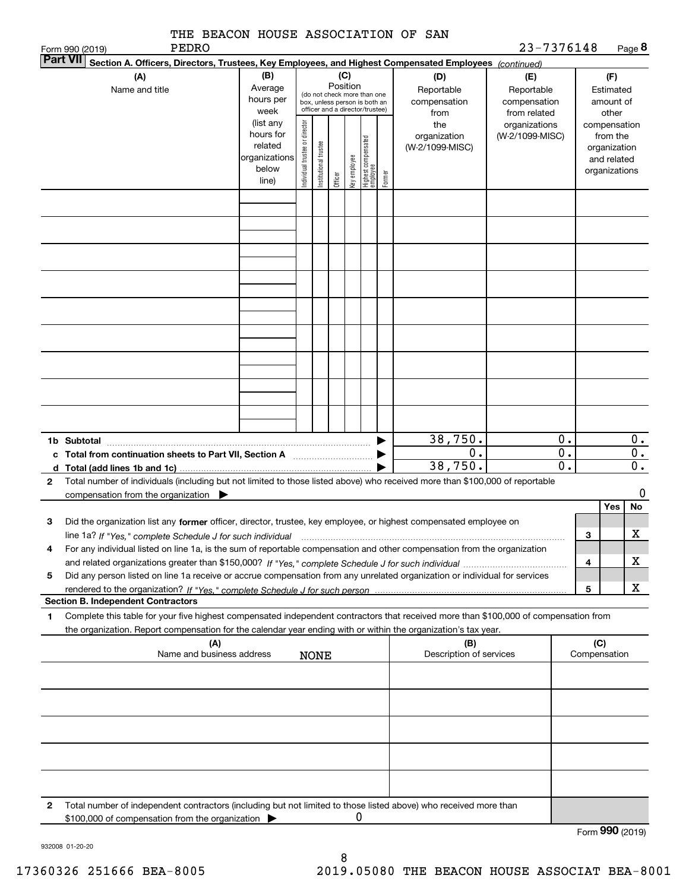THE BEACON HOUSE ASSOCIATION OF SAN PEDRO

Form 990 (2019) 23-7376148 Page 8

**Part VII** **Section A. Officers, Directors, Trustees, Key Employees, and Highest Compensated Employees** *(continued)*

| (A) Name and title | (B) Average hours per week (list any hours for related organizations below line) | (C) Position (do not check more than one box, unless person is both an officer and a director/trustee): Individual trustee or director | Institutional trustee | Officer | Key employee | Highest compensated employee | Former | (D) Reportable compensation from the organization (W-2/1099-MISC) | (E) Reportable compensation from related organizations (W-2/1099-MISC) | (F) Estimated amount of other compensation from the organization and related organizations |
|---|---|---|---|---|---|---|---|---|---|---|
| | | | | | | | | | | |
| | | | | | | | | | | |
| | | | | | | | | | | |
| | | | | | | | | | | |
| | | | | | | | | | | |
| | | | | | | | | | | |
| | | | | | | | | | | |
| | | | | | | | | | | |
| | | | | | | | | | | |
| **1b Subtotal** | | | | | | | ▶ | 38,750. | 0. | 0. |
| **c Total from continuation sheets to Part VII, Section A** | | | | | | | ▶ | 0. | 0. | 0. |
| **d Total (add lines 1b and 1c)** | | | | | | | ▶ | 38,750. | 0. | 0. |

**2** Total number of individuals (including but not limited to those listed above) who received more than $100,000 of reportable compensation from the organization ▶ 0

| | | | Yes | No |
|---|---|---|---|---|
| **3** | Did the organization list any **former** officer, director, trustee, key employee, or highest compensated employee on line 1a? *If "Yes," complete Schedule J for such individual* | 3 | | X |
| **4** | For any individual listed on line 1a, is the sum of reportable compensation and other compensation from the organization and related organizations greater than $150,000? *If "Yes," complete Schedule J for such individual* | 4 | | X |
| **5** | Did any person listed on line 1a receive or accrue compensation from any unrelated organization or individual for services rendered to the organization? *If "Yes," complete Schedule J for such person* | 5 | | X |

**Section B. Independent Contractors**

**1** Complete this table for your five highest compensated independent contractors that received more than $100,000 of compensation from the organization. Report compensation for the calendar year ending with or within the organization's tax year.

| (A) Name and business address | (B) Description of services | (C) Compensation |
|---|---|---|
| NONE | | |
| | | |
| | | |
| | | |
| | | |

**2** Total number of independent contractors (including but not limited to those listed above) who received more than $100,000 of compensation from the organization ▶ 0

Form **990** (2019)

932008 01-20-20

17360326 251666 BEA-8005 2019.05080 THE BEACON HOUSE ASSOCIAT BEA-8001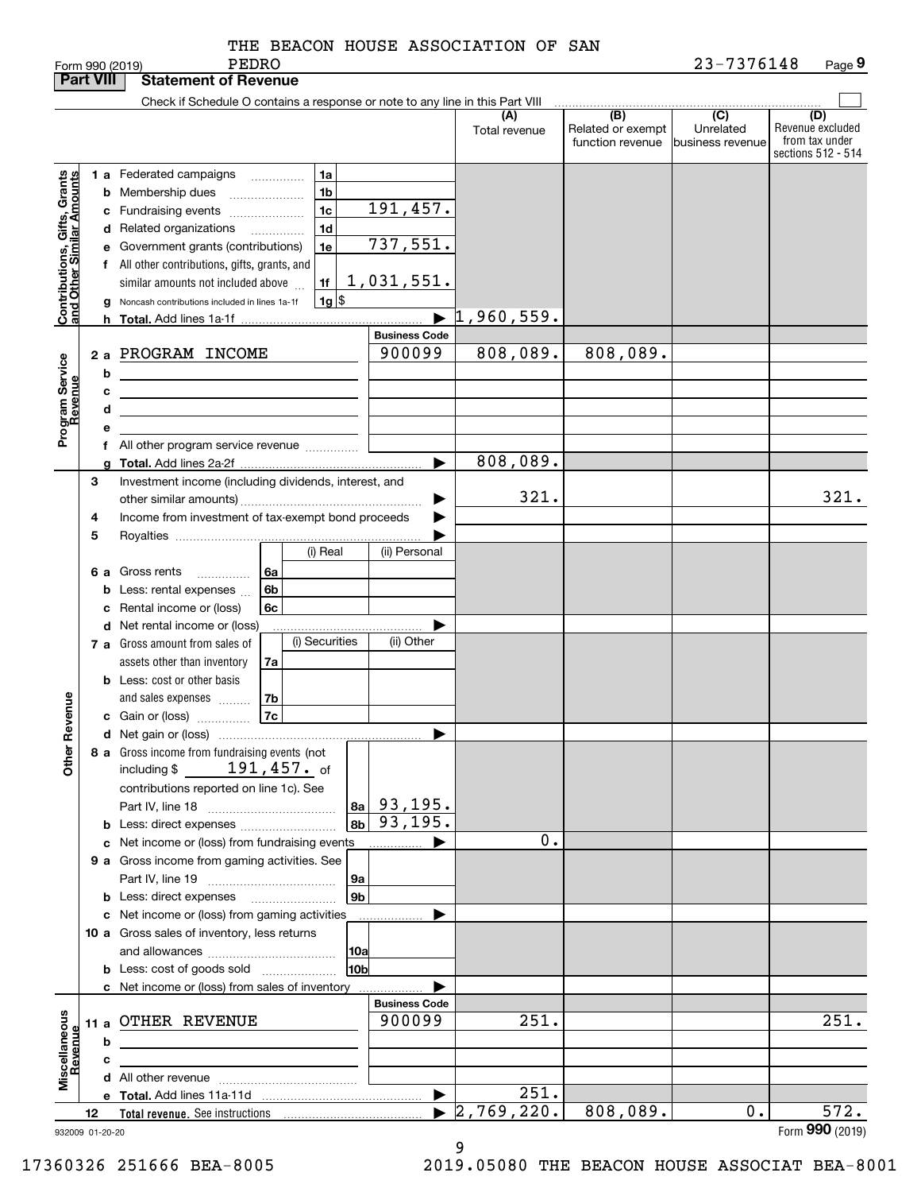THE BEACON HOUSE ASSOCIATION OF SAN PEDRO

Form 990 (2019) 23-7376148 Page 9

## Part VIII Statement of Revenue

Check if Schedule O contains a response or note to any line in this Part VIII

| | | | (A) Total revenue | (B) Related or exempt function revenue | (C) Unrelated business revenue | (D) Revenue excluded from tax under sections 512 - 514 |
|---|---|---|---|---|---|---|
| **Contributions, Gifts, Grants and Other Similar Amounts** | | | | | | |
| 1 a | Federated campaigns | 1a | | | | |
| b | Membership dues | 1b | | | | |
| c | Fundraising events | 1c 191,457. | | | | |
| d | Related organizations | 1d | | | | |
| e | Government grants (contributions) | 1e 737,551. | | | | |
| f | All other contributions, gifts, grants, and similar amounts not included above | 1f 1,031,551. | | | | |
| g | Noncash contributions included in lines 1a-1f | 1g $ | | | | |
| h | Total. Add lines 1a-1f | ▶ | 1,960,559. | | | |
| **Program Service Revenue** | | Business Code | | | | |
| 2 a | PROGRAM INCOME | 900099 | 808,089. | 808,089. | | |
| b | | | | | | |
| c | | | | | | |
| d | | | | | | |
| e | | | | | | |
| f | All other program service revenue | | | | | |
| g | Total. Add lines 2a-2f | ▶ | 808,089. | | | |
| **Other Revenue** | | | | | | |
| 3 | Investment income (including dividends, interest, and other similar amounts) | ▶ | 321. | | | 321. |
| 4 | Income from investment of tax-exempt bond proceeds | ▶ | | | | |
| 5 | Royalties | ▶ | | | | |
| | | (i) Real / (ii) Personal | | | | |
| 6 a | Gross rents | 6a | | | | |
| b | Less: rental expenses | 6b | | | | |
| c | Rental income or (loss) | 6c | | | | |
| d | Net rental income or (loss) | ▶ | | | | |
| | | (i) Securities / (ii) Other | | | | |
| 7 a | Gross amount from sales of assets other than inventory | 7a | | | | |
| b | Less: cost or other basis and sales expenses | 7b | | | | |
| c | Gain or (loss) | 7c | | | | |
| d | Net gain or (loss) | ▶ | | | | |
| 8 a | Gross income from fundraising events (not including $ 191,457. of contributions reported on line 1c). See Part IV, line 18 | 8a 93,195. | | | | |
| b | Less: direct expenses | 8b 93,195. | | | | |
| c | Net income or (loss) from fundraising events | ▶ | 0. | | | |
| 9 a | Gross income from gaming activities. See Part IV, line 19 | 9a | | | | |
| b | Less: direct expenses | 9b | | | | |
| c | Net income or (loss) from gaming activities | ▶ | | | | |
| 10 a | Gross sales of inventory, less returns and allowances | 10a | | | | |
| b | Less: cost of goods sold | 10b | | | | |
| c | Net income or (loss) from sales of inventory | ▶ | | | | |
| **Miscellaneous Revenue** | | Business Code | | | | |
| 11 a | OTHER REVENUE | 900099 | 251. | | | 251. |
| b | | | | | | |
| c | | | | | | |
| d | All other revenue | | | | | |
| e | Total. Add lines 11a-11d | ▶ | 251. | | | |
| 12 | Total revenue. See instructions | ▶ | 2,769,220. | 808,089. | 0. | 572. |

932009 01-20-20 Form 990 (2019)

17360326 251666 BEA-8005 2019.05080 THE BEACON HOUSE ASSOCIAT BEA-8001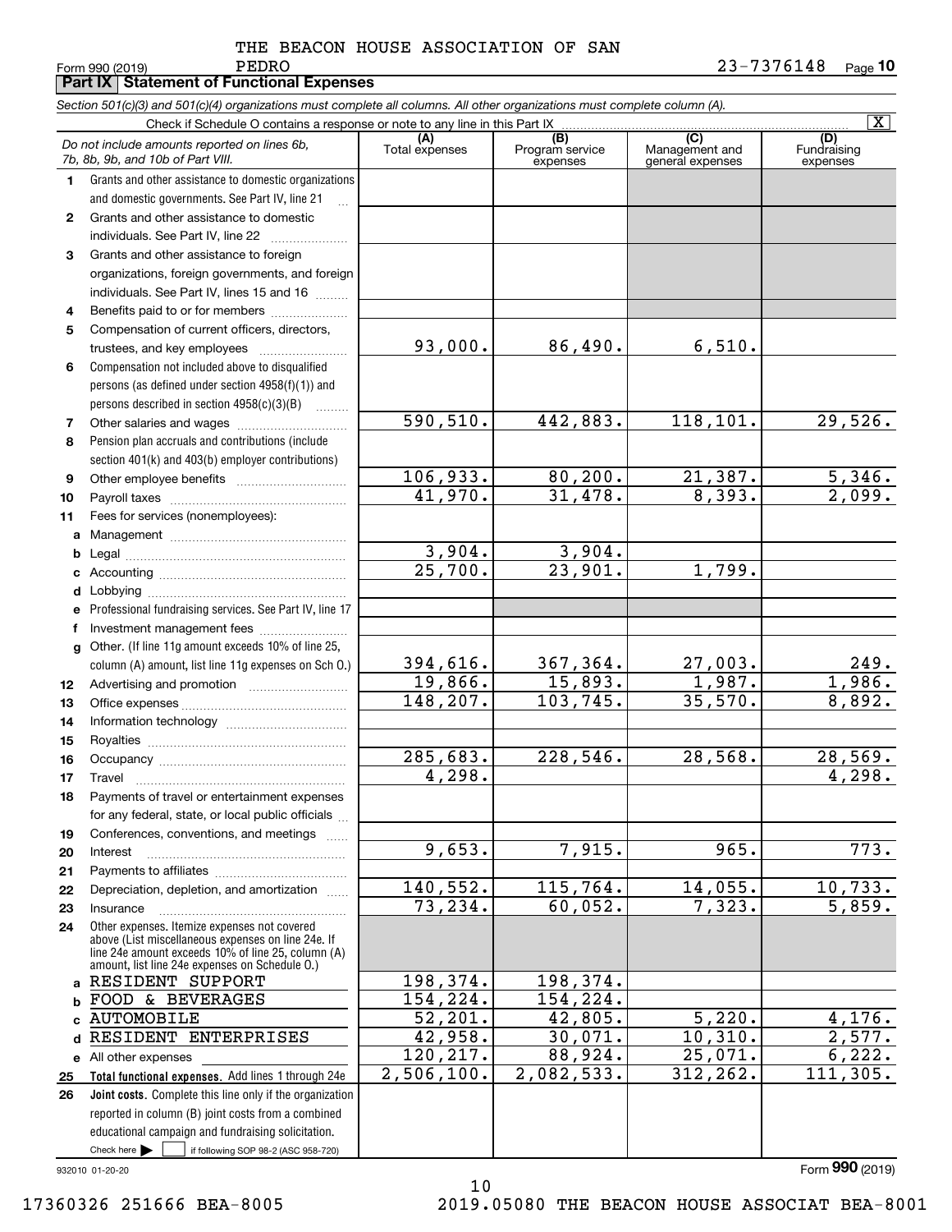THE BEACON HOUSE ASSOCIATION OF SAN PEDRO

Form 990 (2019) 23-7376148 Page 10

## Part IX Statement of Functional Expenses

*Section 501(c)(3) and 501(c)(4) organizations must complete all columns. All other organizations must complete column (A).*

Check if Schedule O contains a response or note to any line in this Part IX [X]

| | *Do not include amounts reported on lines 6b, 7b, 8b, 9b, and 10b of Part VIII.* | (A) Total expenses | (B) Program service expenses | (C) Management and general expenses | (D) Fundraising expenses |
|---|---|---|---|---|---|
| 1 | Grants and other assistance to domestic organizations and domestic governments. See Part IV, line 21 | | | | |
| 2 | Grants and other assistance to domestic individuals. See Part IV, line 22 | | | | |
| 3 | Grants and other assistance to foreign organizations, foreign governments, and foreign individuals. See Part IV, lines 15 and 16 | | | | |
| 4 | Benefits paid to or for members | | | | |
| 5 | Compensation of current officers, directors, trustees, and key employees | 93,000. | 86,490. | 6,510. | |
| 6 | Compensation not included above to disqualified persons (as defined under section 4958(f)(1)) and persons described in section 4958(c)(3)(B) | | | | |
| 7 | Other salaries and wages | 590,510. | 442,883. | 118,101. | 29,526. |
| 8 | Pension plan accruals and contributions (include section 401(k) and 403(b) employer contributions) | | | | |
| 9 | Other employee benefits | 106,933. | 80,200. | 21,387. | 5,346. |
| 10 | Payroll taxes | 41,970. | 31,478. | 8,393. | 2,099. |
| 11 | Fees for services (nonemployees): | | | | |
| a | Management | | | | |
| b | Legal | 3,904. | 3,904. | | |
| c | Accounting | 25,700. | 23,901. | 1,799. | |
| d | Lobbying | | | | |
| e | Professional fundraising services. See Part IV, line 17 | | | | |
| f | Investment management fees | | | | |
| g | Other. (If line 11g amount exceeds 10% of line 25, column (A) amount, list line 11g expenses on Sch O.) | 394,616. | 367,364. | 27,003. | 249. |
| 12 | Advertising and promotion | 19,866. | 15,893. | 1,987. | 1,986. |
| 13 | Office expenses | 148,207. | 103,745. | 35,570. | 8,892. |
| 14 | Information technology | | | | |
| 15 | Royalties | | | | |
| 16 | Occupancy | 285,683. | 228,546. | 28,568. | 28,569. |
| 17 | Travel | 4,298. | | | 4,298. |
| 18 | Payments of travel or entertainment expenses for any federal, state, or local public officials | | | | |
| 19 | Conferences, conventions, and meetings | | | | |
| 20 | Interest | 9,653. | 7,915. | 965. | 773. |
| 21 | Payments to affiliates | | | | |
| 22 | Depreciation, depletion, and amortization | 140,552. | 115,764. | 14,055. | 10,733. |
| 23 | Insurance | 73,234. | 60,052. | 7,323. | 5,859. |
| 24 | Other expenses. Itemize expenses not covered above (List miscellaneous expenses on line 24e. If line 24e amount exceeds 10% of line 25, column (A) amount, list line 24e expenses on Schedule O.) | | | | |
| a | RESIDENT SUPPORT | 198,374. | 198,374. | | |
| b | FOOD & BEVERAGES | 154,224. | 154,224. | | |
| c | AUTOMOBILE | 52,201. | 42,805. | 5,220. | 4,176. |
| d | RESIDENT ENTERPRISES | 42,958. | 30,071. | 10,310. | 2,577. |
| e | All other expenses | 120,217. | 88,924. | 25,071. | 6,222. |
| 25 | **Total functional expenses.** Add lines 1 through 24e | 2,506,100. | 2,082,533. | 312,262. | 111,305. |
| 26 | **Joint costs.** Complete this line only if the organization reported in column (B) joint costs from a combined educational campaign and fundraising solicitation. Check here [ ] if following SOP 98-2 (ASC 958-720) | | | | |

932010 01-20-20

Form **990** (2019)

17360326 251666 BEA-8005 2019.05080 THE BEACON HOUSE ASSOCIAT BEA-8001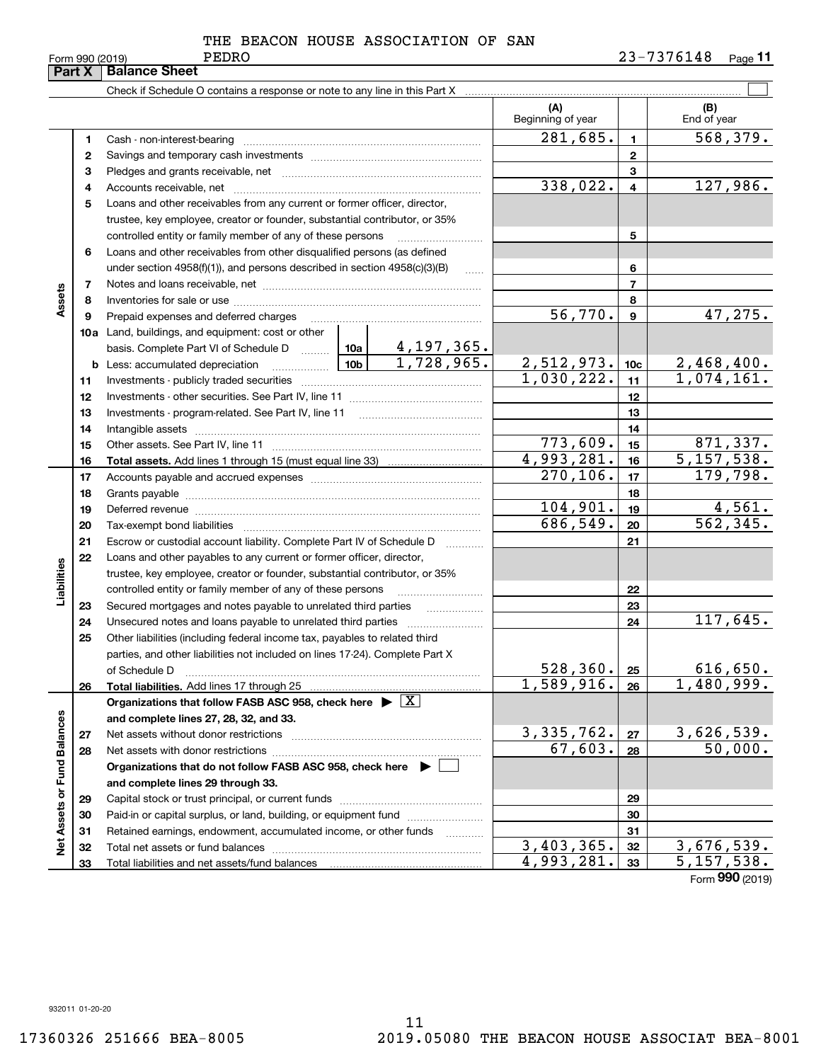THE BEACON HOUSE ASSOCIATION OF SAN PEDRO

Form 990 (2019) 23-7376148

## Part X Balance Sheet

Check if Schedule O contains a response or note to any line in this Part X ☐

| | | | | (A) Beginning of year | | (B) End of year |
|---|---|---|---|---|---|---|
| **Assets** | 1 | Cash - non-interest-bearing | | 281,685. | 1 | 568,379. |
| | 2 | Savings and temporary cash investments | | | 2 | |
| | 3 | Pledges and grants receivable, net | | | 3 | |
| | 4 | Accounts receivable, net | | 338,022. | 4 | 127,986. |
| | 5 | Loans and other receivables from any current or former officer, director, trustee, key employee, creator or founder, substantial contributor, or 35% controlled entity or family member of any of these persons | | | 5 | |
| | 6 | Loans and other receivables from other disqualified persons (as defined under section 4958(f)(1)), and persons described in section 4958(c)(3)(B) | | | 6 | |
| | 7 | Notes and loans receivable, net | | | 7 | |
| | 8 | Inventories for sale or use | | | 8 | |
| | 9 | Prepaid expenses and deferred charges | | 56,770. | 9 | 47,275. |
| | 10a | Land, buildings, and equipment: cost or other basis. Complete Part VI of Schedule D | 10a 4,197,365. | | | |
| | b | Less: accumulated depreciation | 10b 1,728,965. | 2,512,973. | 10c | 2,468,400. |
| | 11 | Investments - publicly traded securities | | 1,030,222. | 11 | 1,074,161. |
| | 12 | Investments - other securities. See Part IV, line 11 | | | 12 | |
| | 13 | Investments - program-related. See Part IV, line 11 | | | 13 | |
| | 14 | Intangible assets | | | 14 | |
| | 15 | Other assets. See Part IV, line 11 | | 773,609. | 15 | 871,337. |
| | 16 | **Total assets.** Add lines 1 through 15 (must equal line 33) | | 4,993,281. | 16 | 5,157,538. |
| **Liabilities** | 17 | Accounts payable and accrued expenses | | 270,106. | 17 | 179,798. |
| | 18 | Grants payable | | | 18 | |
| | 19 | Deferred revenue | | 104,901. | 19 | 4,561. |
| | 20 | Tax-exempt bond liabilities | | 686,549. | 20 | 562,345. |
| | 21 | Escrow or custodial account liability. Complete Part IV of Schedule D | | | 21 | |
| | 22 | Loans and other payables to any current or former officer, director, trustee, key employee, creator or founder, substantial contributor, or 35% controlled entity or family member of any of these persons | | | 22 | |
| | 23 | Secured mortgages and notes payable to unrelated third parties | | | 23 | |
| | 24 | Unsecured notes and loans payable to unrelated third parties | | | 24 | 117,645. |
| | 25 | Other liabilities (including federal income tax, payables to related third parties, and other liabilities not included on lines 17-24). Complete Part X of Schedule D | | 528,360. | 25 | 616,650. |
| | 26 | **Total liabilities.** Add lines 17 through 25 | | 1,589,916. | 26 | 1,480,999. |
| **Net Assets or Fund Balances** | | **Organizations that follow FASB ASC 958, check here ▶ ☒ and complete lines 27, 28, 32, and 33.** | | | | |
| | 27 | Net assets without donor restrictions | | 3,335,762. | 27 | 3,626,539. |
| | 28 | Net assets with donor restrictions | | 67,603. | 28 | 50,000. |
| | | **Organizations that do not follow FASB ASC 958, check here ▶ ☐ and complete lines 29 through 33.** | | | | |
| | 29 | Capital stock or trust principal, or current funds | | | 29 | |
| | 30 | Paid-in or capital surplus, or land, building, or equipment fund | | | 30 | |
| | 31 | Retained earnings, endowment, accumulated income, or other funds | | | 31 | |
| | 32 | Total net assets or fund balances | | 3,403,365. | 32 | 3,676,539. |
| | 33 | Total liabilities and net assets/fund balances | | 4,993,281. | 33 | 5,157,538. |

Form **990** (2019)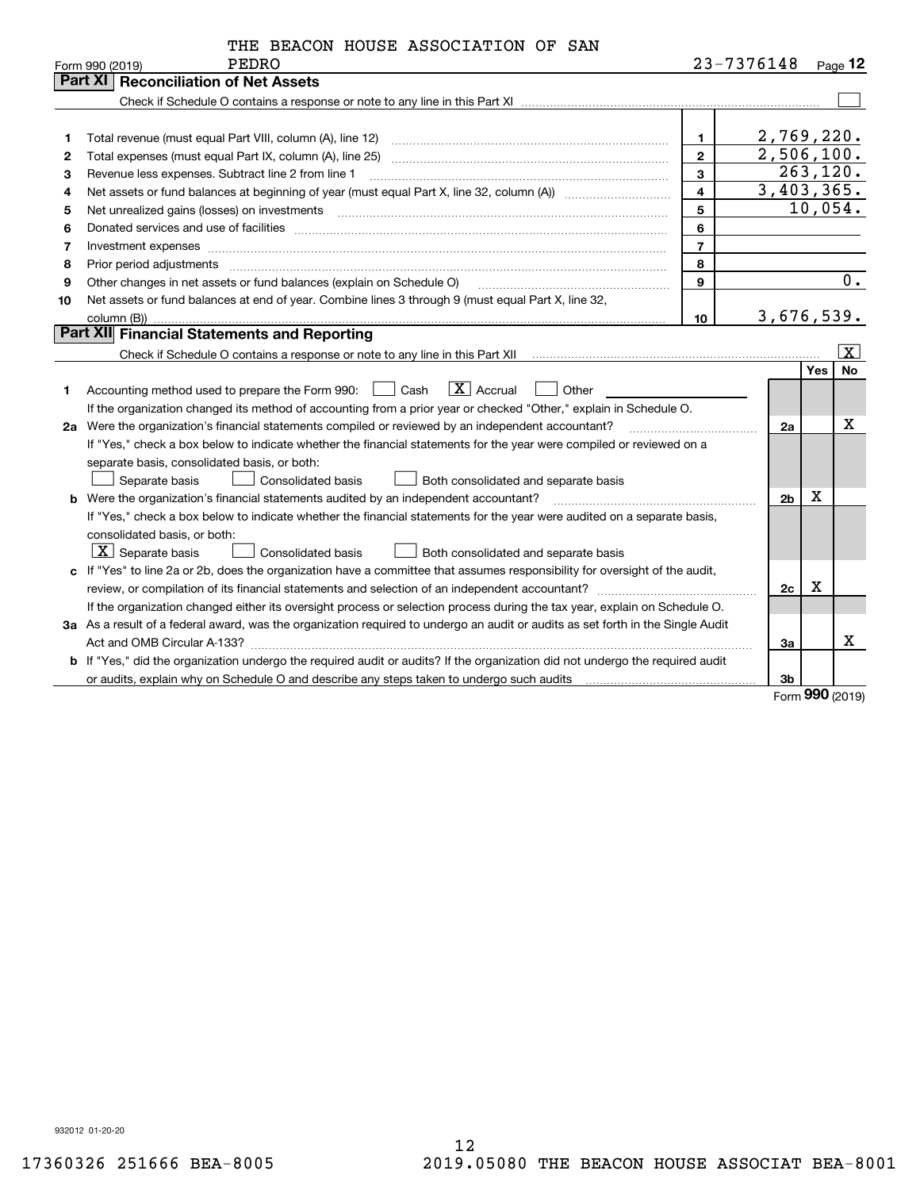THE BEACON HOUSE ASSOCIATION OF SAN PEDRO

Form 990 (2019) 23-7376148 Page **12**

## Part XI Reconciliation of Net Assets

Check if Schedule O contains a response or note to any line in this Part XI ☐

| | | | |
|---|---|---|---|
| 1 | Total revenue (must equal Part VIII, column (A), line 12) | 1 | 2,769,220. |
| 2 | Total expenses (must equal Part IX, column (A), line 25) | 2 | 2,506,100. |
| 3 | Revenue less expenses. Subtract line 2 from line 1 | 3 | 263,120. |
| 4 | Net assets or fund balances at beginning of year (must equal Part X, line 32, column (A)) | 4 | 3,403,365. |
| 5 | Net unrealized gains (losses) on investments | 5 | 10,054. |
| 6 | Donated services and use of facilities | 6 | |
| 7 | Investment expenses | 7 | |
| 8 | Prior period adjustments | 8 | |
| 9 | Other changes in net assets or fund balances (explain on Schedule O) | 9 | 0. |
| 10 | Net assets or fund balances at end of year. Combine lines 3 through 9 (must equal Part X, line 32, column (B)) | 10 | 3,676,539. |

## Part XII Financial Statements and Reporting

Check if Schedule O contains a response or note to any line in this Part XII ☒

| | | | Yes | No |
|---|---|---|---|---|
| 1 | Accounting method used to prepare the Form 990: ☐ Cash ☒ Accrual ☐ Other | | | |
| | If the organization changed its method of accounting from a prior year or checked "Other," explain in Schedule O. | | | |
| 2a | Were the organization's financial statements compiled or reviewed by an independent accountant? | 2a | | X |
| | If "Yes," check a box below to indicate whether the financial statements for the year were compiled or reviewed on a separate basis, consolidated basis, or both:<br>☐ Separate basis ☐ Consolidated basis ☐ Both consolidated and separate basis | | | |
| b | Were the organization's financial statements audited by an independent accountant? | 2b | X | |
| | If "Yes," check a box below to indicate whether the financial statements for the year were audited on a separate basis, consolidated basis, or both:<br>☒ Separate basis ☐ Consolidated basis ☐ Both consolidated and separate basis | | | |
| c | If "Yes" to line 2a or 2b, does the organization have a committee that assumes responsibility for oversight of the audit, review, or compilation of its financial statements and selection of an independent accountant? | 2c | X | |
| | If the organization changed either its oversight process or selection process during the tax year, explain on Schedule O. | | | |
| 3a | As a result of a federal award, was the organization required to undergo an audit or audits as set forth in the Single Audit Act and OMB Circular A-133? | 3a | | X |
| b | If "Yes," did the organization undergo the required audit or audits? If the organization did not undergo the required audit or audits, explain why on Schedule O and describe any steps taken to undergo such audits | 3b | | |

Form **990** (2019)

932012 01-20-20

17360326 251666 BEA-8005 2019.05080 THE BEACON HOUSE ASSOCIAT BEA-8001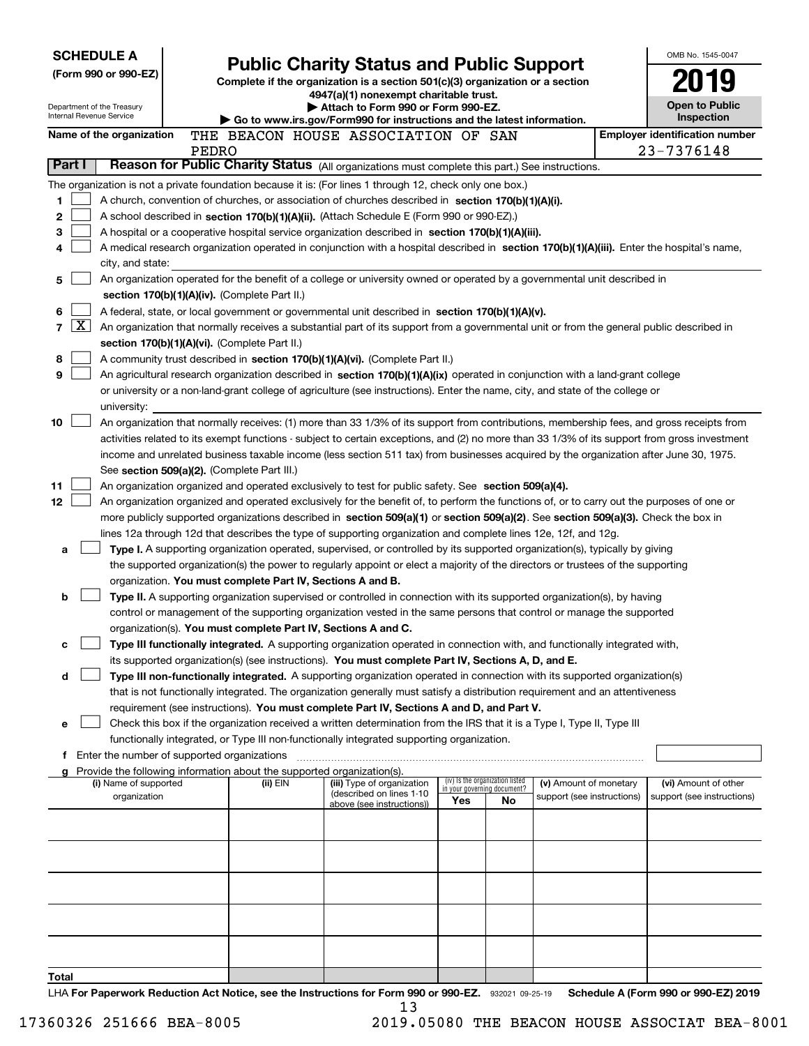**SCHEDULE A**
**(Form 990 or 990-EZ)**

Department of the Treasury
Internal Revenue Service

# Public Charity Status and Public Support

**Complete if the organization is a section 501(c)(3) organization or a section 4947(a)(1) nonexempt charitable trust.**
**▶ Attach to Form 990 or Form 990-EZ.**
**▶ Go to www.irs.gov/Form990 for instructions and the latest information.**

OMB No. 1545-0047
**2019**
**Open to Public Inspection**

**Name of the organization** THE BEACON HOUSE ASSOCIATION OF SAN PEDRO

**Employer identification number** 23-7376148

## Part I Reason for Public Charity Status (All organizations must complete this part.) See instructions.

The organization is not a private foundation because it is: (For lines 1 through 12, check only one box.)

1. [ ] A church, convention of churches, or association of churches described in **section 170(b)(1)(A)(i).**
2. [ ] A school described in **section 170(b)(1)(A)(ii).** (Attach Schedule E (Form 990 or 990-EZ).)
3. [ ] A hospital or a cooperative hospital service organization described in **section 170(b)(1)(A)(iii).**
4. [ ] A medical research organization operated in conjunction with a hospital described in **section 170(b)(1)(A)(iii).** Enter the hospital's name, city, and state:
5. [ ] An organization operated for the benefit of a college or university owned or operated by a governmental unit described in **section 170(b)(1)(A)(iv).** (Complete Part II.)
6. [ ] A federal, state, or local government or governmental unit described in **section 170(b)(1)(A)(v).**
7. [X] An organization that normally receives a substantial part of its support from a governmental unit or from the general public described in **section 170(b)(1)(A)(vi).** (Complete Part II.)
8. [ ] A community trust described in **section 170(b)(1)(A)(vi).** (Complete Part II.)
9. [ ] An agricultural research organization described in **section 170(b)(1)(A)(ix)** operated in conjunction with a land-grant college or university or a non-land-grant college of agriculture (see instructions). Enter the name, city, and state of the college or university:
10. [ ] An organization that normally receives: (1) more than 33 1/3% of its support from contributions, membership fees, and gross receipts from activities related to its exempt functions - subject to certain exceptions, and (2) no more than 33 1/3% of its support from gross investment income and unrelated business taxable income (less section 511 tax) from businesses acquired by the organization after June 30, 1975. See **section 509(a)(2).** (Complete Part III.)
11. [ ] An organization organized and operated exclusively to test for public safety. See **section 509(a)(4).**
12. [ ] An organization organized and operated exclusively for the benefit of, to perform the functions of, or to carry out the purposes of one or more publicly supported organizations described in **section 509(a)(1)** or **section 509(a)(2)**. See **section 509(a)(3).** Check the box in lines 12a through 12d that describes the type of supporting organization and complete lines 12e, 12f, and 12g.
   - **a** [ ] **Type I.** A supporting organization operated, supervised, or controlled by its supported organization(s), typically by giving the supported organization(s) the power to regularly appoint or elect a majority of the directors or trustees of the supporting organization. **You must complete Part IV, Sections A and B.**
   - **b** [ ] **Type II.** A supporting organization supervised or controlled in connection with its supported organization(s), by having control or management of the supporting organization vested in the same persons that control or manage the supported organization(s). **You must complete Part IV, Sections A and C.**
   - **c** [ ] **Type III functionally integrated.** A supporting organization operated in connection with, and functionally integrated with, its supported organization(s) (see instructions). **You must complete Part IV, Sections A, D, and E.**
   - **d** [ ] **Type III non-functionally integrated.** A supporting organization operated in connection with its supported organization(s) that is not functionally integrated. The organization generally must satisfy a distribution requirement and an attentiveness requirement (see instructions). **You must complete Part IV, Sections A and D, and Part V.**
   - **e** [ ] Check this box if the organization received a written determination from the IRS that it is a Type I, Type II, Type III functionally integrated, or Type III non-functionally integrated supporting organization.
   - **f** Enter the number of supported organizations
   - **g** Provide the following information about the supported organization(s).

| (i) Name of supported organization | (ii) EIN | (iii) Type of organization (described on lines 1-10 above (see instructions)) | (iv) Is the organization listed in your governing document? Yes | No | (v) Amount of monetary support (see instructions) | (vi) Amount of other support (see instructions) |
|---|---|---|---|---|---|---|
| | | | | | | |
| | | | | | | |
| | | | | | | |
| | | | | | | |
| | | | | | | |
| **Total** | | | | | | |

LHA **For Paperwork Reduction Act Notice, see the Instructions for Form 990 or 990-EZ.** 932021 09-25-19 **Schedule A (Form 990 or 990-EZ) 2019**

17360326 251666 BEA-8005 2019.05080 THE BEACON HOUSE ASSOCIAT BEA-8001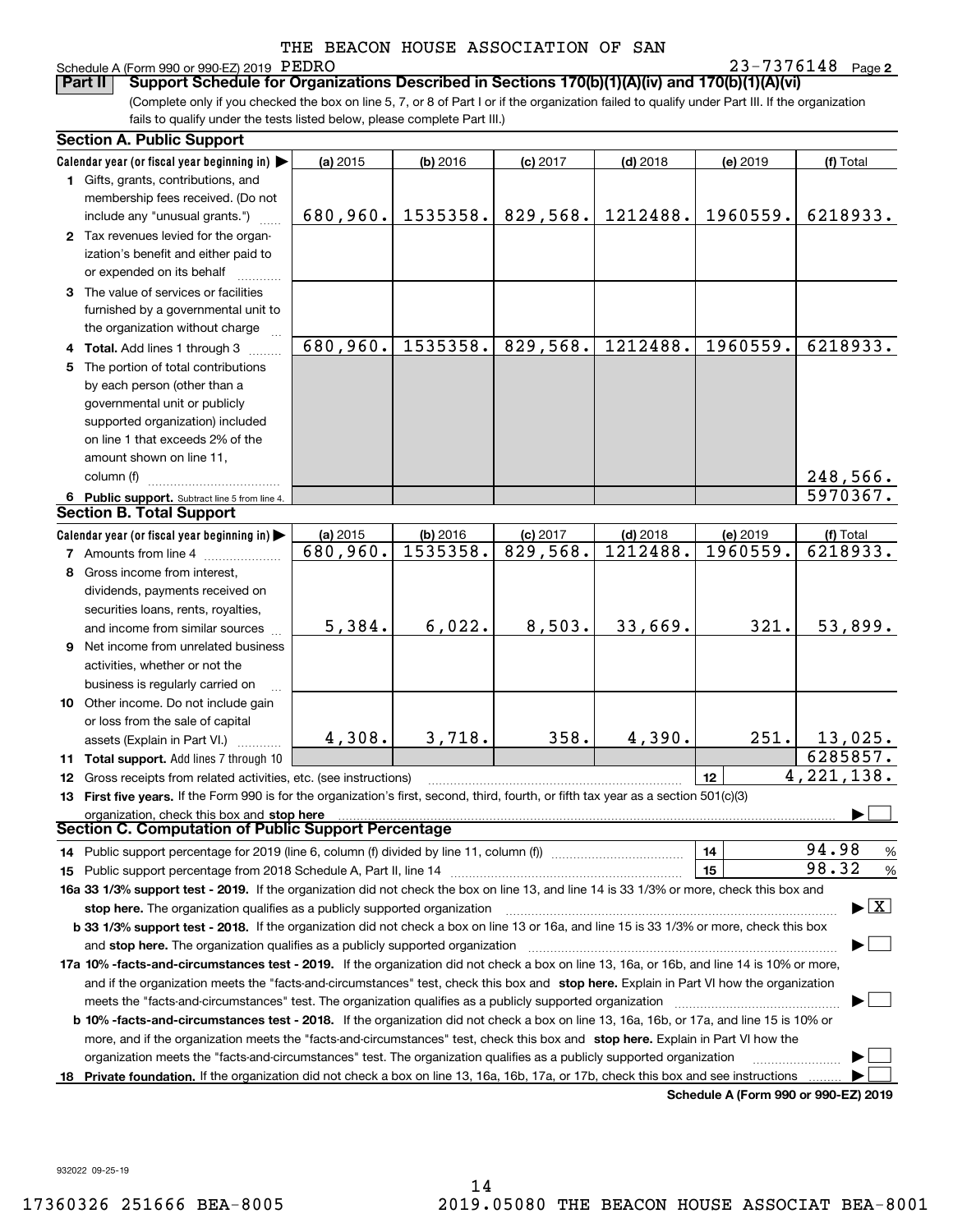THE BEACON HOUSE ASSOCIATION OF SAN PEDRO

Schedule A (Form 990 or 990-EZ) 2019 — 23-7376148 Page 2

**Part II — Support Schedule for Organizations Described in Sections 170(b)(1)(A)(iv) and 170(b)(1)(A)(vi)**

(Complete only if you checked the box on line 5, 7, or 8 of Part I or if the organization failed to qualify under Part III. If the organization fails to qualify under the tests listed below, please complete Part III.)

### Section A. Public Support

| Calendar year (or fiscal year beginning in) ▶ | (a) 2015 | (b) 2016 | (c) 2017 | (d) 2018 | (e) 2019 | (f) Total |
|---|---|---|---|---|---|---|
| 1 Gifts, grants, contributions, and membership fees received. (Do not include any "unusual grants.") | 680,960. | 1535358. | 829,568. | 1212488. | 1960559. | 6218933. |
| 2 Tax revenues levied for the organization's benefit and either paid to or expended on its behalf | | | | | | |
| 3 The value of services or facilities furnished by a governmental unit to the organization without charge | | | | | | |
| 4 **Total.** Add lines 1 through 3 | 680,960. | 1535358. | 829,568. | 1212488. | 1960559. | 6218933. |
| 5 The portion of total contributions by each person (other than a governmental unit or publicly supported organization) included on line 1 that exceeds 2% of the amount shown on line 11, column (f) | | | | | | 248,566. |
| 6 **Public support.** Subtract line 5 from line 4. | | | | | | 5970367. |

### Section B. Total Support

| Calendar year (or fiscal year beginning in) ▶ | (a) 2015 | (b) 2016 | (c) 2017 | (d) 2018 | (e) 2019 | (f) Total |
|---|---|---|---|---|---|---|
| 7 Amounts from line 4 | 680,960. | 1535358. | 829,568. | 1212488. | 1960559. | 6218933. |
| 8 Gross income from interest, dividends, payments received on securities loans, rents, royalties, and income from similar sources | 5,384. | 6,022. | 8,503. | 33,669. | 321. | 53,899. |
| 9 Net income from unrelated business activities, whether or not the business is regularly carried on | | | | | | |
| 10 Other income. Do not include gain or loss from the sale of capital assets (Explain in Part VI.) | 4,308. | 3,718. | 358. | 4,390. | 251. | 13,025. |
| 11 **Total support.** Add lines 7 through 10 | | | | | | 6285857. |
| 12 Gross receipts from related activities, etc. (see instructions) | | | | | 12 | 4,221,138. |

13 **First five years.** If the Form 990 is for the organization's first, second, third, fourth, or fifth tax year as a section 501(c)(3) organization, check this box and **stop here** ▶ ☐

### Section C. Computation of Public Support Percentage

14 Public support percentage for 2019 (line 6, column (f) divided by line 11, column (f)) — 14 — 94.98 %

15 Public support percentage from 2018 Schedule A, Part II, line 14 — 15 — 98.32 %

16a **33 1/3% support test - 2019.** If the organization did not check the box on line 13, and line 14 is 33 1/3% or more, check this box and **stop here.** The organization qualifies as a publicly supported organization ▶ ☒

b **33 1/3% support test - 2018.** If the organization did not check a box on line 13 or 16a, and line 15 is 33 1/3% or more, check this box and **stop here.** The organization qualifies as a publicly supported organization ▶ ☐

17a **10% -facts-and-circumstances test - 2019.** If the organization did not check a box on line 13, 16a, or 16b, and line 14 is 10% or more, and if the organization meets the "facts-and-circumstances" test, check this box and **stop here.** Explain in Part VI how the organization meets the "facts-and-circumstances" test. The organization qualifies as a publicly supported organization ▶ ☐

b **10% -facts-and-circumstances test - 2018.** If the organization did not check a box on line 13, 16a, 16b, or 17a, and line 15 is 10% or more, and if the organization meets the "facts-and-circumstances" test, check this box and **stop here.** Explain in Part VI how the organization meets the "facts-and-circumstances" test. The organization qualifies as a publicly supported organization ▶ ☐

18 **Private foundation.** If the organization did not check a box on line 13, 16a, 16b, 17a, or 17b, check this box and see instructions ▶ ☐

**Schedule A (Form 990 or 990-EZ) 2019**

932022 09-25-19

17360326 251666 BEA-8005 — 2019.05080 THE BEACON HOUSE ASSOCIAT BEA-8001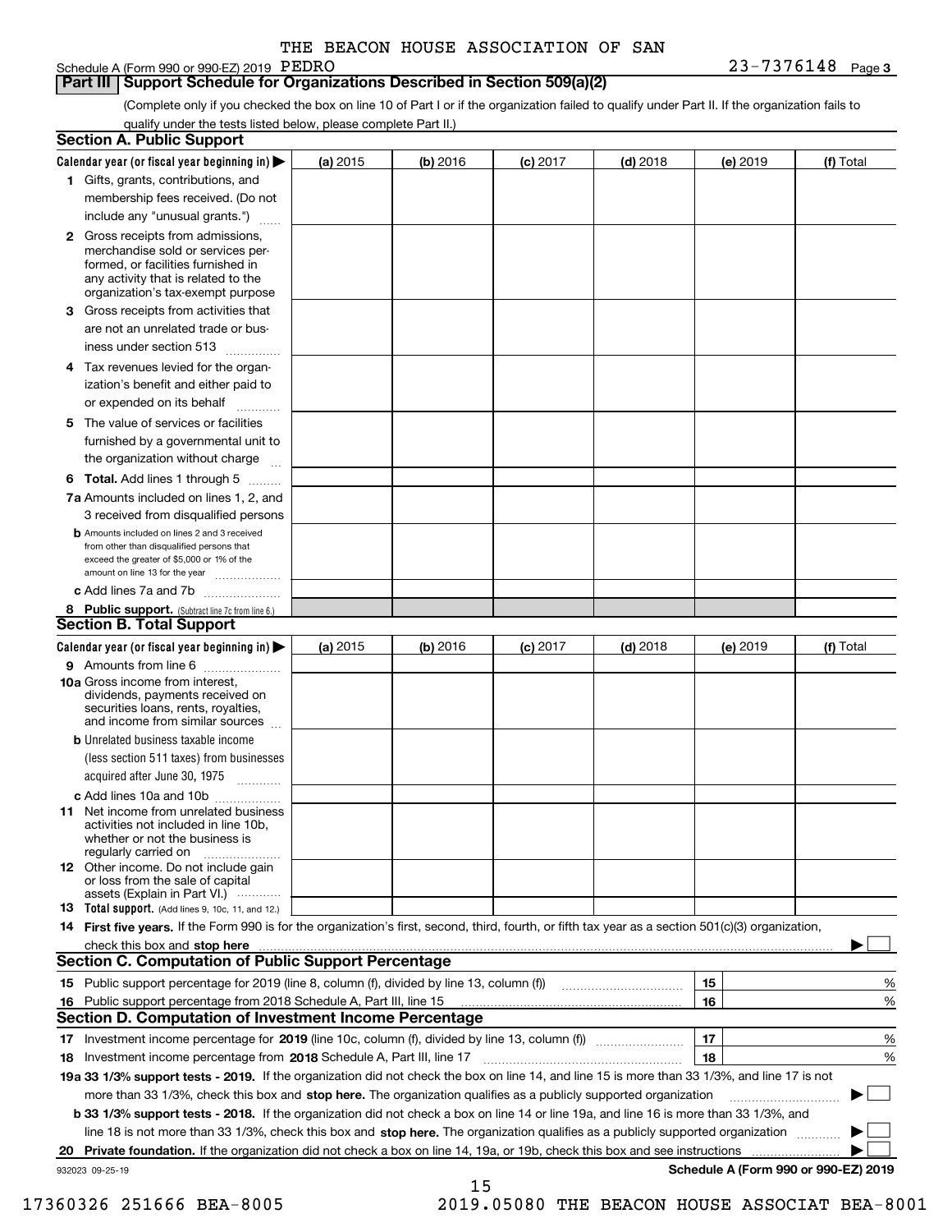THE BEACON HOUSE ASSOCIATION OF SAN PEDRO

Schedule A (Form 990 or 990-EZ) 2019 PEDRO 23-7376148 Page 3

## Part III Support Schedule for Organizations Described in Section 509(a)(2)

(Complete only if you checked the box on line 10 of Part I or if the organization failed to qualify under Part II. If the organization fails to qualify under the tests listed below, please complete Part II.)

### Section A. Public Support

| Calendar year (or fiscal year beginning in) ▶ | (a) 2015 | (b) 2016 | (c) 2017 | (d) 2018 | (e) 2019 | (f) Total |
|---|---|---|---|---|---|---|
| 1 Gifts, grants, contributions, and membership fees received. (Do not include any "unusual grants.") | | | | | | |
| 2 Gross receipts from admissions, merchandise sold or services performed, or facilities furnished in any activity that is related to the organization's tax-exempt purpose | | | | | | |
| 3 Gross receipts from activities that are not an unrelated trade or business under section 513 | | | | | | |
| 4 Tax revenues levied for the organization's benefit and either paid to or expended on its behalf | | | | | | |
| 5 The value of services or facilities furnished by a governmental unit to the organization without charge | | | | | | |
| 6 Total. Add lines 1 through 5 | | | | | | |
| 7a Amounts included on lines 1, 2, and 3 received from disqualified persons | | | | | | |
| b Amounts included on lines 2 and 3 received from other than disqualified persons that exceed the greater of $5,000 or 1% of the amount on line 13 for the year | | | | | | |
| c Add lines 7a and 7b | | | | | | |
| 8 Public support. (Subtract line 7c from line 6.) | | | | | | |

### Section B. Total Support

| Calendar year (or fiscal year beginning in) ▶ | (a) 2015 | (b) 2016 | (c) 2017 | (d) 2018 | (e) 2019 | (f) Total |
|---|---|---|---|---|---|---|
| 9 Amounts from line 6 | | | | | | |
| 10a Gross income from interest, dividends, payments received on securities loans, rents, royalties, and income from similar sources | | | | | | |
| b Unrelated business taxable income (less section 511 taxes) from businesses acquired after June 30, 1975 | | | | | | |
| c Add lines 10a and 10b | | | | | | |
| 11 Net income from unrelated business activities not included in line 10b, whether or not the business is regularly carried on | | | | | | |
| 12 Other income. Do not include gain or loss from the sale of capital assets (Explain in Part VI.) | | | | | | |
| 13 Total support. (Add lines 9, 10c, 11, and 12.) | | | | | | |

14 **First five years.** If the Form 990 is for the organization's first, second, third, fourth, or fifth tax year as a section 501(c)(3) organization, check this box and **stop here** ▶ ☐

### Section C. Computation of Public Support Percentage

| | | | |
|---|---|---|---|
| 15 Public support percentage for 2019 (line 8, column (f), divided by line 13, column (f)) | 15 | | % |
| 16 Public support percentage from 2018 Schedule A, Part III, line 15 | 16 | | % |

### Section D. Computation of Investment Income Percentage

| | | | |
|---|---|---|---|
| 17 Investment income percentage for **2019** (line 10c, column (f), divided by line 13, column (f)) | 17 | | % |
| 18 Investment income percentage from **2018** Schedule A, Part III, line 17 | 18 | | % |

**19a 33 1/3% support tests - 2019.** If the organization did not check the box on line 14, and line 15 is more than 33 1/3%, and line 17 is not more than 33 1/3%, check this box and **stop here.** The organization qualifies as a publicly supported organization ▶ ☐

**b 33 1/3% support tests - 2018.** If the organization did not check a box on line 14 or line 19a, and line 16 is more than 33 1/3%, and line 18 is not more than 33 1/3%, check this box and **stop here.** The organization qualifies as a publicly supported organization ▶ ☐

**20 Private foundation.** If the organization did not check a box on line 14, 19a, or 19b, check this box and see instructions ▶ ☐

932023 09-25-19 **Schedule A (Form 990 or 990-EZ) 2019**

17360326 251666 BEA-8005 2019.05080 THE BEACON HOUSE ASSOCIAT BEA-8001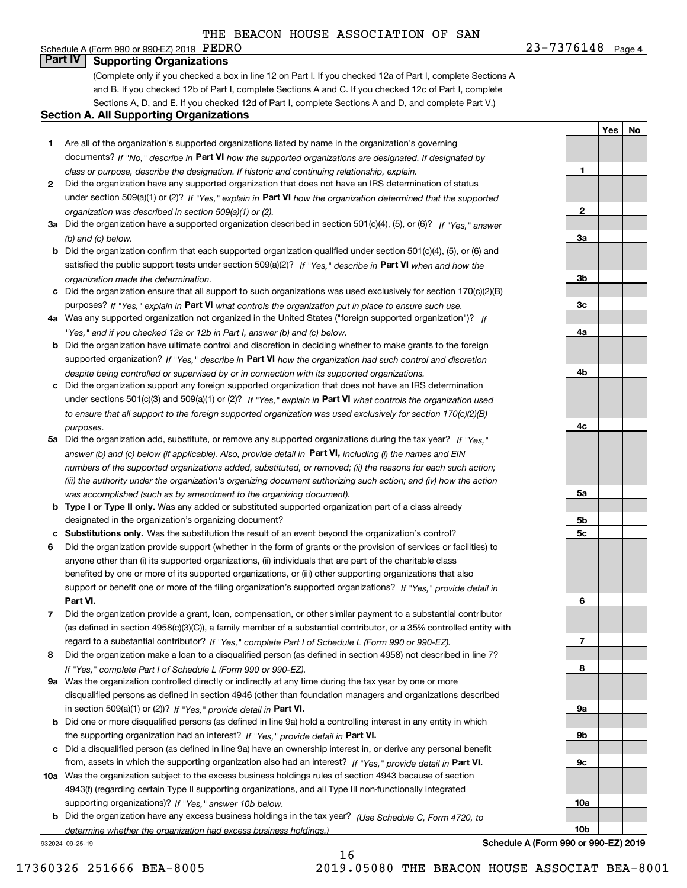THE BEACON HOUSE ASSOCIATION OF SAN PEDRO

Schedule A (Form 990 or 990-EZ) 2019 23-7376148 Page **4**

## Part IV Supporting Organizations

(Complete only if you checked a box in line 12 on Part I. If you checked 12a of Part I, complete Sections A and B. If you checked 12b of Part I, complete Sections A and C. If you checked 12c of Part I, complete Sections A, D, and E. If you checked 12d of Part I, complete Sections A and D, and complete Part V.)

### Section A. All Supporting Organizations

| | | | Yes | No |
|---|---|---|---|---|
| **1** | Are all of the organization's supported organizations listed by name in the organization's governing documents? *If "No," describe in* **Part VI** *how the supported organizations are designated. If designated by class or purpose, describe the designation. If historic and continuing relationship, explain.* | **1** | | |
| **2** | Did the organization have any supported organization that does not have an IRS determination of status under section 509(a)(1) or (2)? *If "Yes," explain in* **Part VI** *how the organization determined that the supported organization was described in section 509(a)(1) or (2).* | **2** | | |
| **3a** | Did the organization have a supported organization described in section 501(c)(4), (5), or (6)? *If "Yes," answer (b) and (c) below.* | **3a** | | |
| **b** | Did the organization confirm that each supported organization qualified under section 501(c)(4), (5), or (6) and satisfied the public support tests under section 509(a)(2)? *If "Yes," describe in* **Part VI** *when and how the organization made the determination.* | **3b** | | |
| **c** | Did the organization ensure that all support to such organizations was used exclusively for section 170(c)(2)(B) purposes? *If "Yes," explain in* **Part VI** *what controls the organization put in place to ensure such use.* | **3c** | | |
| **4a** | Was any supported organization not organized in the United States ("foreign supported organization")? *If "Yes," and if you checked 12a or 12b in Part I, answer (b) and (c) below.* | **4a** | | |
| **b** | Did the organization have ultimate control and discretion in deciding whether to make grants to the foreign supported organization? *If "Yes," describe in* **Part VI** *how the organization had such control and discretion despite being controlled or supervised by or in connection with its supported organizations.* | **4b** | | |
| **c** | Did the organization support any foreign supported organization that does not have an IRS determination under sections 501(c)(3) and 509(a)(1) or (2)? *If "Yes," explain in* **Part VI** *what controls the organization used to ensure that all support to the foreign supported organization was used exclusively for section 170(c)(2)(B) purposes.* | **4c** | | |
| **5a** | Did the organization add, substitute, or remove any supported organizations during the tax year? *If "Yes," answer (b) and (c) below (if applicable). Also, provide detail in* **Part VI,** *including (i) the names and EIN numbers of the supported organizations added, substituted, or removed; (ii) the reasons for each such action; (iii) the authority under the organization's organizing document authorizing such action; and (iv) how the action was accomplished (such as by amendment to the organizing document).* | **5a** | | |
| **b** | **Type I or Type II only.** Was any added or substituted supported organization part of a class already designated in the organization's organizing document? | **5b** | | |
| **c** | **Substitutions only.** Was the substitution the result of an event beyond the organization's control? | **5c** | | |
| **6** | Did the organization provide support (whether in the form of grants or the provision of services or facilities) to anyone other than (i) its supported organizations, (ii) individuals that are part of the charitable class benefited by one or more of its supported organizations, or (iii) other supporting organizations that also support or benefit one or more of the filing organization's supported organizations? *If "Yes," provide detail in* **Part VI.** | **6** | | |
| **7** | Did the organization provide a grant, loan, compensation, or other similar payment to a substantial contributor (as defined in section 4958(c)(3)(C)), a family member of a substantial contributor, or a 35% controlled entity with regard to a substantial contributor? *If "Yes," complete Part I of Schedule L (Form 990 or 990-EZ).* | **7** | | |
| **8** | Did the organization make a loan to a disqualified person (as defined in section 4958) not described in line 7? *If "Yes," complete Part I of Schedule L (Form 990 or 990-EZ).* | **8** | | |
| **9a** | Was the organization controlled directly or indirectly at any time during the tax year by one or more disqualified persons as defined in section 4946 (other than foundation managers and organizations described in section 509(a)(1) or (2))? *If "Yes," provide detail in* **Part VI.** | **9a** | | |
| **b** | Did one or more disqualified persons (as defined in line 9a) hold a controlling interest in any entity in which the supporting organization had an interest? *If "Yes," provide detail in* **Part VI.** | **9b** | | |
| **c** | Did a disqualified person (as defined in line 9a) have an ownership interest in, or derive any personal benefit from, assets in which the supporting organization also had an interest? *If "Yes," provide detail in* **Part VI.** | **9c** | | |
| **10a** | Was the organization subject to the excess business holdings rules of section 4943 because of section 4943(f) (regarding certain Type II supporting organizations, and all Type III non-functionally integrated supporting organizations)? *If "Yes," answer 10b below.* | **10a** | | |
| **b** | Did the organization have any excess business holdings in the tax year? *(Use Schedule C, Form 4720, to determine whether the organization had excess business holdings.)* | **10b** | | |

932024 09-25-19 **Schedule A (Form 990 or 990-EZ) 2019**

17360326 251666 BEA-8005 2019.05080 THE BEACON HOUSE ASSOCIAT BEA-8001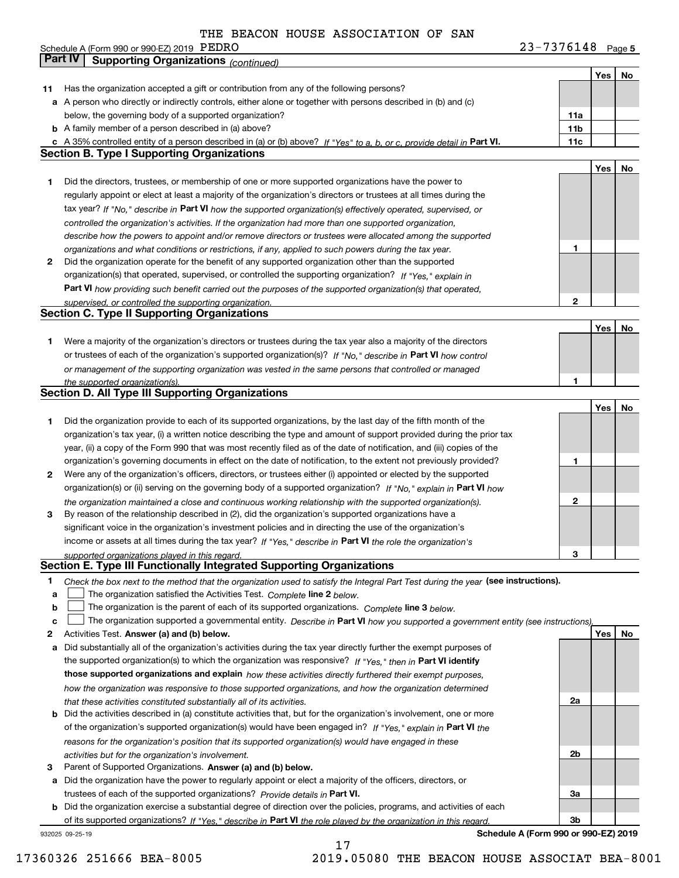THE BEACON HOUSE ASSOCIATION OF SAN PEDRO

Schedule A (Form 990 or 990-EZ) 2019 PEDRO 23-7376148 Page **5**

## Part IV Supporting Organizations *(continued)*

| | | | Yes | No |
|---|---|---|---|---|
| **11** | Has the organization accepted a gift or contribution from any of the following persons? | | | |
| **a** | A person who directly or indirectly controls, either alone or together with persons described in (b) and (c) below, the governing body of a supported organization? | **11a** | | |
| **b** | A family member of a person described in (a) above? | **11b** | | |
| **c** | A 35% controlled entity of a person described in (a) or (b) above? *If "Yes" to a, b, or c, provide detail in* **Part VI.** | **11c** | | |

### Section B. Type I Supporting Organizations

| | | | Yes | No |
|---|---|---|---|---|
| **1** | Did the directors, trustees, or membership of one or more supported organizations have the power to regularly appoint or elect at least a majority of the organization's directors or trustees at all times during the tax year? *If "No," describe in* **Part VI** *how the supported organization(s) effectively operated, supervised, or controlled the organization's activities. If the organization had more than one supported organization, describe how the powers to appoint and/or remove directors or trustees were allocated among the supported organizations and what conditions or restrictions, if any, applied to such powers during the tax year.* | **1** | | |
| **2** | Did the organization operate for the benefit of any supported organization other than the supported organization(s) that operated, supervised, or controlled the supporting organization? *If "Yes," explain in* **Part VI** *how providing such benefit carried out the purposes of the supported organization(s) that operated, supervised, or controlled the supporting organization.* | **2** | | |

### Section C. Type II Supporting Organizations

| | | | Yes | No |
|---|---|---|---|---|
| **1** | Were a majority of the organization's directors or trustees during the tax year also a majority of the directors or trustees of each of the organization's supported organization(s)? *If "No," describe in* **Part VI** *how control or management of the supporting organization was vested in the same persons that controlled or managed the supported organization(s).* | **1** | | |

### Section D. All Type III Supporting Organizations

| | | | Yes | No |
|---|---|---|---|---|
| **1** | Did the organization provide to each of its supported organizations, by the last day of the fifth month of the organization's tax year, (i) a written notice describing the type and amount of support provided during the prior tax year, (ii) a copy of the Form 990 that was most recently filed as of the date of notification, and (iii) copies of the organization's governing documents in effect on the date of notification, to the extent not previously provided? | **1** | | |
| **2** | Were any of the organization's officers, directors, or trustees either (i) appointed or elected by the supported organization(s) or (ii) serving on the governing body of a supported organization? *If "No," explain in* **Part VI** *how the organization maintained a close and continuous working relationship with the supported organization(s).* | **2** | | |
| **3** | By reason of the relationship described in (2), did the organization's supported organizations have a significant voice in the organization's investment policies and in directing the use of the organization's income or assets at all times during the tax year? *If "Yes," describe in* **Part VI** *the role the organization's supported organizations played in this regard.* | **3** | | |

### Section E. Type III Functionally Integrated Supporting Organizations

**1** *Check the box next to the method that the organization used to satisfy the Integral Part Test during the year* **(see instructions).**

- **a** ☐ The organization satisfied the Activities Test. *Complete* **line 2** *below.*
- **b** ☐ The organization is the parent of each of its supported organizations. *Complete* **line 3** *below.*
- **c** ☐ The organization supported a governmental entity. *Describe in* **Part VI** *how you supported a government entity (see instructions).*

| | | | Yes | No |
|---|---|---|---|---|
| **2** | Activities Test. **Answer (a) and (b) below.** | | | |
| **a** | Did substantially all of the organization's activities during the tax year directly further the exempt purposes of the supported organization(s) to which the organization was responsive? *If "Yes," then in* **Part VI identify those supported organizations and explain** *how these activities directly furthered their exempt purposes, how the organization was responsive to those supported organizations, and how the organization determined that these activities constituted substantially all of its activities.* | **2a** | | |
| **b** | Did the activities described in (a) constitute activities that, but for the organization's involvement, one or more of the organization's supported organization(s) would have been engaged in? *If "Yes," explain in* **Part VI** *the reasons for the organization's position that its supported organization(s) would have engaged in these activities but for the organization's involvement.* | **2b** | | |
| **3** | Parent of Supported Organizations. **Answer (a) and (b) below.** | | | |
| **a** | Did the organization have the power to regularly appoint or elect a majority of the officers, directors, or trustees of each of the supported organizations? *Provide details in* **Part VI.** | **3a** | | |
| **b** | Did the organization exercise a substantial degree of direction over the policies, programs, and activities of each of its supported organizations? *If "Yes," describe in* **Part VI** *the role played by the organization in this regard.* | **3b** | | |

932025 09-25-19 **Schedule A (Form 990 or 990-EZ) 2019**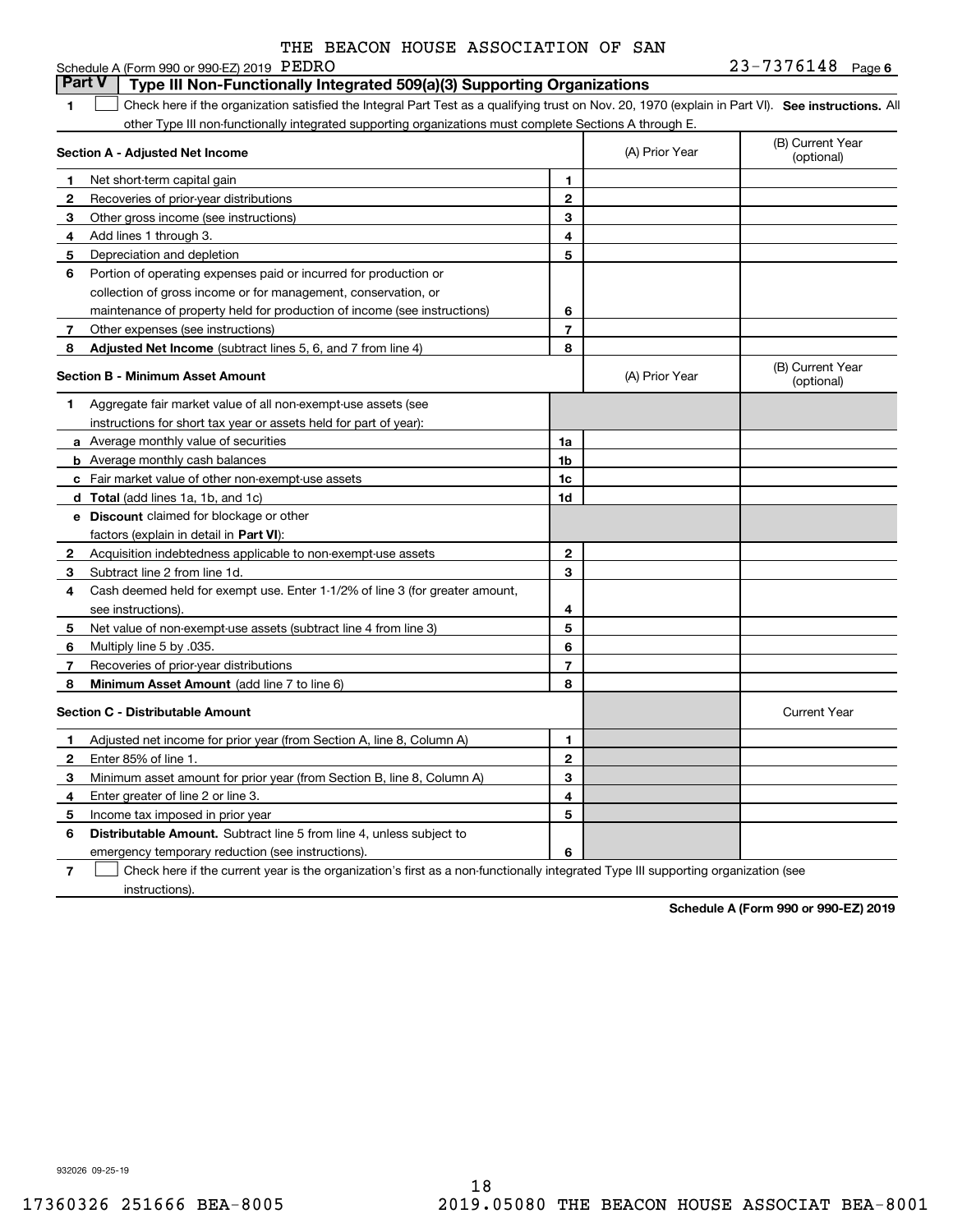THE BEACON HOUSE ASSOCIATION OF SAN PEDRO

Schedule A (Form 990 or 990-EZ) 2019 23-7376148 Page 6

## Part V Type III Non-Functionally Integrated 509(a)(3) Supporting Organizations

1 ☐ Check here if the organization satisfied the Integral Part Test as a qualifying trust on Nov. 20, 1970 (explain in Part VI). **See instructions.** All other Type III non-functionally integrated supporting organizations must complete Sections A through E.

| **Section A - Adjusted Net Income** | | (A) Prior Year | (B) Current Year (optional) |
|---|---|---|---|
| **1** Net short-term capital gain | **1** | | |
| **2** Recoveries of prior-year distributions | **2** | | |
| **3** Other gross income (see instructions) | **3** | | |
| **4** Add lines 1 through 3. | **4** | | |
| **5** Depreciation and depletion | **5** | | |
| **6** Portion of operating expenses paid or incurred for production or collection of gross income or for management, conservation, or maintenance of property held for production of income (see instructions) | **6** | | |
| **7** Other expenses (see instructions) | **7** | | |
| **8** **Adjusted Net Income** (subtract lines 5, 6, and 7 from line 4) | **8** | | |

| **Section B - Minimum Asset Amount** | | (A) Prior Year | (B) Current Year (optional) |
|---|---|---|---|
| **1** Aggregate fair market value of all non-exempt-use assets (see instructions for short tax year or assets held for part of year): | | | |
| **a** Average monthly value of securities | **1a** | | |
| **b** Average monthly cash balances | **1b** | | |
| **c** Fair market value of other non-exempt-use assets | **1c** | | |
| **d** **Total** (add lines 1a, 1b, and 1c) | **1d** | | |
| **e** **Discount** claimed for blockage or other factors (explain in detail in **Part VI**): | | | |
| **2** Acquisition indebtedness applicable to non-exempt-use assets | **2** | | |
| **3** Subtract line 2 from line 1d. | **3** | | |
| **4** Cash deemed held for exempt use. Enter 1-1/2% of line 3 (for greater amount, see instructions). | **4** | | |
| **5** Net value of non-exempt-use assets (subtract line 4 from line 3) | **5** | | |
| **6** Multiply line 5 by .035. | **6** | | |
| **7** Recoveries of prior-year distributions | **7** | | |
| **8** **Minimum Asset Amount** (add line 7 to line 6) | **8** | | |

| **Section C - Distributable Amount** | | | Current Year |
|---|---|---|---|
| **1** Adjusted net income for prior year (from Section A, line 8, Column A) | **1** | | |
| **2** Enter 85% of line 1. | **2** | | |
| **3** Minimum asset amount for prior year (from Section B, line 8, Column A) | **3** | | |
| **4** Enter greater of line 2 or line 3. | **4** | | |
| **5** Income tax imposed in prior year | **5** | | |
| **6** **Distributable Amount.** Subtract line 5 from line 4, unless subject to emergency temporary reduction (see instructions). | **6** | | |

**7** ☐ Check here if the current year is the organization's first as a non-functionally integrated Type III supporting organization (see instructions).

**Schedule A (Form 990 or 990-EZ) 2019**

932026 09-25-19

17360326 251666 BEA-8005 2019.05080 THE BEACON HOUSE ASSOCIAT BEA-8001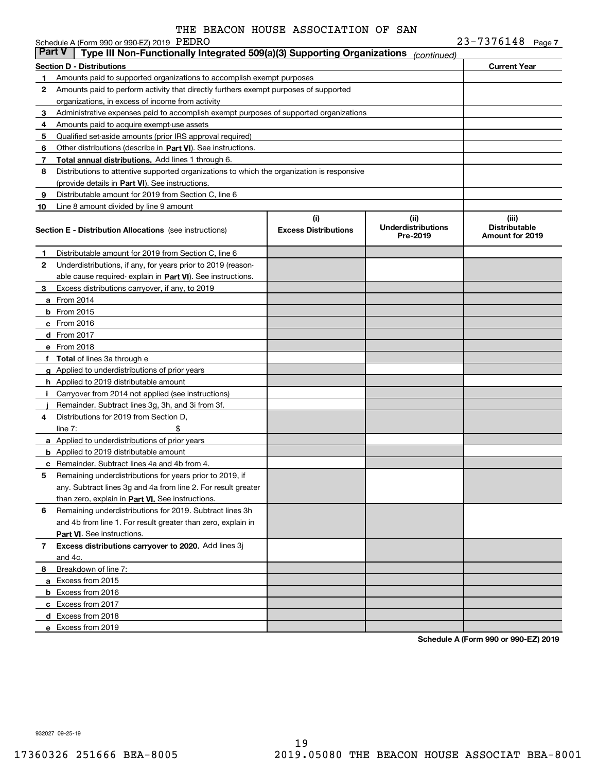THE BEACON HOUSE ASSOCIATION OF SAN PEDRO

Schedule A (Form 990 or 990-EZ) 2019 23-7376148 Page 7

**Part V | Type III Non-Functionally Integrated 509(a)(3) Supporting Organizations** *(continued)*

| **Section D - Distributions** | | **Current Year** |
|---|---|---|
| 1 | Amounts paid to supported organizations to accomplish exempt purposes | |
| 2 | Amounts paid to perform activity that directly furthers exempt purposes of supported organizations, in excess of income from activity | |
| 3 | Administrative expenses paid to accomplish exempt purposes of supported organizations | |
| 4 | Amounts paid to acquire exempt-use assets | |
| 5 | Qualified set-aside amounts (prior IRS approval required) | |
| 6 | Other distributions (describe in **Part VI**). See instructions. | |
| 7 | **Total annual distributions.** Add lines 1 through 6. | |
| 8 | Distributions to attentive supported organizations to which the organization is responsive (provide details in **Part VI**). See instructions. | |
| 9 | Distributable amount for 2019 from Section C, line 6 | |
| 10 | Line 8 amount divided by line 9 amount | |

| **Section E - Distribution Allocations** (see instructions) | (i) **Excess Distributions** | (ii) **Underdistributions Pre-2019** | (iii) **Distributable Amount for 2019** |
|---|---|---|---|
| **1** Distributable amount for 2019 from Section C, line 6 | | | |
| **2** Underdistributions, if any, for years prior to 2019 (reasonable cause required- explain in **Part VI**). See instructions. | | | |
| **3** Excess distributions carryover, if any, to 2019 | | | |
| **a** From 2014 | | | |
| **b** From 2015 | | | |
| **c** From 2016 | | | |
| **d** From 2017 | | | |
| **e** From 2018 | | | |
| **f** **Total** of lines 3a through e | | | |
| **g** Applied to underdistributions of prior years | | | |
| **h** Applied to 2019 distributable amount | | | |
| **i** Carryover from 2014 not applied (see instructions) | | | |
| **j** Remainder. Subtract lines 3g, 3h, and 3i from 3f. | | | |
| **4** Distributions for 2019 from Section D, line 7: $ | | | |
| **a** Applied to underdistributions of prior years | | | |
| **b** Applied to 2019 distributable amount | | | |
| **c** Remainder. Subtract lines 4a and 4b from 4. | | | |
| **5** Remaining underdistributions for years prior to 2019, if any. Subtract lines 3g and 4a from line 2. For result greater than zero, explain in **Part VI.** See instructions. | | | |
| **6** Remaining underdistributions for 2019. Subtract lines 3h and 4b from line 1. For result greater than zero, explain in **Part VI**. See instructions. | | | |
| **7** **Excess distributions carryover to 2020.** Add lines 3j and 4c. | | | |
| **8** Breakdown of line 7: | | | |
| **a** Excess from 2015 | | | |
| **b** Excess from 2016 | | | |
| **c** Excess from 2017 | | | |
| **d** Excess from 2018 | | | |
| **e** Excess from 2019 | | | |

**Schedule A (Form 990 or 990-EZ) 2019**

932027 09-25-19

17360326 251666 BEA-8005 2019.05080 THE BEACON HOUSE ASSOCIAT BEA-8001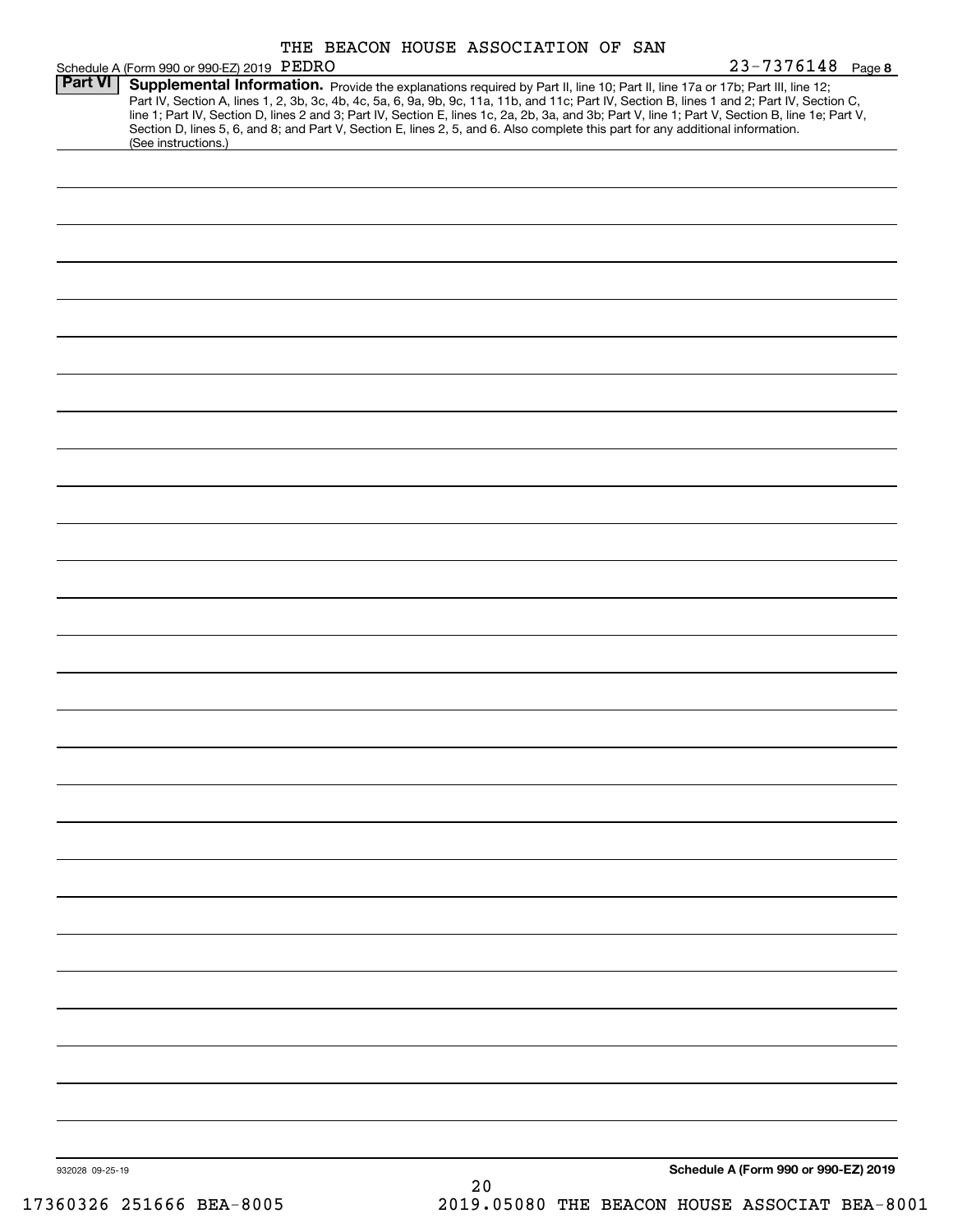THE BEACON HOUSE ASSOCIATION OF SAN PEDRO

Schedule A (Form 990 or 990-EZ) 2019 — 23-7376148 — Page 8

**Part VI** **Supplemental Information.** Provide the explanations required by Part II, line 10; Part II, line 17a or 17b; Part III, line 12; Part IV, Section A, lines 1, 2, 3b, 3c, 4b, 4c, 5a, 6, 9a, 9b, 9c, 11a, 11b, and 11c; Part IV, Section B, lines 1 and 2; Part IV, Section C, line 1; Part IV, Section D, lines 2 and 3; Part IV, Section E, lines 1c, 2a, 2b, 3a, and 3b; Part V, line 1; Part V, Section B, line 1e; Part V, Section D, lines 5, 6, and 8; and Part V, Section E, lines 2, 5, and 6. Also complete this part for any additional information. (See instructions.)

932028 09-25-19

**Schedule A (Form 990 or 990-EZ) 2019**

17360326 251666 BEA-8005 — 2019.05080 THE BEACON HOUSE ASSOCIAT BEA-8001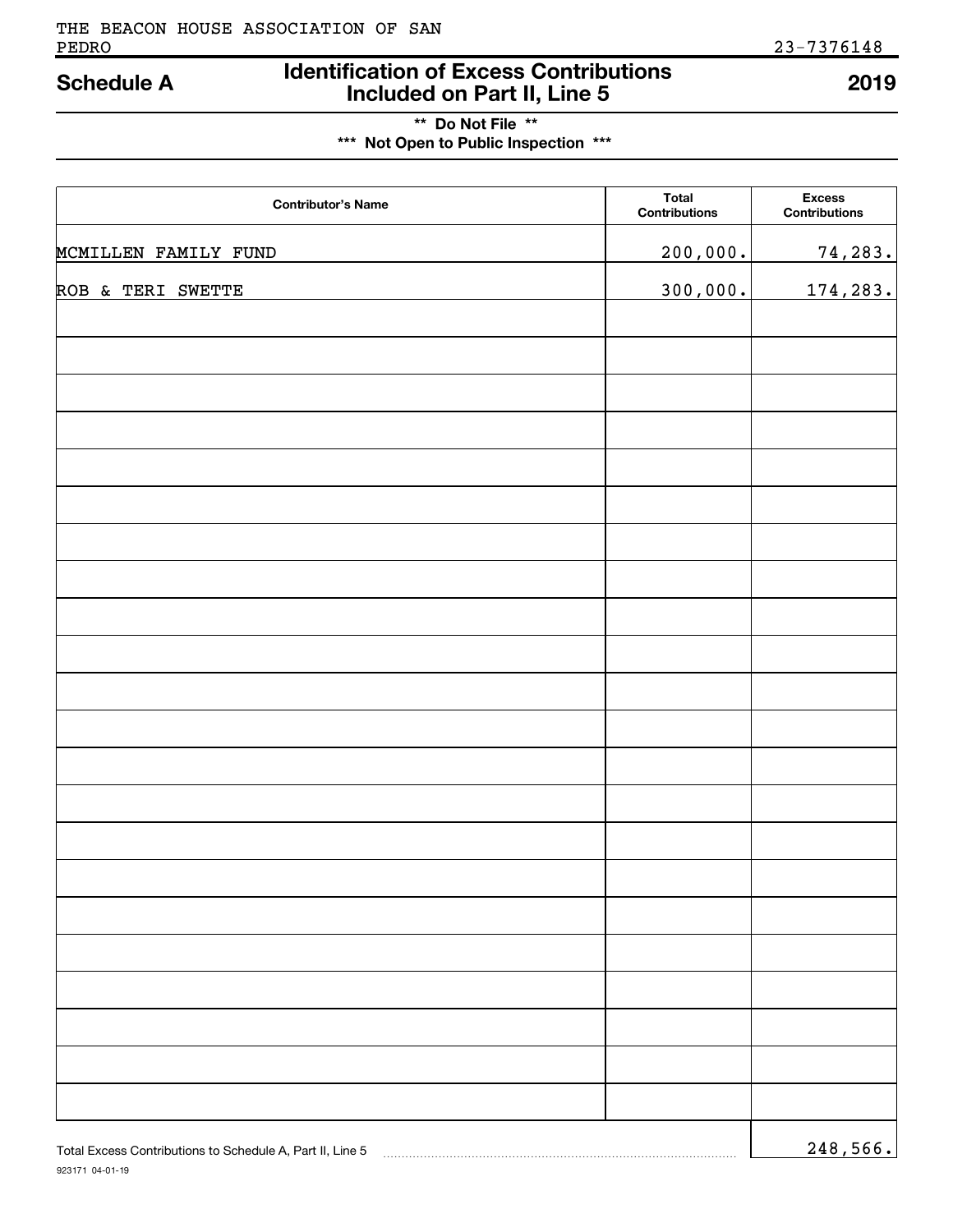THE BEACON HOUSE ASSOCIATION OF SAN PEDRO

23-7376148

# Schedule A — Identification of Excess Contributions Included on Part II, Line 5 — 2019

**\*\* Do Not File \*\***

**\*\*\* Not Open to Public Inspection \*\*\***

| Contributor's Name | Total Contributions | Excess Contributions |
|---|---|---|
| MCMILLEN FAMILY FUND | 200,000. | 74,283. |
| ROB & TERI SWETTE | 300,000. | 174,283. |

Total Excess Contributions to Schedule A, Part II, Line 5 ..... 248,566.

923171 04-01-19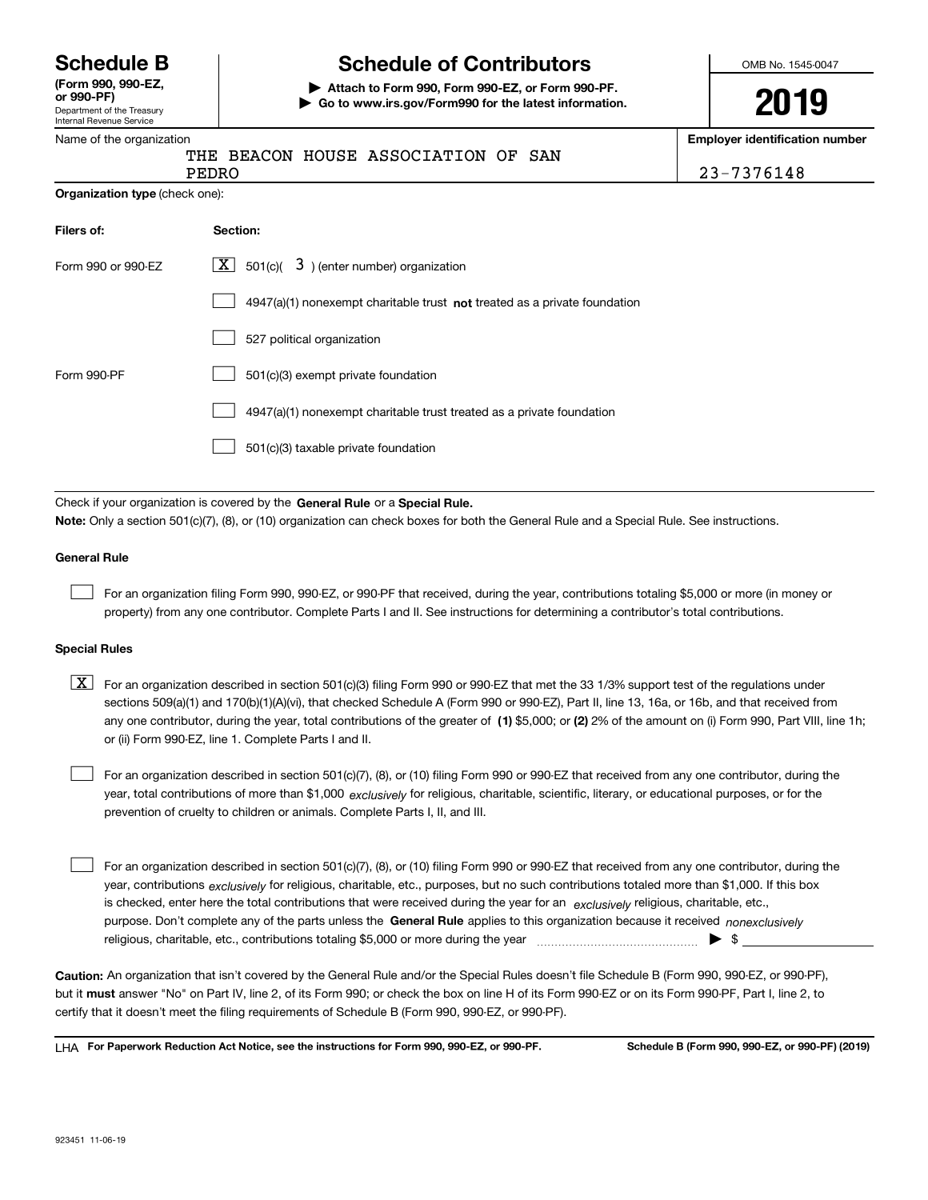# Schedule B
**(Form 990, 990-EZ, or 990-PF)**
Department of the Treasury
Internal Revenue Service

# Schedule of Contributors

▶ **Attach to Form 990, Form 990-EZ, or Form 990-PF.**
▶ **Go to www.irs.gov/Form990 for the latest information.**

OMB No. 1545-0047

**2019**

Name of the organization: THE BEACON HOUSE ASSOCIATION OF SAN PEDRO

**Employer identification number:** 23-7376148

**Organization type** (check one):

| **Filers of:** | **Section:** |
|---|---|
| Form 990 or 990-EZ | [X] 501(c)( 3 ) (enter number) organization |
| | [ ] 4947(a)(1) nonexempt charitable trust **not** treated as a private foundation |
| | [ ] 527 political organization |
| Form 990-PF | [ ] 501(c)(3) exempt private foundation |
| | [ ] 4947(a)(1) nonexempt charitable trust treated as a private foundation |
| | [ ] 501(c)(3) taxable private foundation |

Check if your organization is covered by the **General Rule** or a **Special Rule.**

**Note:** Only a section 501(c)(7), (8), or (10) organization can check boxes for both the General Rule and a Special Rule. See instructions.

### General Rule

[ ] For an organization filing Form 990, 990-EZ, or 990-PF that received, during the year, contributions totaling $5,000 or more (in money or property) from any one contributor. Complete Parts I and II. See instructions for determining a contributor's total contributions.

### Special Rules

[X] For an organization described in section 501(c)(3) filing Form 990 or 990-EZ that met the 33 1/3% support test of the regulations under sections 509(a)(1) and 170(b)(1)(A)(vi), that checked Schedule A (Form 990 or 990-EZ), Part II, line 13, 16a, or 16b, and that received from any one contributor, during the year, total contributions of the greater of **(1)** $5,000; or **(2)** 2% of the amount on (i) Form 990, Part VIII, line 1h; or (ii) Form 990-EZ, line 1. Complete Parts I and II.

[ ] For an organization described in section 501(c)(7), (8), or (10) filing Form 990 or 990-EZ that received from any one contributor, during the year, total contributions of more than $1,000 *exclusively* for religious, charitable, scientific, literary, or educational purposes, or for the prevention of cruelty to children or animals. Complete Parts I, II, and III.

[ ] For an organization described in section 501(c)(7), (8), or (10) filing Form 990 or 990-EZ that received from any one contributor, during the year, contributions *exclusively* for religious, charitable, etc., purposes, but no such contributions totaled more than $1,000. If this box is checked, enter here the total contributions that were received during the year for an *exclusively* religious, charitable, etc., purpose. Don't complete any of the parts unless the **General Rule** applies to this organization because it received *nonexclusively* religious, charitable, etc., contributions totaling $5,000 or more during the year ▶ $ ____________

**Caution:** An organization that isn't covered by the General Rule and/or the Special Rules doesn't file Schedule B (Form 990, 990-EZ, or 990-PF), but it **must** answer "No" on Part IV, line 2, of its Form 990; or check the box on line H of its Form 990-EZ or on its Form 990-PF, Part I, line 2, to certify that it doesn't meet the filing requirements of Schedule B (Form 990, 990-EZ, or 990-PF).

LHA **For Paperwork Reduction Act Notice, see the instructions for Form 990, 990-EZ, or 990-PF.** **Schedule B (Form 990, 990-EZ, or 990-PF) (2019)**

923451 11-06-19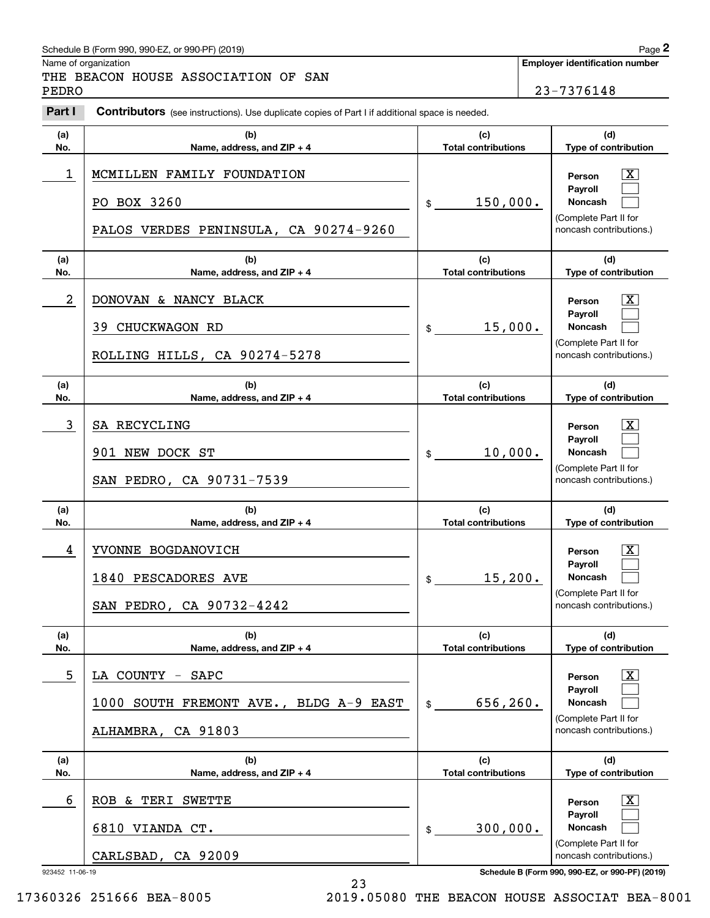Schedule B (Form 990, 990-EZ, or 990-PF) (2019)

Name of organization: THE BEACON HOUSE ASSOCIATION OF SAN PEDRO

**Employer identification number:** 23-7376148

**Part I** **Contributors** (see instructions). Use duplicate copies of Part I if additional space is needed.

| (a) No. | (b) Name, address, and ZIP + 4 | (c) Total contributions | (d) Type of contribution |
|---|---|---|---|
| 1 | MCMILLEN FAMILY FOUNDATION<br>PO BOX 3260<br>PALOS VERDES PENINSULA, CA 90274-9260 | $ 150,000. | Person [X]<br>Payroll [ ]<br>Noncash [ ]<br>(Complete Part II for noncash contributions.) |
| 2 | DONOVAN & NANCY BLACK<br>39 CHUCKWAGON RD<br>ROLLING HILLS, CA 90274-5278 | $ 15,000. | Person [X]<br>Payroll [ ]<br>Noncash [ ]<br>(Complete Part II for noncash contributions.) |
| 3 | SA RECYCLING<br>901 NEW DOCK ST<br>SAN PEDRO, CA 90731-7539 | $ 10,000. | Person [X]<br>Payroll [ ]<br>Noncash [ ]<br>(Complete Part II for noncash contributions.) |
| 4 | YVONNE BOGDANOVICH<br>1840 PESCADORES AVE<br>SAN PEDRO, CA 90732-4242 | $ 15,200. | Person [X]<br>Payroll [ ]<br>Noncash [ ]<br>(Complete Part II for noncash contributions.) |
| 5 | LA COUNTY - SAPC<br>1000 SOUTH FREMONT AVE., BLDG A-9 EAST<br>ALHAMBRA, CA 91803 | $ 656,260. | Person [X]<br>Payroll [ ]<br>Noncash [ ]<br>(Complete Part II for noncash contributions.) |
| 6 | ROB & TERI SWETTE<br>6810 VIANDA CT.<br>CARLSBAD, CA 92009 | $ 300,000. | Person [X]<br>Payroll [ ]<br>Noncash [ ]<br>(Complete Part II for noncash contributions.) |

923452 11-06-19

Schedule B (Form 990, 990-EZ, or 990-PF) (2019)

17360326 251666 BEA-8005 2019.05080 THE BEACON HOUSE ASSOCIAT BEA-8001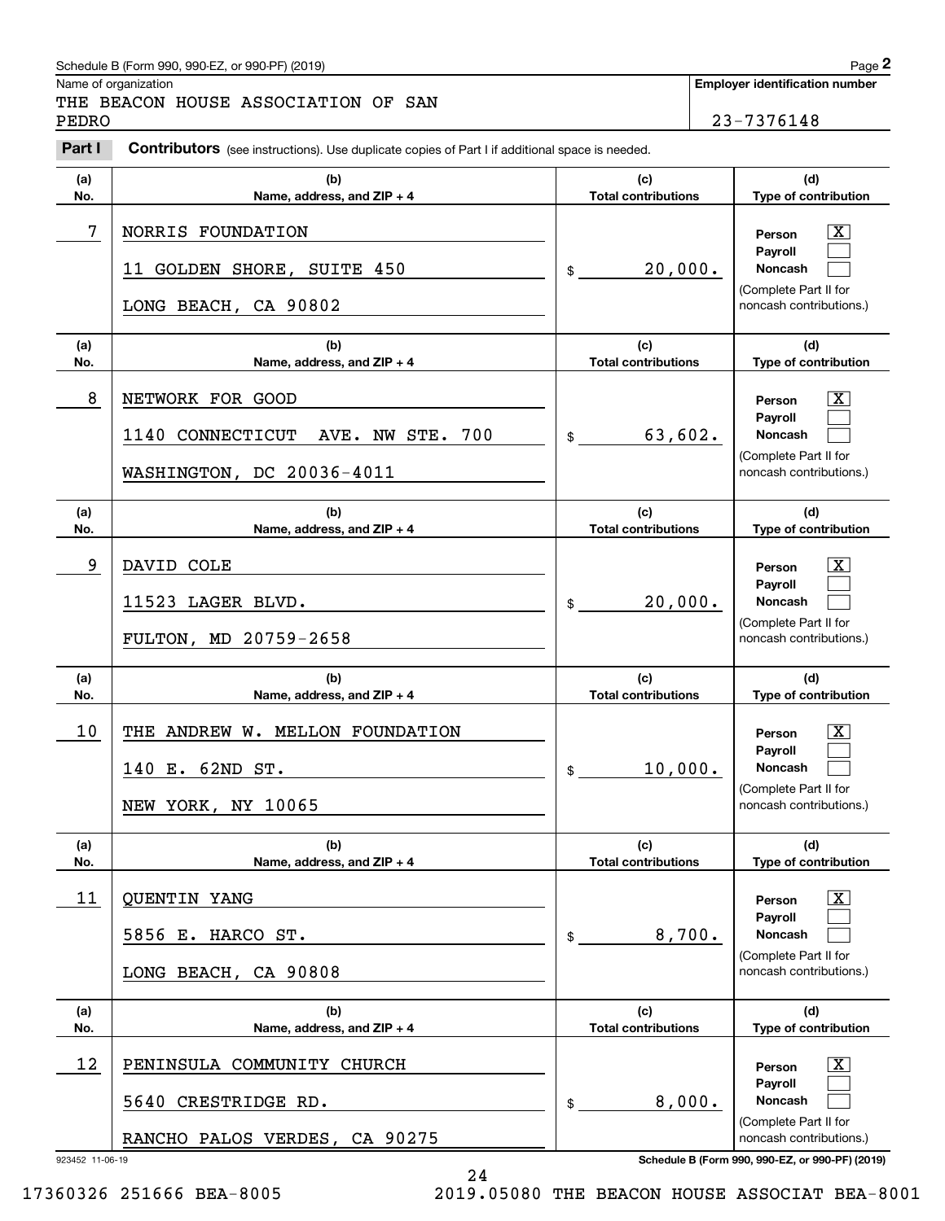Schedule B (Form 990, 990-EZ, or 990-PF) (2019)

Name of organization

THE BEACON HOUSE ASSOCIATION OF SAN PEDRO

**Employer identification number**

23-7376148

**Part I** **Contributors** (see instructions). Use duplicate copies of Part I if additional space is needed.

| (a) No. | (b) Name, address, and ZIP + 4 | (c) Total contributions | (d) Type of contribution |
|---|---|---|---|
| 7 | NORRIS FOUNDATION<br>11 GOLDEN SHORE, SUITE 450<br>LONG BEACH, CA 90802 | $ 20,000. | Person [X]<br>Payroll [ ]<br>Noncash [ ]<br>(Complete Part II for noncash contributions.) |
| 8 | NETWORK FOR GOOD<br>1140 CONNECTICUT AVE. NW STE. 700<br>WASHINGTON, DC 20036-4011 | $ 63,602. | Person [X]<br>Payroll [ ]<br>Noncash [ ]<br>(Complete Part II for noncash contributions.) |
| 9 | DAVID COLE<br>11523 LAGER BLVD.<br>FULTON, MD 20759-2658 | $ 20,000. | Person [X]<br>Payroll [ ]<br>Noncash [ ]<br>(Complete Part II for noncash contributions.) |
| 10 | THE ANDREW W. MELLON FOUNDATION<br>140 E. 62ND ST.<br>NEW YORK, NY 10065 | $ 10,000. | Person [X]<br>Payroll [ ]<br>Noncash [ ]<br>(Complete Part II for noncash contributions.) |
| 11 | QUENTIN YANG<br>5856 E. HARCO ST.<br>LONG BEACH, CA 90808 | $ 8,700. | Person [X]<br>Payroll [ ]<br>Noncash [ ]<br>(Complete Part II for noncash contributions.) |
| 12 | PENINSULA COMMUNITY CHURCH<br>5640 CRESTRIDGE RD.<br>RANCHO PALOS VERDES, CA 90275 | $ 8,000. | Person [X]<br>Payroll [ ]<br>Noncash [ ]<br>(Complete Part II for noncash contributions.) |

923452 11-06-19

17360326 251666 BEA-8005 2019.05080 THE BEACON HOUSE ASSOCIAT BEA-8001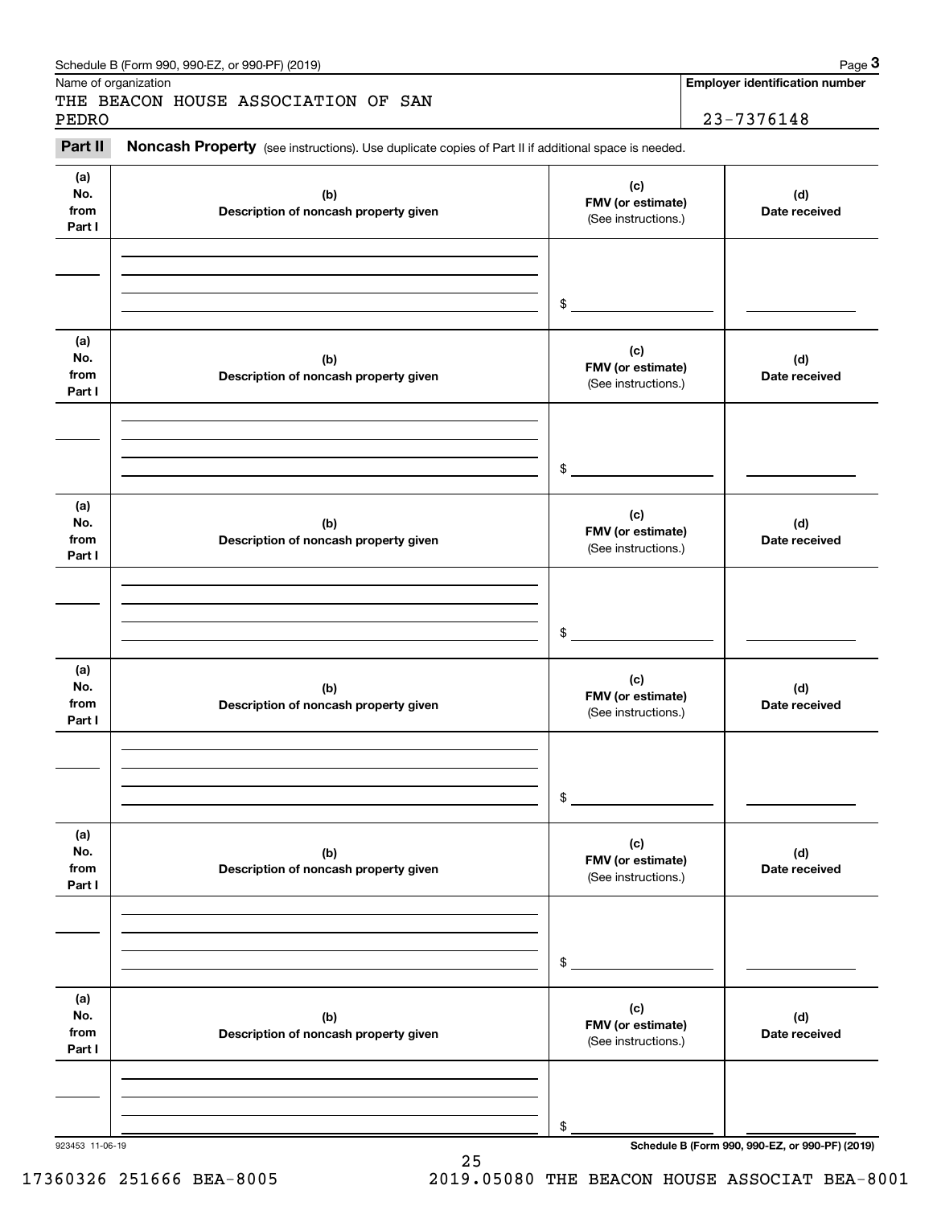Schedule B (Form 990, 990-EZ, or 990-PF) (2019)

Name of organization

THE BEACON HOUSE ASSOCIATION OF SAN PEDRO

**Employer identification number**

23-7376148

**Part II** **Noncash Property** (see instructions). Use duplicate copies of Part II if additional space is needed.

| (a) No. from Part I | (b) Description of noncash property given | (c) FMV (or estimate) (See instructions.) | (d) Date received |
|---|---|---|---|
| | | $ | |

| (a) No. from Part I | (b) Description of noncash property given | (c) FMV (or estimate) (See instructions.) | (d) Date received |
|---|---|---|---|
| | | $ | |

| (a) No. from Part I | (b) Description of noncash property given | (c) FMV (or estimate) (See instructions.) | (d) Date received |
|---|---|---|---|
| | | $ | |

| (a) No. from Part I | (b) Description of noncash property given | (c) FMV (or estimate) (See instructions.) | (d) Date received |
|---|---|---|---|
| | | $ | |

| (a) No. from Part I | (b) Description of noncash property given | (c) FMV (or estimate) (See instructions.) | (d) Date received |
|---|---|---|---|
| | | $ | |

| (a) No. from Part I | (b) Description of noncash property given | (c) FMV (or estimate) (See instructions.) | (d) Date received |
|---|---|---|---|
| | | $ | |

923453 11-06-19

**Schedule B (Form 990, 990-EZ, or 990-PF) (2019)**

17360326 251666 BEA-8005 2019.05080 THE BEACON HOUSE ASSOCIAT BEA-8001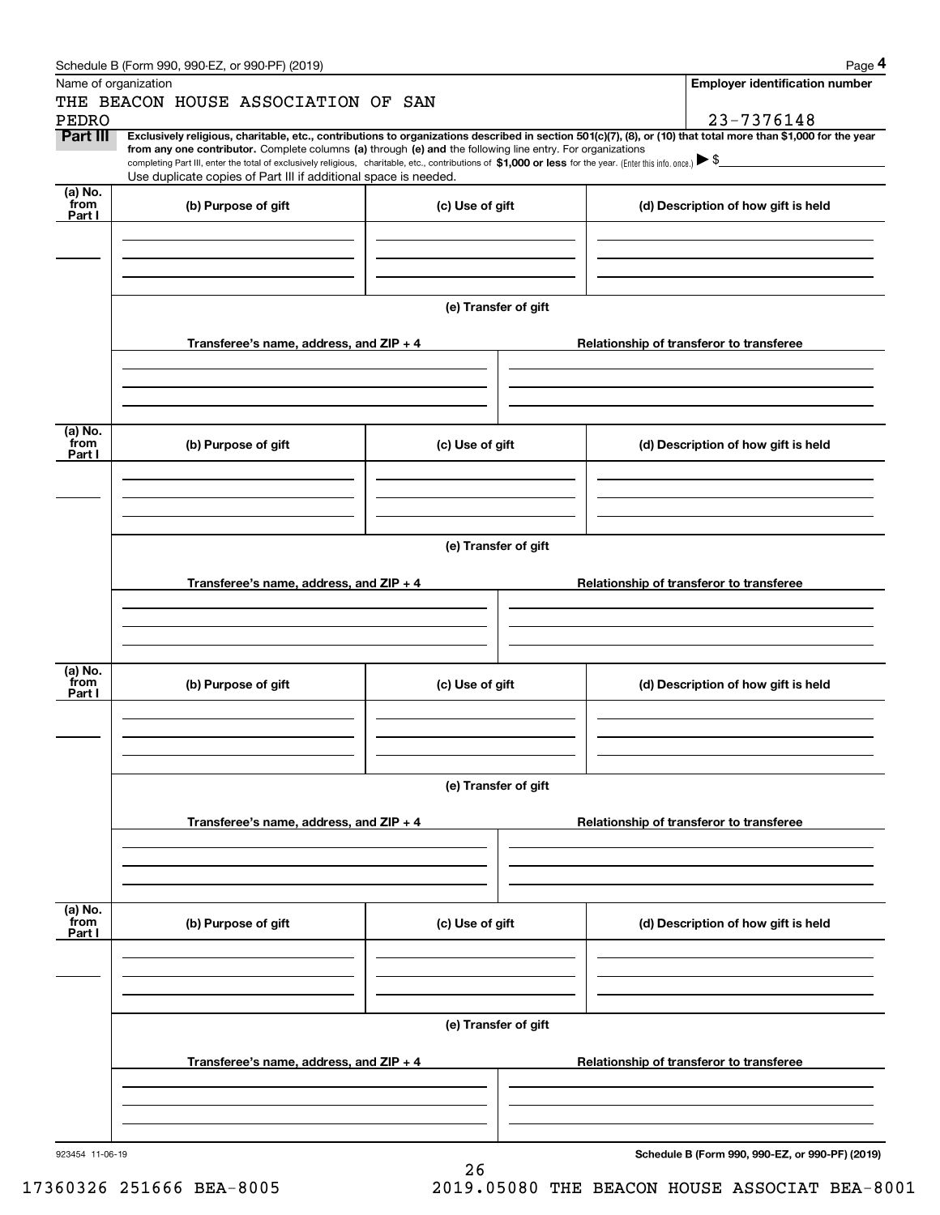Name of organization

THE BEACON HOUSE ASSOCIATION OF SAN PEDRO

**Employer identification number**

23-7376148

**Part III** **Exclusively religious, charitable, etc., contributions to organizations described in section 501(c)(7), (8), or (10) that total more than $1,000 for the year from any one contributor.** Complete columns **(a)** through **(e) and** the following line entry. For organizations completing Part III, enter the total of exclusively religious, charitable, etc., contributions of **$1,000 or less** for the year. (Enter this info. once.) ▶ $

Use duplicate copies of Part III if additional space is needed.

| (a) No. from Part I | (b) Purpose of gift | (c) Use of gift | (d) Description of how gift is held |
|---|---|---|---|
| | | | |

**(e) Transfer of gift**

| Transferee's name, address, and ZIP + 4 | Relationship of transferor to transferee |
|---|---|
| | |

| (a) No. from Part I | (b) Purpose of gift | (c) Use of gift | (d) Description of how gift is held |
|---|---|---|---|
| | | | |

**(e) Transfer of gift**

| Transferee's name, address, and ZIP + 4 | Relationship of transferor to transferee |
|---|---|
| | |

| (a) No. from Part I | (b) Purpose of gift | (c) Use of gift | (d) Description of how gift is held |
|---|---|---|---|
| | | | |

**(e) Transfer of gift**

| Transferee's name, address, and ZIP + 4 | Relationship of transferor to transferee |
|---|---|
| | |

| (a) No. from Part I | (b) Purpose of gift | (c) Use of gift | (d) Description of how gift is held |
|---|---|---|---|
| | | | |

**(e) Transfer of gift**

| Transferee's name, address, and ZIP + 4 | Relationship of transferor to transferee |
|---|---|
| | |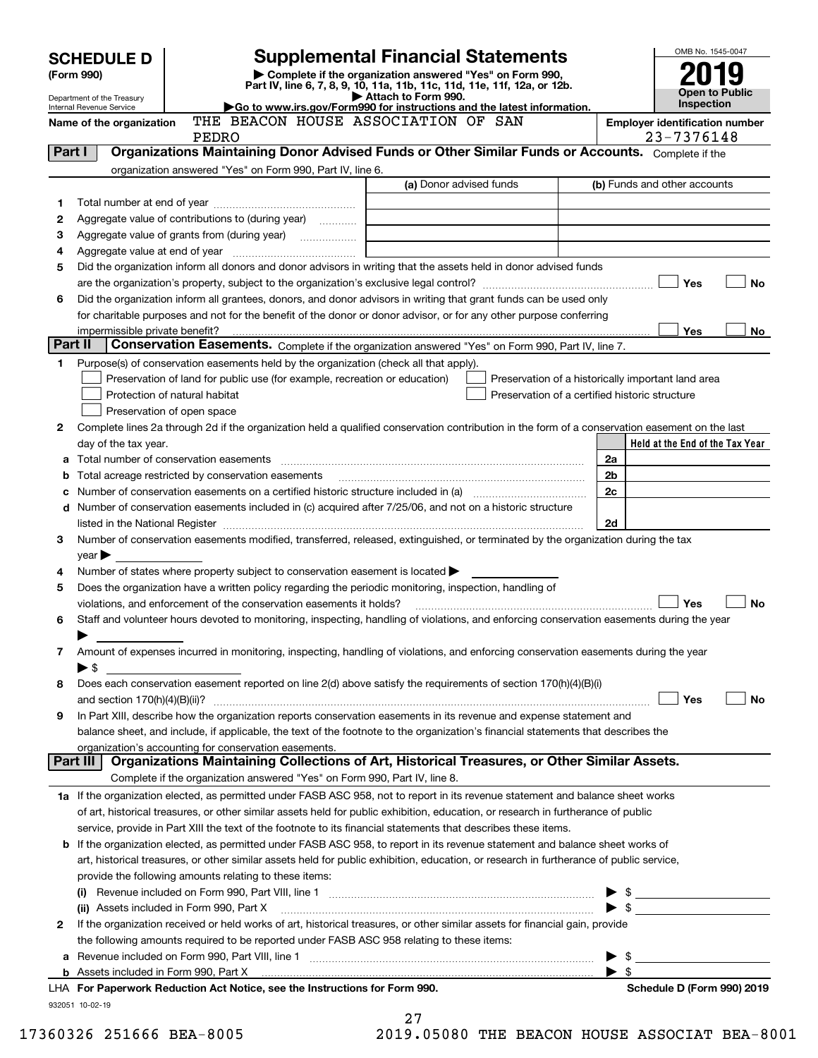# SCHEDULE D (Form 990)

Department of the Treasury
Internal Revenue Service

## Supplemental Financial Statements

▶ Complete if the organization answered "Yes" on Form 990, Part IV, line 6, 7, 8, 9, 10, 11a, 11b, 11c, 11d, 11e, 11f, 12a, or 12b.
▶ Attach to Form 990.
▶Go to www.irs.gov/Form990 for instructions and the latest information.

OMB No. 1545-0047

**2019**

**Open to Public Inspection**

Name of the organization: THE BEACON HOUSE ASSOCIATION OF SAN PEDRO

Employer identification number: 23-7376148

**Part I** **Organizations Maintaining Donor Advised Funds or Other Similar Funds or Accounts.** Complete if the organization answered "Yes" on Form 990, Part IV, line 6.

| | | (a) Donor advised funds | (b) Funds and other accounts |
|---|---|---|---|
| 1 | Total number at end of year | | |
| 2 | Aggregate value of contributions to (during year) | | |
| 3 | Aggregate value of grants from (during year) | | |
| 4 | Aggregate value at end of year | | |

5 Did the organization inform all donors and donor advisors in writing that the assets held in donor advised funds are the organization's property, subject to the organization's exclusive legal control? ☐ Yes ☐ No

6 Did the organization inform all grantees, donors, and donor advisors in writing that grant funds can be used only for charitable purposes and not for the benefit of the donor or donor advisor, or for any other purpose conferring impermissible private benefit? ☐ Yes ☐ No

**Part II** **Conservation Easements.** Complete if the organization answered "Yes" on Form 990, Part IV, line 7.

1 Purpose(s) of conservation easements held by the organization (check all that apply).

☐ Preservation of land for public use (for example, recreation or education)
☐ Preservation of a historically important land area
☐ Protection of natural habitat
☐ Preservation of a certified historic structure
☐ Preservation of open space

2 Complete lines 2a through 2d if the organization held a qualified conservation contribution in the form of a conservation easement on the last day of the tax year.

| | | | Held at the End of the Tax Year |
|---|---|---|---|
| a | Total number of conservation easements | 2a | |
| b | Total acreage restricted by conservation easements | 2b | |
| c | Number of conservation easements on a certified historic structure included in (a) | 2c | |
| d | Number of conservation easements included in (c) acquired after 7/25/06, and not on a historic structure listed in the National Register | 2d | |

3 Number of conservation easements modified, transferred, released, extinguished, or terminated by the organization during the tax year ▶

4 Number of states where property subject to conservation easement is located ▶

5 Does the organization have a written policy regarding the periodic monitoring, inspection, handling of violations, and enforcement of the conservation easements it holds? ☐ Yes ☐ No

6 Staff and volunteer hours devoted to monitoring, inspecting, handling of violations, and enforcing conservation easements during the year ▶

7 Amount of expenses incurred in monitoring, inspecting, handling of violations, and enforcing conservation easements during the year ▶ $

8 Does each conservation easement reported on line 2(d) above satisfy the requirements of section 170(h)(4)(B)(i) and section 170(h)(4)(B)(ii)? ☐ Yes ☐ No

9 In Part XIII, describe how the organization reports conservation easements in its revenue and expense statement and balance sheet, and include, if applicable, the text of the footnote to the organization's financial statements that describes the organization's accounting for conservation easements.

**Part III** **Organizations Maintaining Collections of Art, Historical Treasures, or Other Similar Assets.** Complete if the organization answered "Yes" on Form 990, Part IV, line 8.

1a If the organization elected, as permitted under FASB ASC 958, not to report in its revenue statement and balance sheet works of art, historical treasures, or other similar assets held for public exhibition, education, or research in furtherance of public service, provide in Part XIII the text of the footnote to its financial statements that describes these items.

b If the organization elected, as permitted under FASB ASC 958, to report in its revenue statement and balance sheet works of art, historical treasures, or other similar assets held for public exhibition, education, or research in furtherance of public service, provide the following amounts relating to these items:

(i) Revenue included on Form 990, Part VIII, line 1 ▶ $

(ii) Assets included in Form 990, Part X ▶ $

2 If the organization received or held works of art, historical treasures, or other similar assets for financial gain, provide the following amounts required to be reported under FASB ASC 958 relating to these items:

a Revenue included on Form 990, Part VIII, line 1 ▶ $

b Assets included in Form 990, Part X ▶ $

LHA **For Paperwork Reduction Act Notice, see the Instructions for Form 990.** **Schedule D (Form 990) 2019**

932051 10-02-19

17360326 251666 BEA-8005 2019.05080 THE BEACON HOUSE ASSOCIAT BEA-8001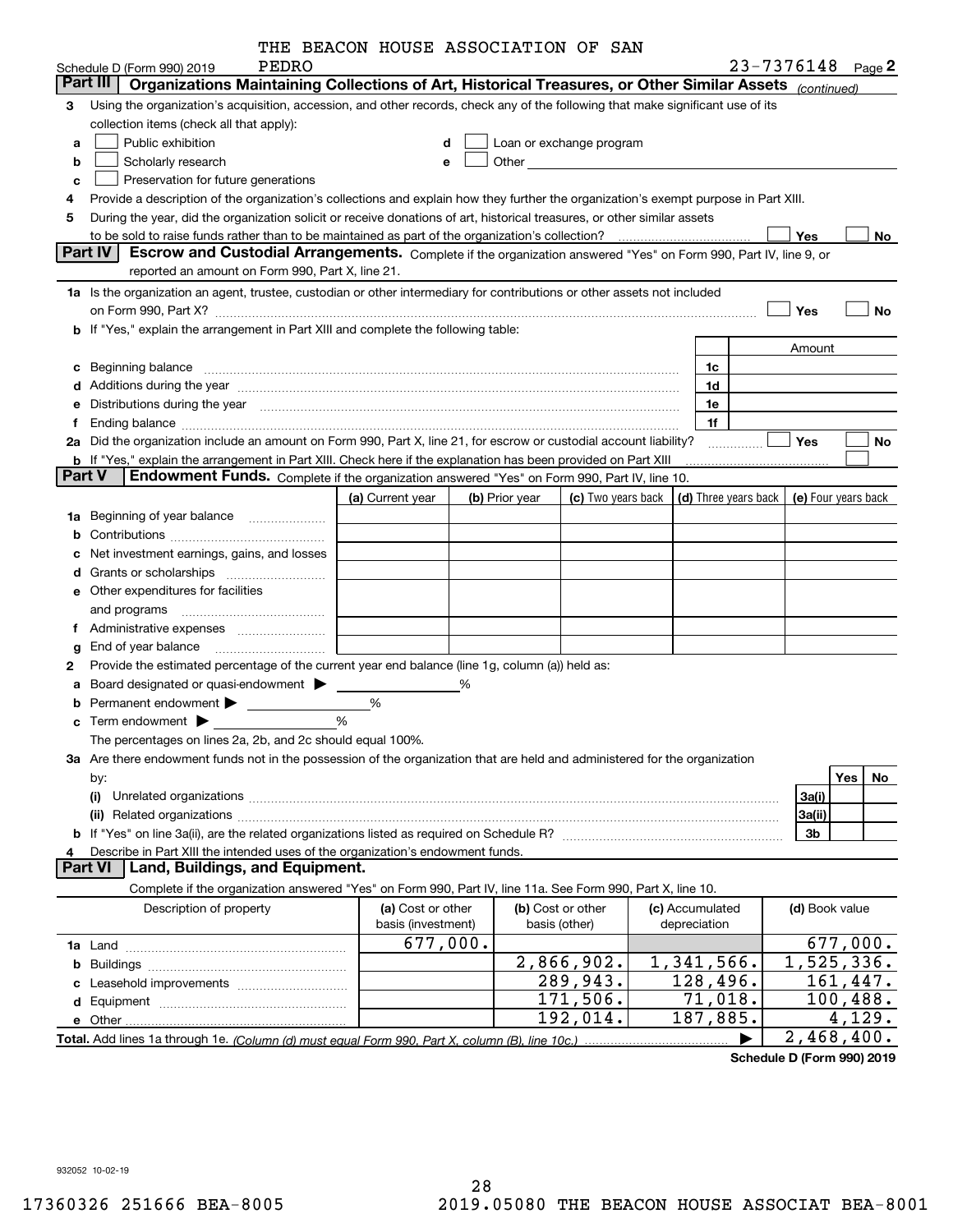THE BEACON HOUSE ASSOCIATION OF SAN PEDRO

Schedule D (Form 990) 2019 — 23-7376148 Page 2

## Part III Organizations Maintaining Collections of Art, Historical Treasures, or Other Similar Assets *(continued)*

3 Using the organization's acquisition, accession, and other records, check any of the following that make significant use of its collection items (check all that apply):

- a ☐ Public exhibition
- b ☐ Scholarly research
- c ☐ Preservation for future generations
- d ☐ Loan or exchange program
- e ☐ Other

4 Provide a description of the organization's collections and explain how they further the organization's exempt purpose in Part XIII.

5 During the year, did the organization solicit or receive donations of art, historical treasures, or other similar assets to be sold to raise funds rather than to be maintained as part of the organization's collection? ☐ Yes ☐ No

## Part IV Escrow and Custodial Arrangements.

Complete if the organization answered "Yes" on Form 990, Part IV, line 9, or reported an amount on Form 990, Part X, line 21.

1a Is the organization an agent, trustee, custodian or other intermediary for contributions or other assets not included on Form 990, Part X? ☐ Yes ☐ No

b If "Yes," explain the arrangement in Part XIII and complete the following table:

| | | Amount |
|---|---|---|
| c Beginning balance | 1c | |
| d Additions during the year | 1d | |
| e Distributions during the year | 1e | |
| f Ending balance | 1f | |

2a Did the organization include an amount on Form 990, Part X, line 21, for escrow or custodial account liability? ☐ Yes ☐ No

b If "Yes," explain the arrangement in Part XIII. Check here if the explanation has been provided on Part XIII ☐

## Part V Endowment Funds.

Complete if the organization answered "Yes" on Form 990, Part IV, line 10.

| | (a) Current year | (b) Prior year | (c) Two years back | (d) Three years back | (e) Four years back |
|---|---|---|---|---|---|
| 1a Beginning of year balance | | | | | |
| b Contributions | | | | | |
| c Net investment earnings, gains, and losses | | | | | |
| d Grants or scholarships | | | | | |
| e Other expenditures for facilities and programs | | | | | |
| f Administrative expenses | | | | | |
| g End of year balance | | | | | |

2 Provide the estimated percentage of the current year end balance (line 1g, column (a)) held as:

- a Board designated or quasi-endowment ▶ %
- b Permanent endowment ▶ %
- c Term endowment ▶ %

The percentages on lines 2a, 2b, and 2c should equal 100%.

3a Are there endowment funds not in the possession of the organization that are held and administered for the organization by:

| | | Yes | No |
|---|---|---|---|
| (i) Unrelated organizations | 3a(i) | | |
| (ii) Related organizations | 3a(ii) | | |
| b If "Yes" on line 3a(ii), are the related organizations listed as required on Schedule R? | 3b | | |

4 Describe in Part XIII the intended uses of the organization's endowment funds.

## Part VI Land, Buildings, and Equipment.

Complete if the organization answered "Yes" on Form 990, Part IV, line 11a. See Form 990, Part X, line 10.

| Description of property | (a) Cost or other basis (investment) | (b) Cost or other basis (other) | (c) Accumulated depreciation | (d) Book value |
|---|---|---|---|---|
| 1a Land | 677,000. | | | 677,000. |
| b Buildings | | 2,866,902. | 1,341,566. | 1,525,336. |
| c Leasehold improvements | | 289,943. | 128,496. | 161,447. |
| d Equipment | | 171,506. | 71,018. | 100,488. |
| e Other | | 192,014. | 187,885. | 4,129. |
| **Total.** Add lines 1a through 1e. *(Column (d) must equal Form 990, Part X, column (B), line 10c.)* ▶ | | | | 2,468,400. |

**Schedule D (Form 990) 2019**

932052 10-02-19

17360326 251666 BEA-8005 2019.05080 THE BEACON HOUSE ASSOCIAT BEA-8001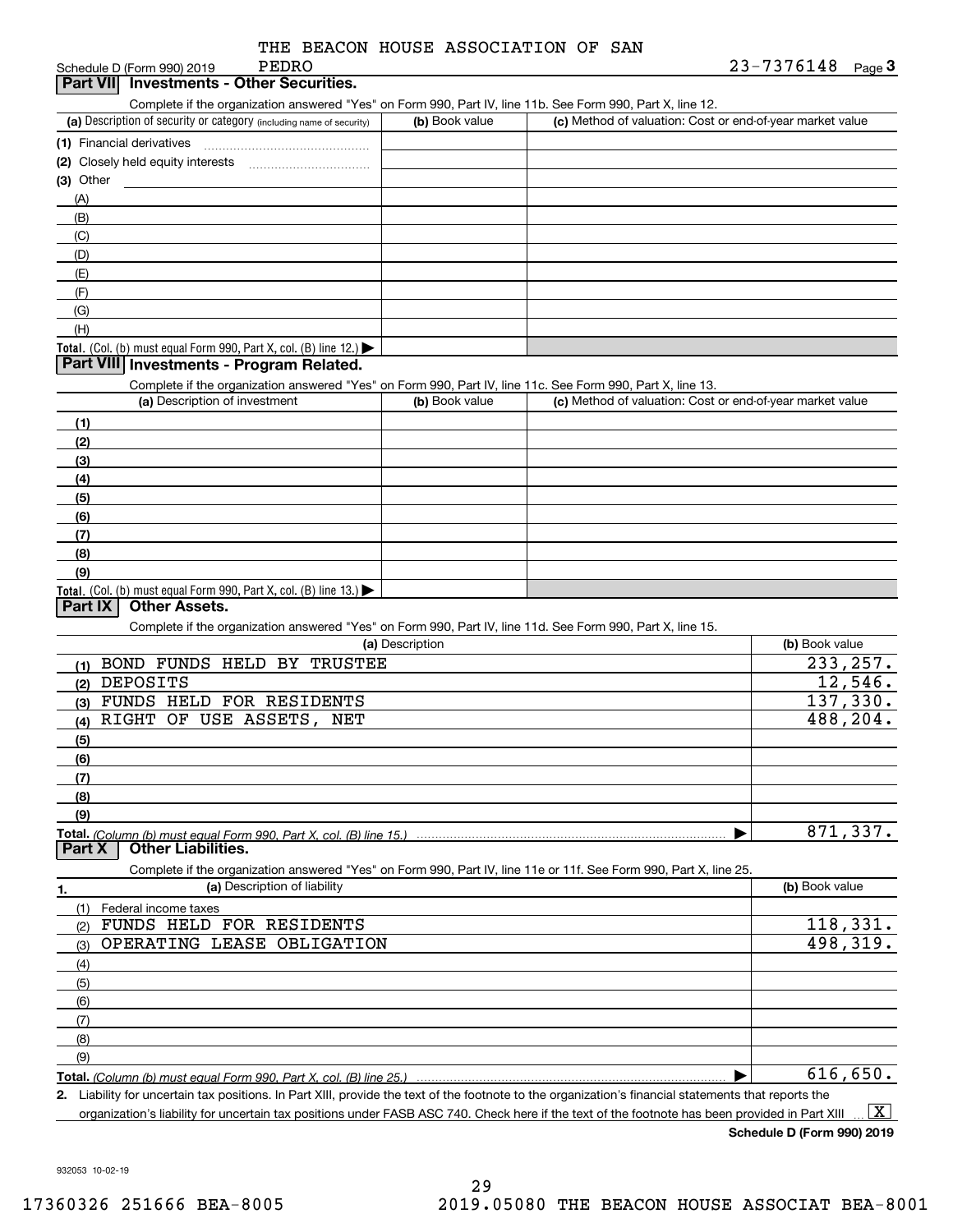THE BEACON HOUSE ASSOCIATION OF SAN PEDRO

Schedule D (Form 990) 2019 — 23-7376148 Page 3

## Part VII Investments - Other Securities.

Complete if the organization answered "Yes" on Form 990, Part IV, line 11b. See Form 990, Part X, line 12.

| (a) Description of security or category (including name of security) | (b) Book value | (c) Method of valuation: Cost or end-of-year market value |
|---|---|---|
| (1) Financial derivatives | | |
| (2) Closely held equity interests | | |
| (3) Other | | |
| (A) | | |
| (B) | | |
| (C) | | |
| (D) | | |
| (E) | | |
| (F) | | |
| (G) | | |
| (H) | | |
| **Total.** (Col. (b) must equal Form 990, Part X, col. (B) line 12.) | | |

## Part VIII Investments - Program Related.

Complete if the organization answered "Yes" on Form 990, Part IV, line 11c. See Form 990, Part X, line 13.

| (a) Description of investment | (b) Book value | (c) Method of valuation: Cost or end-of-year market value |
|---|---|---|
| (1) | | |
| (2) | | |
| (3) | | |
| (4) | | |
| (5) | | |
| (6) | | |
| (7) | | |
| (8) | | |
| (9) | | |
| **Total.** (Col. (b) must equal Form 990, Part X, col. (B) line 13.) | | |

## Part IX Other Assets.

Complete if the organization answered "Yes" on Form 990, Part IV, line 11d. See Form 990, Part X, line 15.

| (a) Description | (b) Book value |
|---|---|
| (1) BOND FUNDS HELD BY TRUSTEE | 233,257. |
| (2) DEPOSITS | 12,546. |
| (3) FUNDS HELD FOR RESIDENTS | 137,330. |
| (4) RIGHT OF USE ASSETS, NET | 488,204. |
| (5) | |
| (6) | |
| (7) | |
| (8) | |
| (9) | |
| **Total.** *(Column (b) must equal Form 990, Part X, col. (B) line 15.)* | 871,337. |

## Part X Other Liabilities.

Complete if the organization answered "Yes" on Form 990, Part IV, line 11e or 11f. See Form 990, Part X, line 25.

| 1. (a) Description of liability | (b) Book value |
|---|---|
| (1) Federal income taxes | |
| (2) FUNDS HELD FOR RESIDENTS | 118,331. |
| (3) OPERATING LEASE OBLIGATION | 498,319. |
| (4) | |
| (5) | |
| (6) | |
| (7) | |
| (8) | |
| (9) | |
| **Total.** *(Column (b) must equal Form 990, Part X, col. (B) line 25.)* | 616,650. |

**2.** Liability for uncertain tax positions. In Part XIII, provide the text of the footnote to the organization's financial statements that reports the organization's liability for uncertain tax positions under FASB ASC 740. Check here if the text of the footnote has been provided in Part XIII ... [X]

**Schedule D (Form 990) 2019**

932053 10-02-19

17360326 251666 BEA-8005 2019.05080 THE BEACON HOUSE ASSOCIAT BEA-8001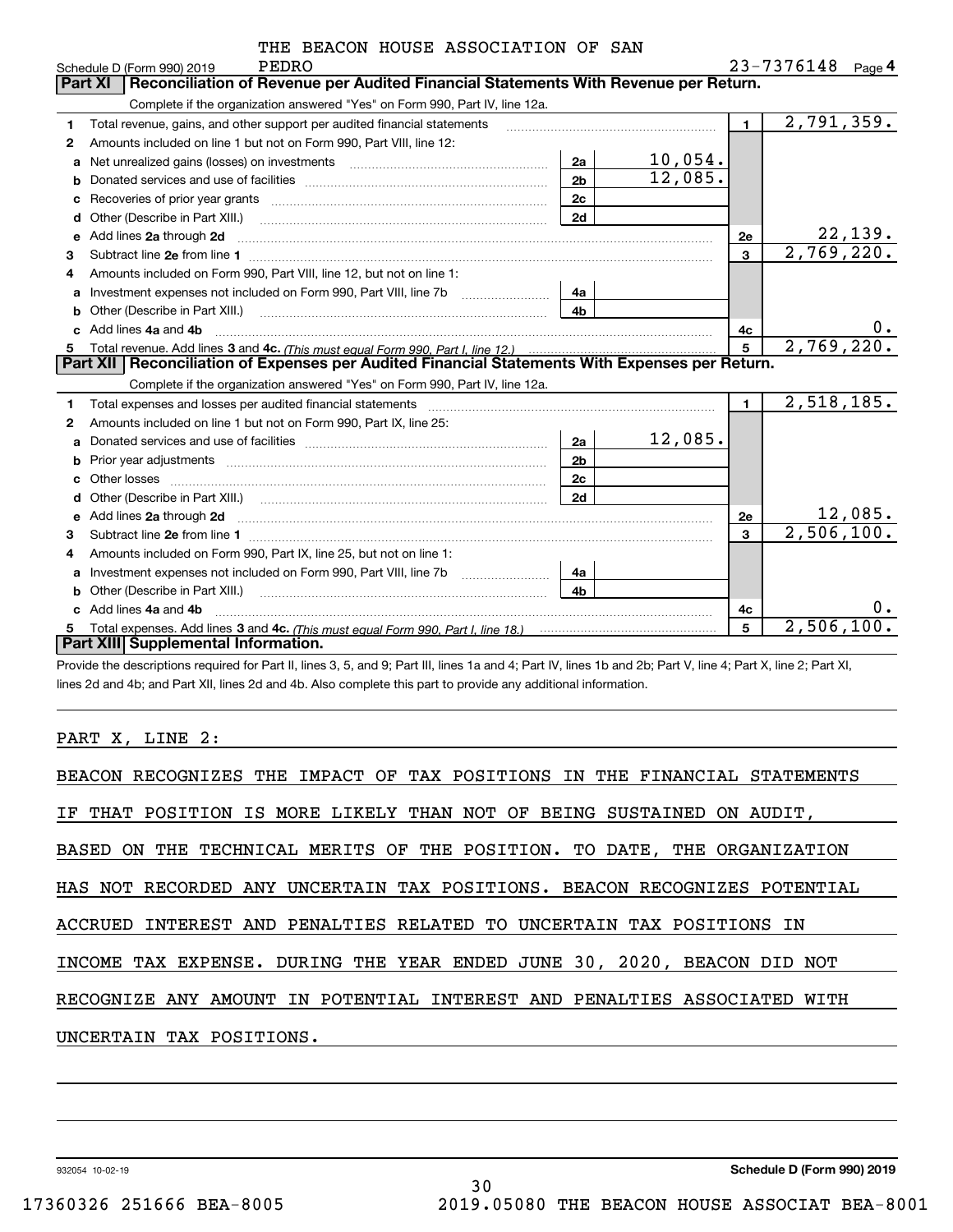Schedule D (Form 990) 2019 THE BEACON HOUSE ASSOCIATION OF SAN PEDRO 23-7376148 Page 4

## Part XI Reconciliation of Revenue per Audited Financial Statements With Revenue per Return.

Complete if the organization answered "Yes" on Form 990, Part IV, line 12a.

| | | | | | |
|---|---|---|---|---|---|
| 1 | Total revenue, gains, and other support per audited financial statements | | | 1 | 2,791,359. |
| 2 | Amounts included on line 1 but not on Form 990, Part VIII, line 12: | | | | |
| a | Net unrealized gains (losses) on investments | 2a | 10,054. | | |
| b | Donated services and use of facilities | 2b | 12,085. | | |
| c | Recoveries of prior year grants | 2c | | | |
| d | Other (Describe in Part XIII.) | 2d | | | |
| e | Add lines 2a through 2d | | | 2e | 22,139. |
| 3 | Subtract line 2e from line 1 | | | 3 | 2,769,220. |
| 4 | Amounts included on Form 990, Part VIII, line 12, but not on line 1: | | | | |
| a | Investment expenses not included on Form 990, Part VIII, line 7b | 4a | | | |
| b | Other (Describe in Part XIII.) | 4b | | | |
| c | Add lines 4a and 4b | | | 4c | 0. |
| 5 | Total revenue. Add lines 3 and 4c. *(This must equal Form 990, Part I, line 12.)* | | | 5 | 2,769,220. |

## Part XII Reconciliation of Expenses per Audited Financial Statements With Expenses per Return.

Complete if the organization answered "Yes" on Form 990, Part IV, line 12a.

| | | | | | |
|---|---|---|---|---|---|
| 1 | Total expenses and losses per audited financial statements | | | 1 | 2,518,185. |
| 2 | Amounts included on line 1 but not on Form 990, Part IX, line 25: | | | | |
| a | Donated services and use of facilities | 2a | 12,085. | | |
| b | Prior year adjustments | 2b | | | |
| c | Other losses | 2c | | | |
| d | Other (Describe in Part XIII.) | 2d | | | |
| e | Add lines 2a through 2d | | | 2e | 12,085. |
| 3 | Subtract line 2e from line 1 | | | 3 | 2,506,100. |
| 4 | Amounts included on Form 990, Part IX, line 25, but not on line 1: | | | | |
| a | Investment expenses not included on Form 990, Part VIII, line 7b | 4a | | | |
| b | Other (Describe in Part XIII.) | 4b | | | |
| c | Add lines 4a and 4b | | | 4c | 0. |
| 5 | Total expenses. Add lines 3 and 4c. *(This must equal Form 990, Part I, line 18.)* | | | 5 | 2,506,100. |

## Part XIII Supplemental Information.

Provide the descriptions required for Part II, lines 3, 5, and 9; Part III, lines 1a and 4; Part IV, lines 1b and 2b; Part V, line 4; Part X, line 2; Part XI, lines 2d and 4b; and Part XII, lines 2d and 4b. Also complete this part to provide any additional information.

PART X, LINE 2:

BEACON RECOGNIZES THE IMPACT OF TAX POSITIONS IN THE FINANCIAL STATEMENTS IF THAT POSITION IS MORE LIKELY THAN NOT OF BEING SUSTAINED ON AUDIT, BASED ON THE TECHNICAL MERITS OF THE POSITION. TO DATE, THE ORGANIZATION HAS NOT RECORDED ANY UNCERTAIN TAX POSITIONS. BEACON RECOGNIZES POTENTIAL ACCRUED INTEREST AND PENALTIES RELATED TO UNCERTAIN TAX POSITIONS IN INCOME TAX EXPENSE. DURING THE YEAR ENDED JUNE 30, 2020, BEACON DID NOT RECOGNIZE ANY AMOUNT IN POTENTIAL INTEREST AND PENALTIES ASSOCIATED WITH UNCERTAIN TAX POSITIONS.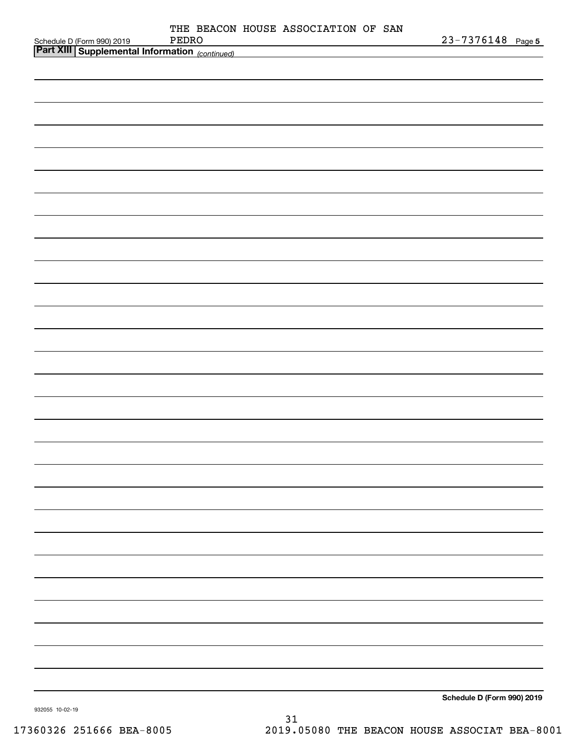Schedule D (Form 990) 2019 THE BEACON HOUSE ASSOCIATION OF SAN PEDRO 23-7376148 Page 5

**Part XIII Supplemental Information** *(continued)*

**Schedule D (Form 990) 2019**

932055 10-02-19

17360326 251666 BEA-8005 2019.05080 THE BEACON HOUSE ASSOCIAT BEA-8001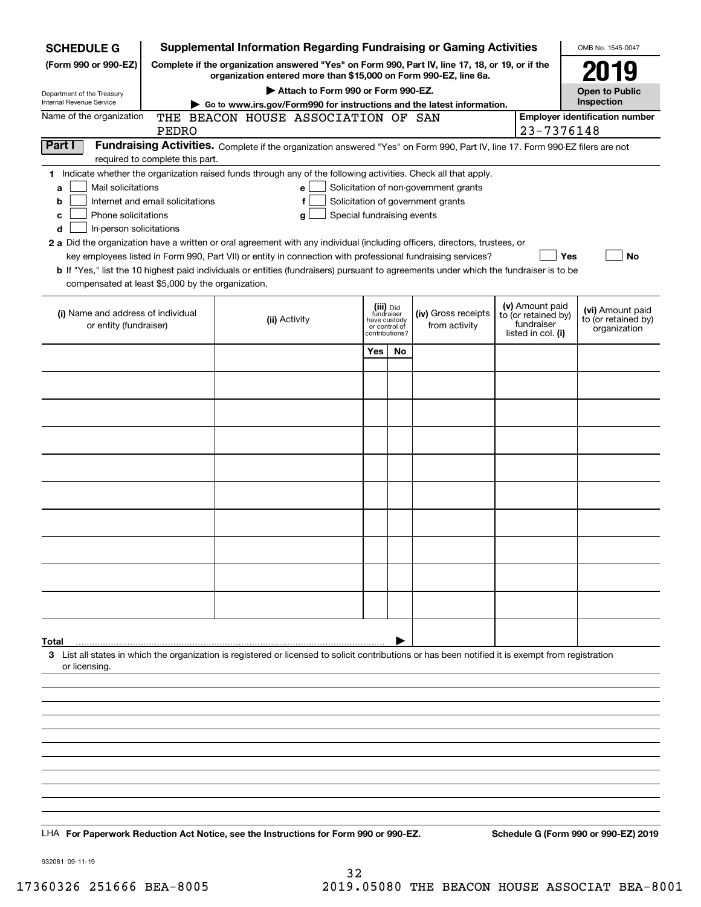**SCHEDULE G** (Form 990 or 990-EZ)

Department of the Treasury
Internal Revenue Service

# Supplemental Information Regarding Fundraising or Gaming Activities

**Complete if the organization answered "Yes" on Form 990, Part IV, line 17, 18, or 19, or if the organization entered more than $15,000 on Form 990-EZ, line 6a.**

**▶ Attach to Form 990 or Form 990-EZ.**

**▶ Go to www.irs.gov/Form990 for instructions and the latest information.**

OMB No. 1545-0047

**2019**

**Open to Public Inspection**

Name of the organization: THE BEACON HOUSE ASSOCIATION OF SAN PEDRO

**Employer identification number:** 23-7376148

## Part I Fundraising Activities.

Complete if the organization answered "Yes" on Form 990, Part IV, line 17. Form 990-EZ filers are not required to complete this part.

**1** Indicate whether the organization raised funds through any of the following activities. Check all that apply.

- **a** ☐ Mail solicitations
- **b** ☐ Internet and email solicitations
- **c** ☐ Phone solicitations
- **d** ☐ In-person solicitations
- **e** ☐ Solicitation of non-government grants
- **f** ☐ Solicitation of government grants
- **g** ☐ Special fundraising events

**2 a** Did the organization have a written or oral agreement with any individual (including officers, directors, trustees, or key employees listed in Form 990, Part VII) or entity in connection with professional fundraising services? ☐ **Yes** ☐ **No**

**b** If "Yes," list the 10 highest paid individuals or entities (fundraisers) pursuant to agreements under which the fundraiser is to be compensated at least $5,000 by the organization.

| (i) Name and address of individual or entity (fundraiser) | (ii) Activity | (iii) Did fundraiser have custody or control of contributions? Yes | No | (iv) Gross receipts from activity | (v) Amount paid to (or retained by) fundraiser listed in col. (i) | (vi) Amount paid to (or retained by) organization |
|---|---|---|---|---|---|---|
| | | | | | | |
| | | | | | | |
| | | | | | | |
| | | | | | | |
| | | | | | | |
| | | | | | | |
| | | | | | | |
| | | | | | | |
| | | | | | | |
| | | | | | | |
| **Total** ▶ | | | | | | |

**3** List all states in which the organization is registered or licensed to solicit contributions or has been notified it is exempt from registration or licensing.

LHA **For Paperwork Reduction Act Notice, see the Instructions for Form 990 or 990-EZ.** **Schedule G (Form 990 or 990-EZ) 2019**

932081 09-11-19

17360326 251666 BEA-8005 2019.05080 THE BEACON HOUSE ASSOCIAT BEA-8001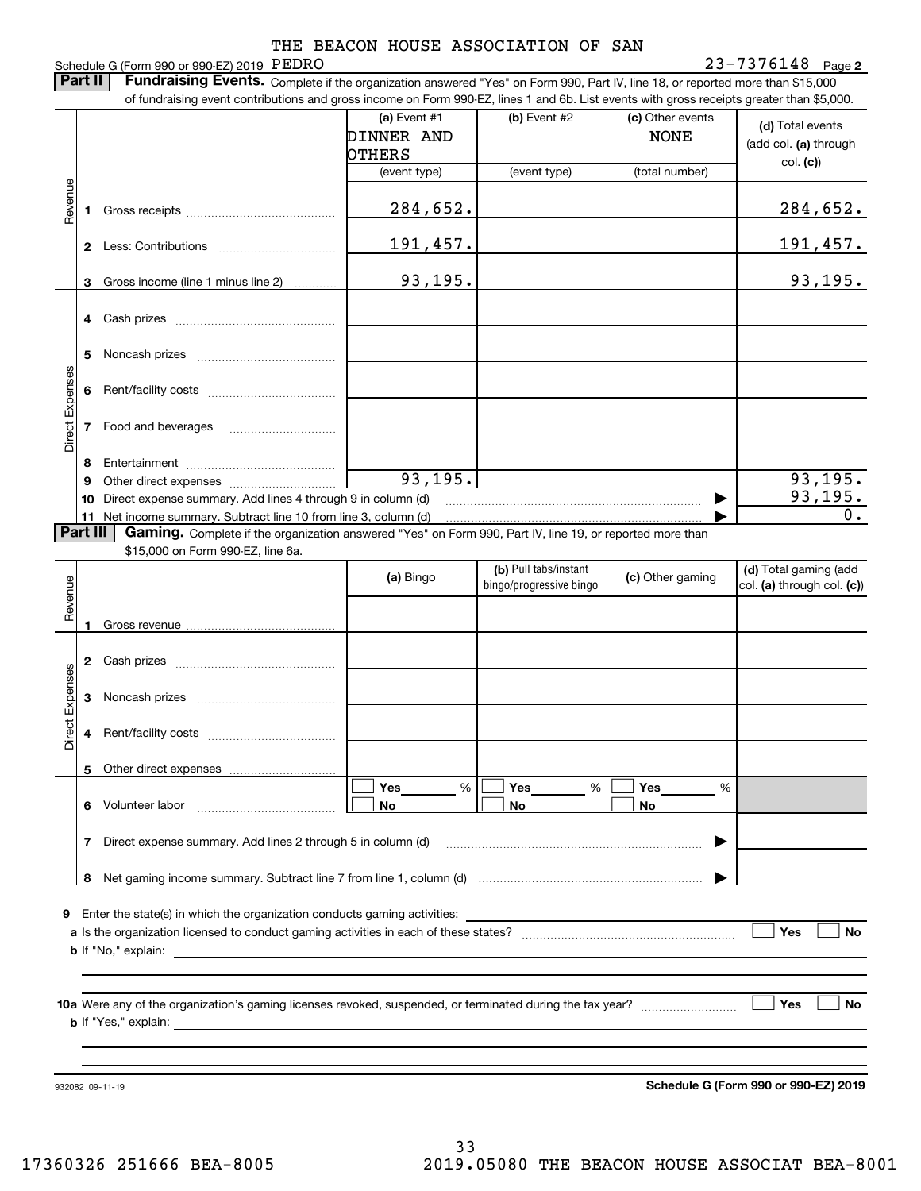THE BEACON HOUSE ASSOCIATION OF SAN PEDRO

Schedule G (Form 990 or 990-EZ) 2019 — 23-7376148 Page **2**

**Part II** **Fundraising Events.** Complete if the organization answered "Yes" on Form 990, Part IV, line 18, or reported more than $15,000 of fundraising event contributions and gross income on Form 990-EZ, lines 1 and 6b. List events with gross receipts greater than $5,000.

| | | (a) Event #1 DINNER AND OTHERS (event type) | (b) Event #2 (event type) | (c) Other events NONE (total number) | (d) Total events (add col. (a) through col. (c)) |
|---|---|---|---|---|---|
| Revenue | 1 Gross receipts | 284,652. | | | 284,652. |
| | 2 Less: Contributions | 191,457. | | | 191,457. |
| | 3 Gross income (line 1 minus line 2) | 93,195. | | | 93,195. |
| Direct Expenses | 4 Cash prizes | | | | |
| | 5 Noncash prizes | | | | |
| | 6 Rent/facility costs | | | | |
| | 7 Food and beverages | | | | |
| | 8 Entertainment | | | | |
| | 9 Other direct expenses | 93,195. | | | 93,195. |
| | 10 Direct expense summary. Add lines 4 through 9 in column (d) | | | ▶ | 93,195. |
| | 11 Net income summary. Subtract line 10 from line 3, column (d) | | | ▶ | 0. |

**Part III** **Gaming.** Complete if the organization answered "Yes" on Form 990, Part IV, line 19, or reported more than $15,000 on Form 990-EZ, line 6a.

| | | (a) Bingo | (b) Pull tabs/instant bingo/progressive bingo | (c) Other gaming | (d) Total gaming (add col. (a) through col. (c)) |
|---|---|---|---|---|---|
| Revenue | 1 Gross revenue | | | | |
| Direct Expenses | 2 Cash prizes | | | | |
| | 3 Noncash prizes | | | | |
| | 4 Rent/facility costs | | | | |
| | 5 Other direct expenses | | | | |
| | 6 Volunteer labor | ☐ Yes ___ % ☐ No | ☐ Yes ___ % ☐ No | ☐ Yes ___ % ☐ No | |
| | 7 Direct expense summary. Add lines 2 through 5 in column (d) | | | ▶ | |
| | 8 Net gaming income summary. Subtract line 7 from line 1, column (d) | | | ▶ | |

**9** Enter the state(s) in which the organization conducts gaming activities: ______

**a** Is the organization licensed to conduct gaming activities in each of these states? ☐ Yes ☐ No

**b** If "No," explain: ______

**10a** Were any of the organization's gaming licenses revoked, suspended, or terminated during the tax year? ☐ Yes ☐ No

**b** If "Yes," explain: ______

932082 09-11-19 **Schedule G (Form 990 or 990-EZ) 2019**

17360326 251666 BEA-8005 2019.05080 THE BEACON HOUSE ASSOCIAT BEA-8001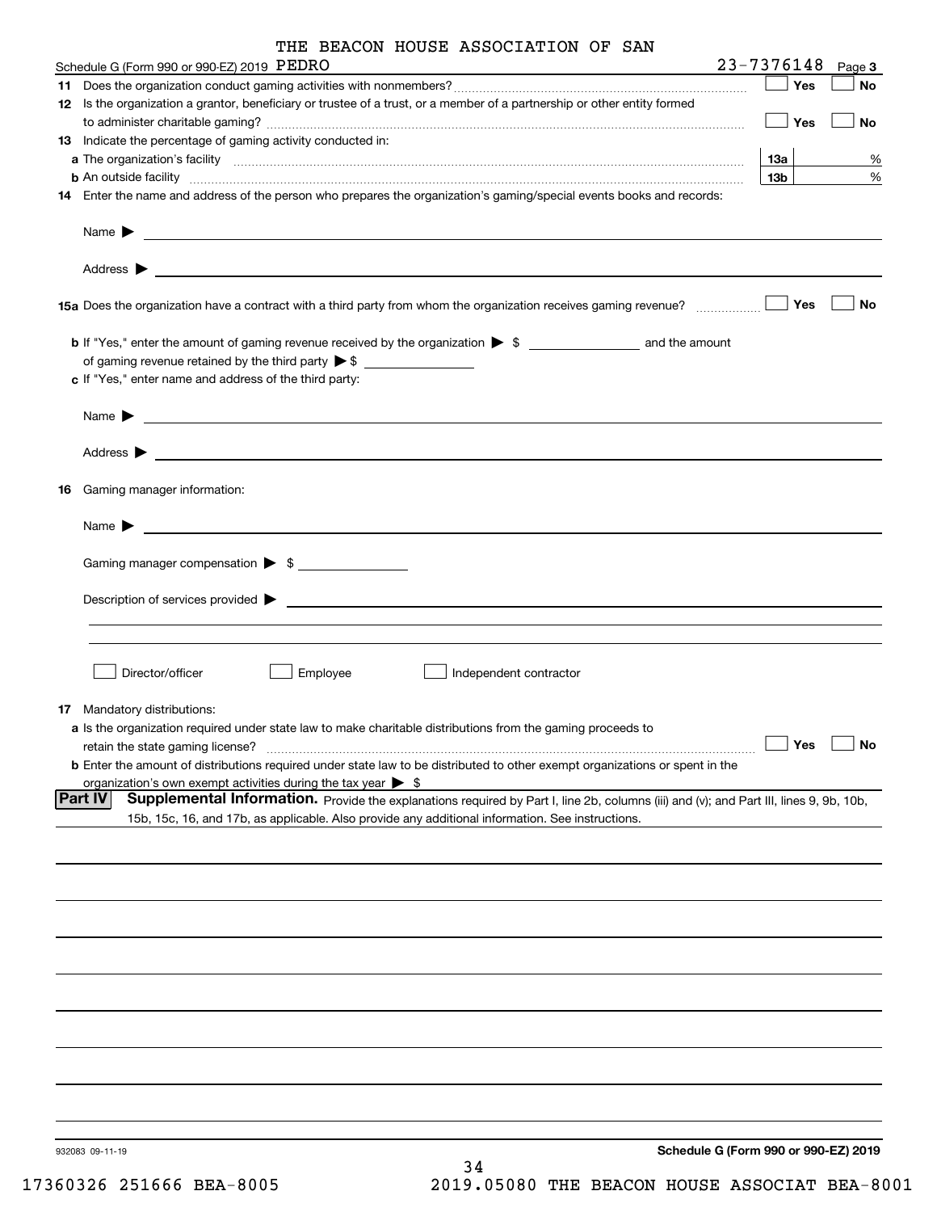THE BEACON HOUSE ASSOCIATION OF SAN PEDRO

Schedule G (Form 990 or 990-EZ) 2019 23-7376148 Page **3**

**11** Does the organization conduct gaming activities with nonmembers? ☐ Yes ☐ No

**12** Is the organization a grantor, beneficiary or trustee of a trust, or a member of a partnership or other entity formed to administer charitable gaming? ☐ Yes ☐ No

**13** Indicate the percentage of gaming activity conducted in:

**a** The organization's facility **13a** %

**b** An outside facility **13b** %

**14** Enter the name and address of the person who prepares the organization's gaming/special events books and records:

Name ▶

Address ▶

**15a** Does the organization have a contract with a third party from whom the organization receives gaming revenue? ☐ Yes ☐ No

**b** If "Yes," enter the amount of gaming revenue received by the organization ▶ $ ______ and the amount of gaming revenue retained by the third party ▶ $ ______

**c** If "Yes," enter name and address of the third party:

Name ▶

Address ▶

**16** Gaming manager information:

Name ▶

Gaming manager compensation ▶ $

Description of services provided ▶

☐ Director/officer ☐ Employee ☐ Independent contractor

**17** Mandatory distributions:

**a** Is the organization required under state law to make charitable distributions from the gaming proceeds to retain the state gaming license? ☐ Yes ☐ No

**b** Enter the amount of distributions required under state law to be distributed to other exempt organizations or spent in the organization's own exempt activities during the tax year ▶ $

**Part IV** **Supplemental Information.** Provide the explanations required by Part I, line 2b, columns (iii) and (v); and Part III, lines 9, 9b, 10b, 15b, 15c, 16, and 17b, as applicable. Also provide any additional information. See instructions.

932083 09-11-19 **Schedule G (Form 990 or 990-EZ) 2019**

17360326 251666 BEA-8005 2019.05080 THE BEACON HOUSE ASSOCIAT BEA-8001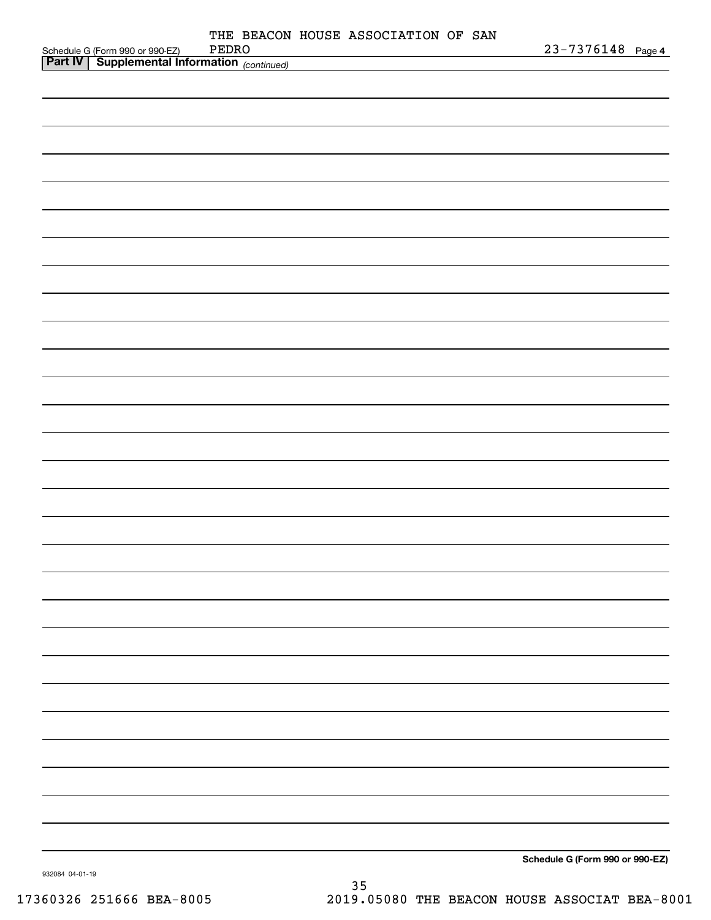Schedule G (Form 990 or 990-EZ) THE BEACON HOUSE ASSOCIATION OF SAN PEDRO 23-7376148 Page 4

**Part IV | Supplemental Information** *(continued)*

**Schedule G (Form 990 or 990-EZ)**

932084 04-01-19

17360326 251666 BEA-8005 2019.05080 THE BEACON HOUSE ASSOCIAT BEA-8001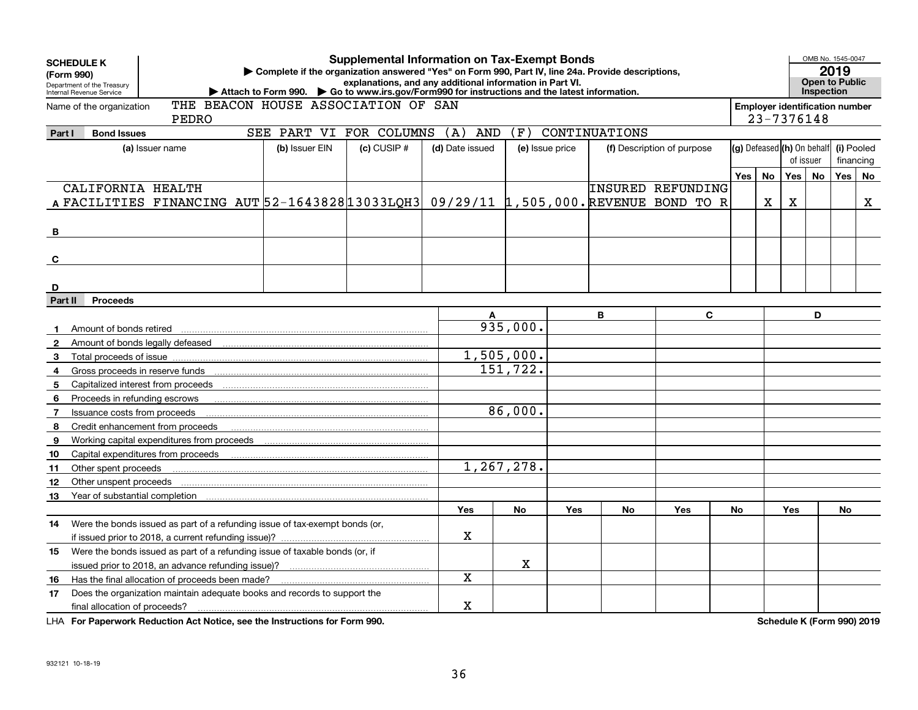**SCHEDULE K (Form 990)**

Department of the Treasury
Internal Revenue Service

# Supplemental Information on Tax-Exempt Bonds

▶ Complete if the organization answered "Yes" on Form 990, Part IV, line 24a. Provide descriptions, explanations, and any additional information in Part VI.

▶ Attach to Form 990. ▶ Go to www.irs.gov/Form990 for instructions and the latest information.

OMB No. 1545-0047

**2019**

**Open to Public Inspection**

Name of the organization: THE BEACON HOUSE ASSOCIATION OF SAN PEDRO

Employer identification number: 23-7376148

**Part I Bond Issues** SEE PART VI FOR COLUMNS (A) AND (F) CONTINUATIONS

| | (a) Issuer name | (b) Issuer EIN | (c) CUSIP # | (d) Date issued | (e) Issue price | (f) Description of purpose | (g) Defeased Yes | (g) Defeased No | (h) On behalf of issuer Yes | (h) On behalf of issuer No | (i) Pooled financing Yes | (i) Pooled financing No |
|---|---|---|---|---|---|---|---|---|---|---|---|---|
| A | CALIFORNIA HEALTH FACILITIES FINANCING AUT | 52-1643828 | 13033LQH3 | 09/29/11 | 1,505,000. | INSURED REFUNDING REVENUE BOND TO R | | X | X | | | X |
| B | | | | | | | | | | | | |
| C | | | | | | | | | | | | |
| D | | | | | | | | | | | | |

**Part II Proceeds**

| | | A | B | C | D |
|---|---|---|---|---|---|
| 1 | Amount of bonds retired | 935,000. | | | |
| 2 | Amount of bonds legally defeased | | | | |
| 3 | Total proceeds of issue | 1,505,000. | | | |
| 4 | Gross proceeds in reserve funds | 151,722. | | | |
| 5 | Capitalized interest from proceeds | | | | |
| 6 | Proceeds in refunding escrows | | | | |
| 7 | Issuance costs from proceeds | 86,000. | | | |
| 8 | Credit enhancement from proceeds | | | | |
| 9 | Working capital expenditures from proceeds | | | | |
| 10 | Capital expenditures from proceeds | | | | |
| 11 | Other spent proceeds | 1,267,278. | | | |
| 12 | Other unspent proceeds | | | | |
| 13 | Year of substantial completion | | | | |

| | | A Yes | A No | B Yes | B No | C Yes | C No | D Yes | D No |
|---|---|---|---|---|---|---|---|---|---|
| 14 | Were the bonds issued as part of a refunding issue of tax-exempt bonds (or, if issued prior to 2018, a current refunding issue)? | X | | | | | | | |
| 15 | Were the bonds issued as part of a refunding issue of taxable bonds (or, if issued prior to 2018, an advance refunding issue)? | | X | | | | | | |
| 16 | Has the final allocation of proceeds been made? | X | | | | | | | |
| 17 | Does the organization maintain adequate books and records to support the final allocation of proceeds? | X | | | | | | | |

LHA **For Paperwork Reduction Act Notice, see the Instructions for Form 990.** **Schedule K (Form 990) 2019**

932121 10-18-19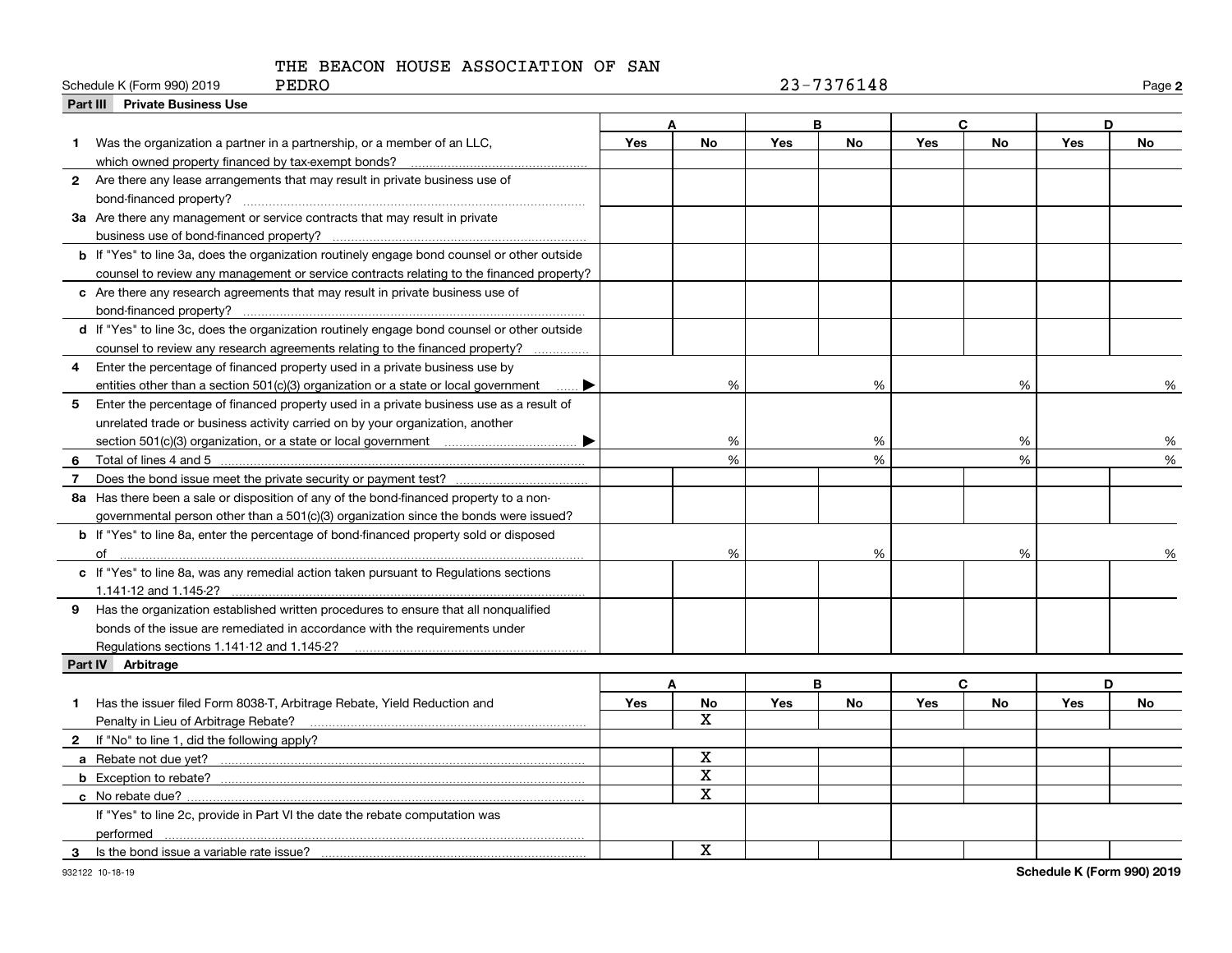THE BEACON HOUSE ASSOCIATION OF SAN PEDRO

Schedule K (Form 990) 2019 23-7376148 Page **2**

## Part III Private Business Use

| | A | | B | | C | | D | |
|---|---|---|---|---|---|---|---|---|
| | Yes | No | Yes | No | Yes | No | Yes | No |
| **1** Was the organization a partner in a partnership, or a member of an LLC, which owned property financed by tax-exempt bonds? | | | | | | | | |
| **2** Are there any lease arrangements that may result in private business use of bond-financed property? | | | | | | | | |
| **3a** Are there any management or service contracts that may result in private business use of bond-financed property? | | | | | | | | |
| **b** If "Yes" to line 3a, does the organization routinely engage bond counsel or other outside counsel to review any management or service contracts relating to the financed property? | | | | | | | | |
| **c** Are there any research agreements that may result in private business use of bond-financed property? | | | | | | | | |
| **d** If "Yes" to line 3c, does the organization routinely engage bond counsel or other outside counsel to review any research agreements relating to the financed property? | | | | | | | | |
| **4** Enter the percentage of financed property used in a private business use by entities other than a section 501(c)(3) organization or a state or local government ▶ | | % | | % | | % | | % |
| **5** Enter the percentage of financed property used in a private business use as a result of unrelated trade or business activity carried on by your organization, another section 501(c)(3) organization, or a state or local government ▶ | | % | | % | | % | | % |
| **6** Total of lines 4 and 5 | | % | | % | | % | | % |
| **7** Does the bond issue meet the private security or payment test? | | | | | | | | |
| **8a** Has there been a sale or disposition of any of the bond-financed property to a non-governmental person other than a 501(c)(3) organization since the bonds were issued? | | | | | | | | |
| **b** If "Yes" to line 8a, enter the percentage of bond-financed property sold or disposed of | | % | | % | | % | | % |
| **c** If "Yes" to line 8a, was any remedial action taken pursuant to Regulations sections 1.141-12 and 1.145-2? | | | | | | | | |
| **9** Has the organization established written procedures to ensure that all nonqualified bonds of the issue are remediated in accordance with the requirements under Regulations sections 1.141-12 and 1.145-2? | | | | | | | | |

## Part IV Arbitrage

| | A | | B | | C | | D | |
|---|---|---|---|---|---|---|---|---|
| | Yes | No | Yes | No | Yes | No | Yes | No |
| **1** Has the issuer filed Form 8038-T, Arbitrage Rebate, Yield Reduction and Penalty in Lieu of Arbitrage Rebate? | | X | | | | | | |
| **2** If "No" to line 1, did the following apply? | | | | | | | | |
| **a** Rebate not due yet? | | X | | | | | | |
| **b** Exception to rebate? | | X | | | | | | |
| **c** No rebate due? | | X | | | | | | |
| If "Yes" to line 2c, provide in Part VI the date the rebate computation was performed | | | | | | | | |
| **3** Is the bond issue a variable rate issue? | | X | | | | | | |

932122 10-18-19 **Schedule K (Form 990) 2019**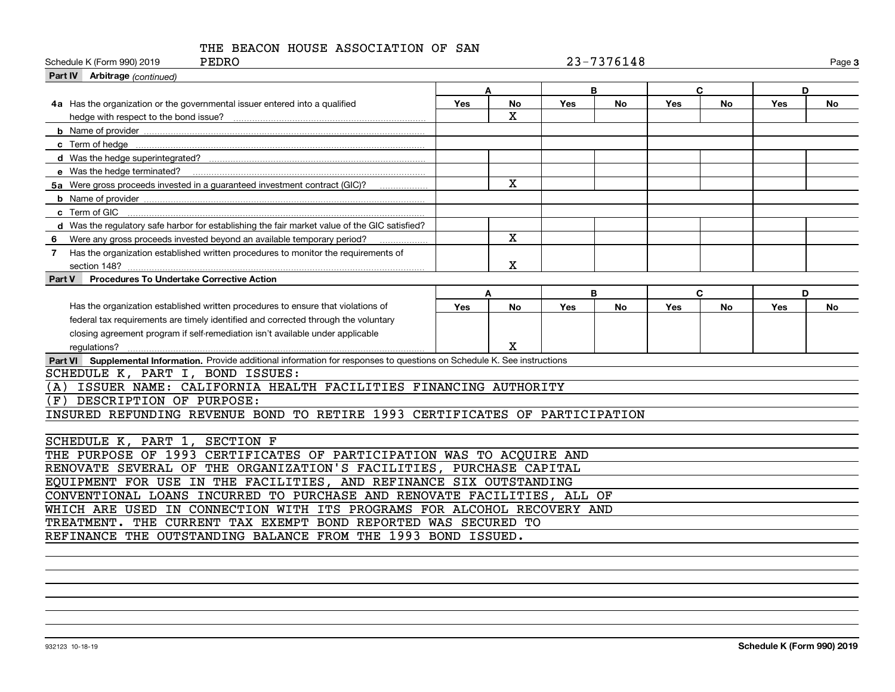THE BEACON HOUSE ASSOCIATION OF SAN PEDRO

Schedule K (Form 990) 2019 — 23-7376148

**Part IV Arbitrage** *(continued)*

| | A | | B | | C | | D | |
|---|---|---|---|---|---|---|---|---|
| | Yes | No | Yes | No | Yes | No | Yes | No |
| **4a** Has the organization or the governmental issuer entered into a qualified hedge with respect to the bond issue? | | X | | | | | | |
| **b** Name of provider | | | | | | | | |
| **c** Term of hedge | | | | | | | | |
| **d** Was the hedge superintegrated? | | | | | | | | |
| **e** Was the hedge terminated? | | | | | | | | |
| **5a** Were gross proceeds invested in a guaranteed investment contract (GIC)? | | X | | | | | | |
| **b** Name of provider | | | | | | | | |
| **c** Term of GIC | | | | | | | | |
| **d** Was the regulatory safe harbor for establishing the fair market value of the GIC satisfied? | | | | | | | | |
| **6** Were any gross proceeds invested beyond an available temporary period? | | X | | | | | | |
| **7** Has the organization established written procedures to monitor the requirements of section 148? | | X | | | | | | |

**Part V Procedures To Undertake Corrective Action**

| | A | | B | | C | | D | |
|---|---|---|---|---|---|---|---|---|
| | Yes | No | Yes | No | Yes | No | Yes | No |
| Has the organization established written procedures to ensure that violations of federal tax requirements are timely identified and corrected through the voluntary closing agreement program if self-remediation isn't available under applicable regulations? | | X | | | | | | |

**Part VI Supplemental Information.** Provide additional information for responses to questions on Schedule K. See instructions

SCHEDULE K, PART I, BOND ISSUES:
(A) ISSUER NAME: CALIFORNIA HEALTH FACILITIES FINANCING AUTHORITY
(F) DESCRIPTION OF PURPOSE:
INSURED REFUNDING REVENUE BOND TO RETIRE 1993 CERTIFICATES OF PARTICIPATION

SCHEDULE K, PART 1, SECTION F
THE PURPOSE OF 1993 CERTIFICATES OF PARTICIPATION WAS TO ACQUIRE AND RENOVATE SEVERAL OF THE ORGANIZATION'S FACILITIES, PURCHASE CAPITAL EQUIPMENT FOR USE IN THE FACILITIES, AND REFINANCE SIX OUTSTANDING CONVENTIONAL LOANS INCURRED TO PURCHASE AND RENOVATE FACILITIES, ALL OF WHICH ARE USED IN CONNECTION WITH ITS PROGRAMS FOR ALCOHOL RECOVERY AND TREATMENT. THE CURRENT TAX EXEMPT BOND REPORTED WAS SECURED TO REFINANCE THE OUTSTANDING BALANCE FROM THE 1993 BOND ISSUED.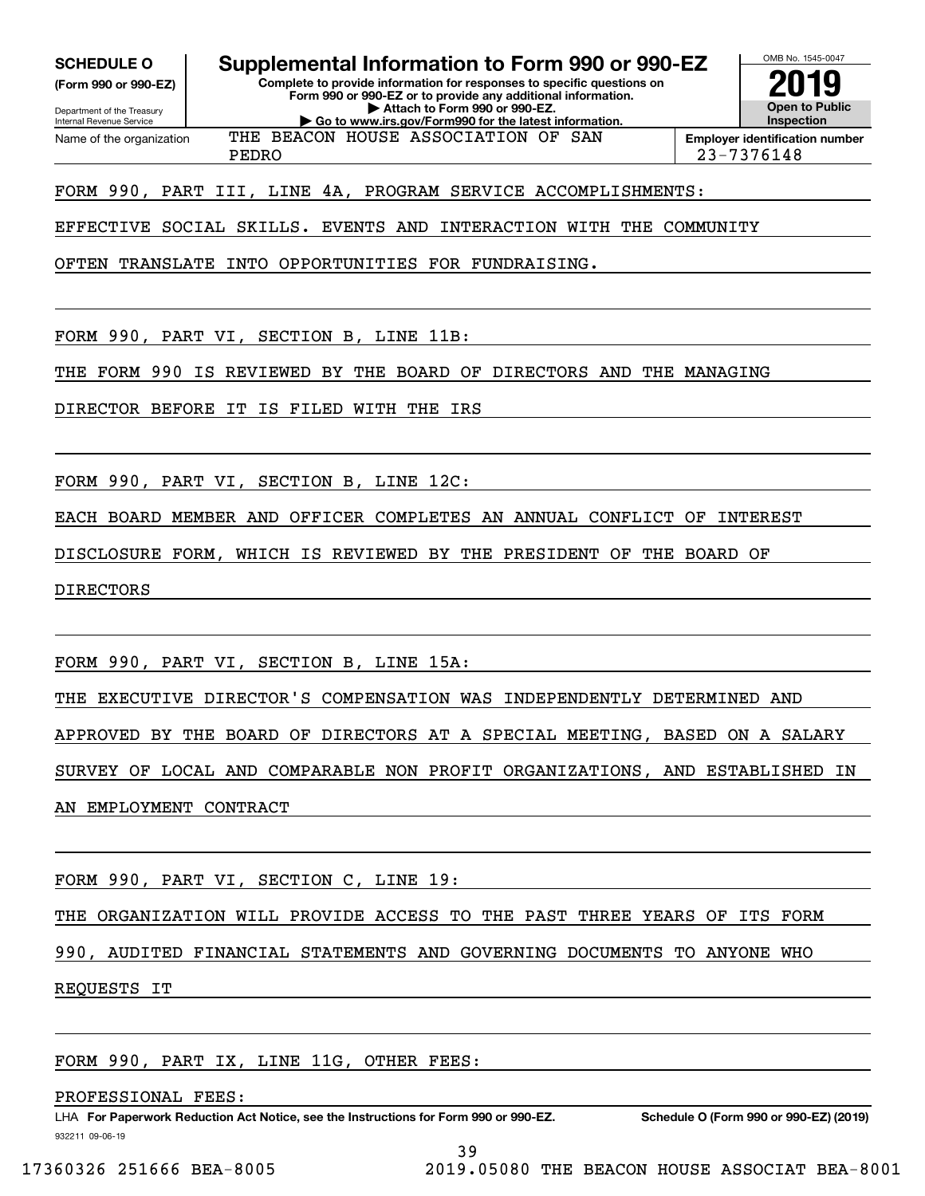**SCHEDULE O**
**(Form 990 or 990-EZ)**
Department of the Treasury
Internal Revenue Service

# Supplemental Information to Form 990 or 990-EZ

**Complete to provide information for responses to specific questions on Form 990 or 990-EZ or to provide any additional information.**
**▶ Attach to Form 990 or 990-EZ.**
**▶ Go to www.irs.gov/Form990 for the latest information.**

OMB No. 1545-0047
**2019**
**Open to Public Inspection**

| Name of the organization | Employer identification number |
|---|---|
| THE BEACON HOUSE ASSOCIATION OF SAN PEDRO | 23-7376148 |

FORM 990, PART III, LINE 4A, PROGRAM SERVICE ACCOMPLISHMENTS:

EFFECTIVE SOCIAL SKILLS. EVENTS AND INTERACTION WITH THE COMMUNITY OFTEN TRANSLATE INTO OPPORTUNITIES FOR FUNDRAISING.

FORM 990, PART VI, SECTION B, LINE 11B:

THE FORM 990 IS REVIEWED BY THE BOARD OF DIRECTORS AND THE MANAGING DIRECTOR BEFORE IT IS FILED WITH THE IRS

FORM 990, PART VI, SECTION B, LINE 12C:

EACH BOARD MEMBER AND OFFICER COMPLETES AN ANNUAL CONFLICT OF INTEREST DISCLOSURE FORM, WHICH IS REVIEWED BY THE PRESIDENT OF THE BOARD OF DIRECTORS

FORM 990, PART VI, SECTION B, LINE 15A:

THE EXECUTIVE DIRECTOR'S COMPENSATION WAS INDEPENDENTLY DETERMINED AND APPROVED BY THE BOARD OF DIRECTORS AT A SPECIAL MEETING, BASED ON A SALARY SURVEY OF LOCAL AND COMPARABLE NON PROFIT ORGANIZATIONS, AND ESTABLISHED IN AN EMPLOYMENT CONTRACT

FORM 990, PART VI, SECTION C, LINE 19:

THE ORGANIZATION WILL PROVIDE ACCESS TO THE PAST THREE YEARS OF ITS FORM 990, AUDITED FINANCIAL STATEMENTS AND GOVERNING DOCUMENTS TO ANYONE WHO REQUESTS IT

FORM 990, PART IX, LINE 11G, OTHER FEES:

PROFESSIONAL FEES:

LHA **For Paperwork Reduction Act Notice, see the Instructions for Form 990 or 990-EZ.** **Schedule O (Form 990 or 990-EZ) (2019)**
932211 09-06-19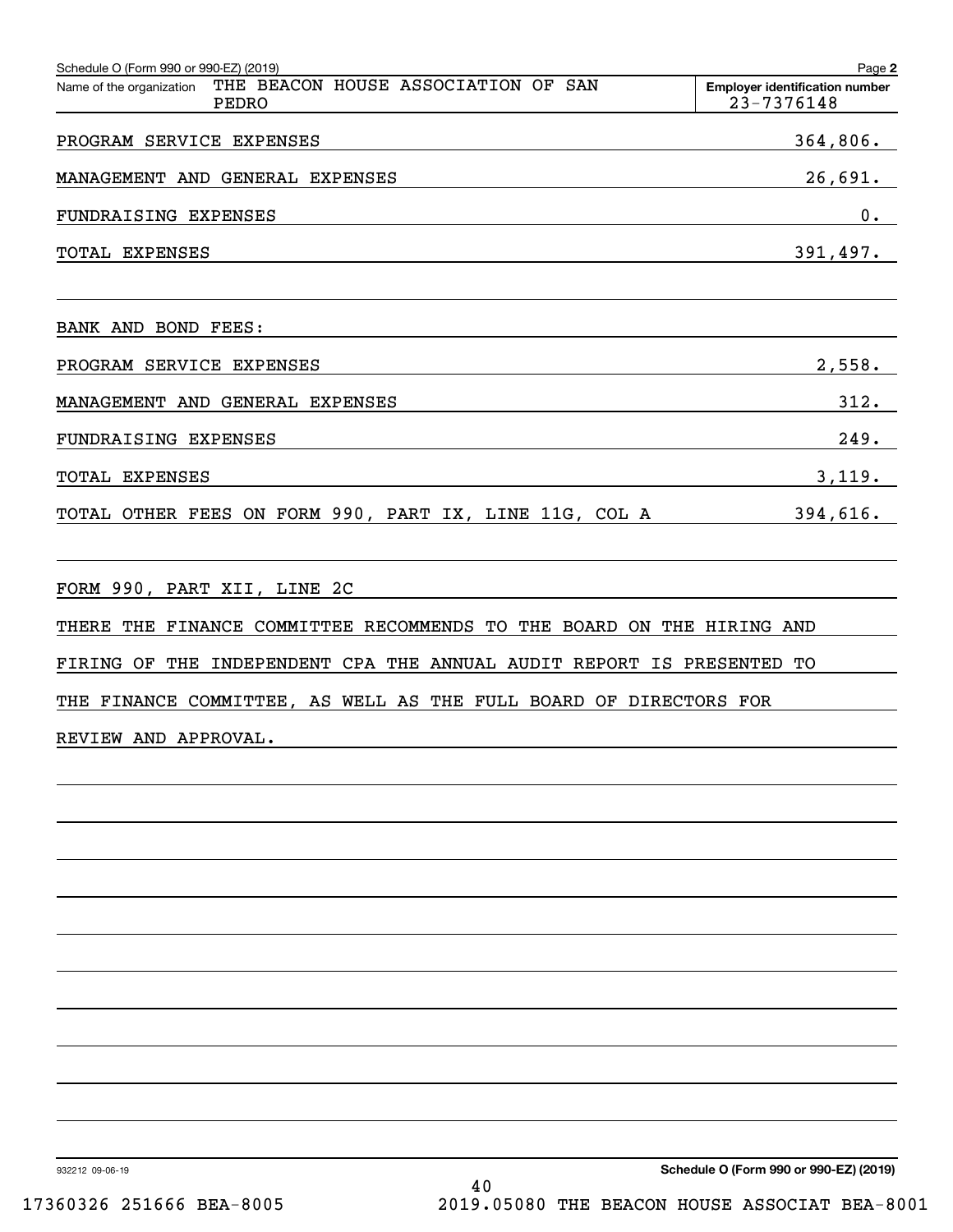Schedule O (Form 990 or 990-EZ) (2019)

Name of the organization: THE BEACON HOUSE ASSOCIATION OF SAN PEDRO

Employer identification number: 23-7376148

| | |
|---|---|
| PROGRAM SERVICE EXPENSES | 364,806. |
| MANAGEMENT AND GENERAL EXPENSES | 26,691. |
| FUNDRAISING EXPENSES | 0. |
| TOTAL EXPENSES | 391,497. |

BANK AND BOND FEES:

| | |
|---|---|
| PROGRAM SERVICE EXPENSES | 2,558. |
| MANAGEMENT AND GENERAL EXPENSES | 312. |
| FUNDRAISING EXPENSES | 249. |
| TOTAL EXPENSES | 3,119. |
| TOTAL OTHER FEES ON FORM 990, PART IX, LINE 11G, COL A | 394,616. |

FORM 990, PART XII, LINE 2C

THERE THE FINANCE COMMITTEE RECOMMENDS TO THE BOARD ON THE HIRING AND FIRING OF THE INDEPENDENT CPA THE ANNUAL AUDIT REPORT IS PRESENTED TO THE FINANCE COMMITTEE, AS WELL AS THE FULL BOARD OF DIRECTORS FOR REVIEW AND APPROVAL.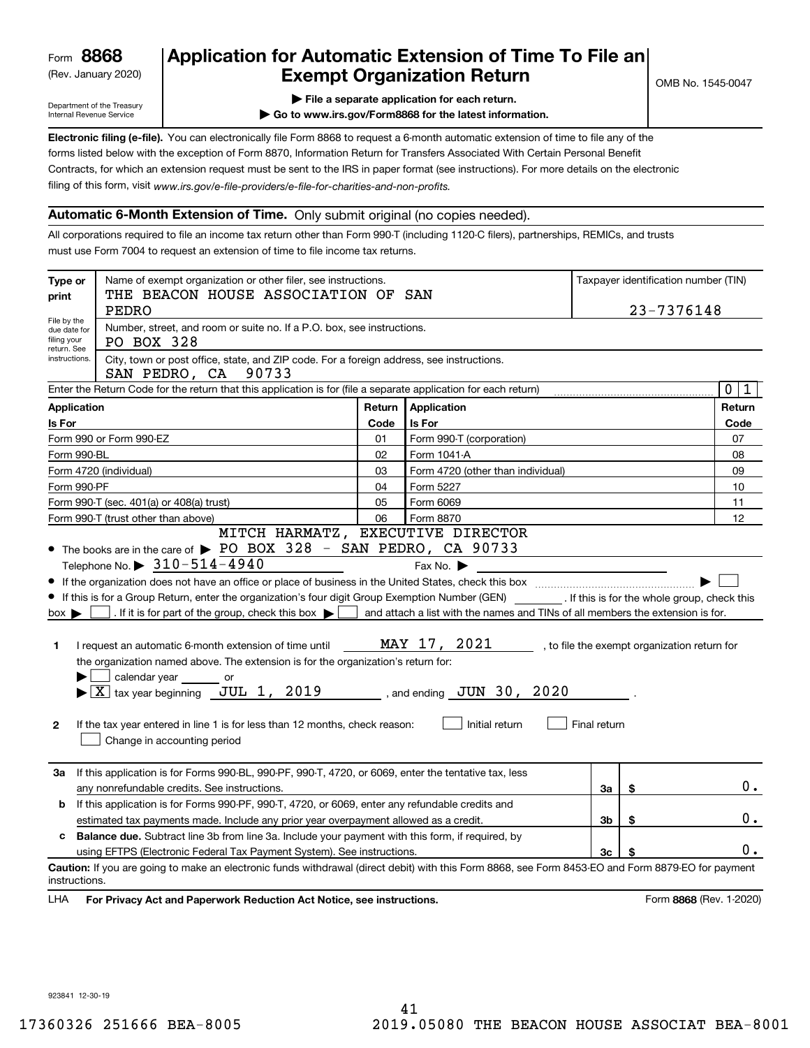Form **8868**
(Rev. January 2020)
Department of the Treasury
Internal Revenue Service

# Application for Automatic Extension of Time To File an Exempt Organization Return

OMB No. 1545-0047

▶ File a separate application for each return.
▶ Go to www.irs.gov/Form8868 for the latest information.

**Electronic filing (e-file).** You can electronically file Form 8868 to request a 6-month automatic extension of time to file any of the forms listed below with the exception of Form 8870, Information Return for Transfers Associated With Certain Personal Benefit Contracts, for which an extension request must be sent to the IRS in paper format (see instructions). For more details on the electronic filing of this form, visit *www.irs.gov/e-file-providers/e-file-for-charities-and-non-profits.*

## Automatic 6-Month Extension of Time. Only submit original (no copies needed).

All corporations required to file an income tax return other than Form 990-T (including 1120-C filers), partnerships, REMICs, and trusts must use Form 7004 to request an extension of time to file income tax returns.

| | | |
|---|---|---|
| **Type or print** | Name of exempt organization or other filer, see instructions. THE BEACON HOUSE ASSOCIATION OF SAN PEDRO | Taxpayer identification number (TIN) 23-7376148 |
| File by the due date for filing your return. See instructions. | Number, street, and room or suite no. If a P.O. box, see instructions. PO BOX 328 | |
| | City, town or post office, state, and ZIP code. For a foreign address, see instructions. SAN PEDRO, CA 90733 | |

Enter the Return Code for the return that this application is for (file a separate application for each return) ..... 01

| Application Is For | Return Code | Application Is For | Return Code |
|---|---|---|---|
| Form 990 or Form 990-EZ | 01 | Form 990-T (corporation) | 07 |
| Form 990-BL | 02 | Form 1041-A | 08 |
| Form 4720 (individual) | 03 | Form 4720 (other than individual) | 09 |
| Form 990-PF | 04 | Form 5227 | 10 |
| Form 990-T (sec. 401(a) or 408(a) trust) | 05 | Form 6069 | 11 |
| Form 990-T (trust other than above) | 06 | Form 8870 | 12 |

- The books are in the care of ▶ MITCH HARMATZ, EXECUTIVE DIRECTOR PO BOX 328 - SAN PEDRO, CA 90733
  Telephone No. ▶ 310-514-4940 Fax No. ▶
- If the organization does not have an office or place of business in the United States, check this box ..... ▶ ☐
- If this is for a Group Return, enter the organization's four digit Group Exemption Number (GEN) ______ . If this is for the whole group, check this box ▶ ☐ . If it is for part of the group, check this box ▶ ☐ and attach a list with the names and TINs of all members the extension is for.

**1** I request an automatic 6-month extension of time until MAY 17, 2021 , to file the exempt organization return for the organization named above. The extension is for the organization's return for:
▶ ☐ calendar year ______ or
▶ ☒ tax year beginning JUL 1, 2019 , and ending JUN 30, 2020 .

**2** If the tax year entered in line 1 is for less than 12 months, check reason: ☐ Initial return ☐ Final return
☐ Change in accounting period

| | | | |
|---|---|---|---|
| **3a** | If this application is for Forms 990-BL, 990-PF, 990-T, 4720, or 6069, enter the tentative tax, less any nonrefundable credits. See instructions. | 3a | $ 0. |
| **b** | If this application is for Forms 990-PF, 990-T, 4720, or 6069, enter any refundable credits and estimated tax payments made. Include any prior year overpayment allowed as a credit. | 3b | $ 0. |
| **c** | **Balance due.** Subtract line 3b from line 3a. Include your payment with this form, if required, by using EFTPS (Electronic Federal Tax Payment System). See instructions. | 3c | $ 0. |

**Caution:** If you are going to make an electronic funds withdrawal (direct debit) with this Form 8868, see Form 8453-EO and Form 8879-EO for payment instructions.

LHA **For Privacy Act and Paperwork Reduction Act Notice, see instructions.** Form **8868** (Rev. 1-2020)

923841 12-30-19

17360326 251666 BEA-8005 2019.05080 THE BEACON HOUSE ASSOCIAT BEA-8001